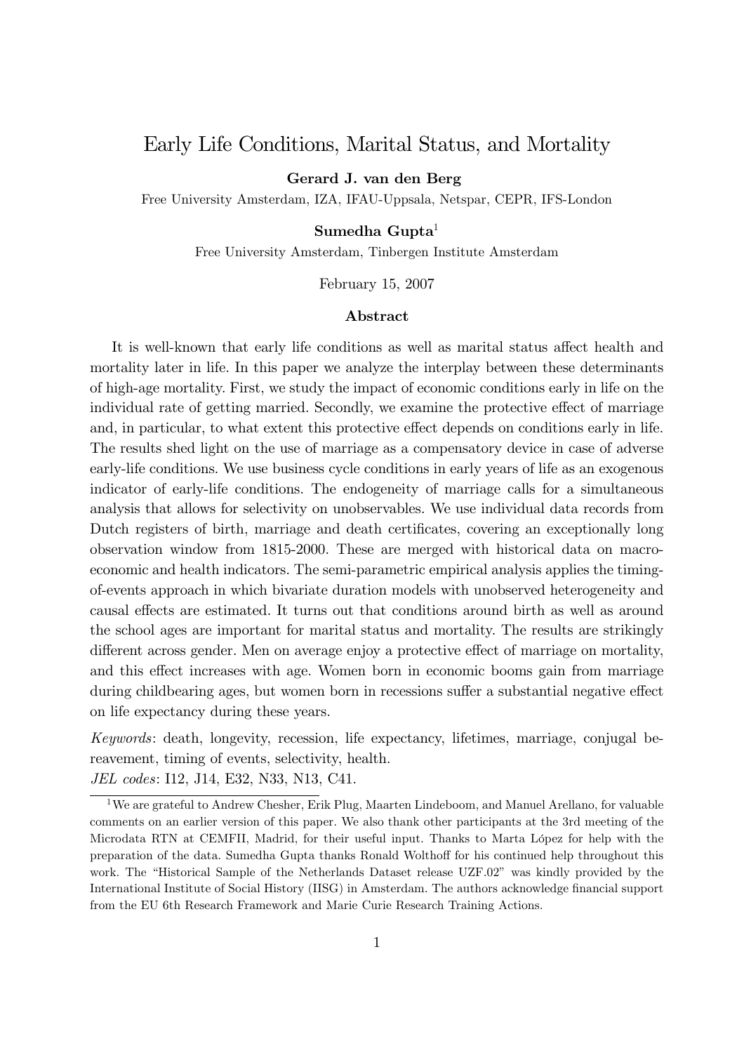# Early Life Conditions, Marital Status, and Mortality

**Gerard J. van den Berg**

Free University Amsterdam, IZA, IFAU-Uppsala, Netspar, CEPR, IFS-London

**Sumedha Gupta**[1]

Free University Amsterdam, Tinbergen Institute Amsterdam

February 15, 2007

### Abstract

It is well-known that early life conditions as well as marital status affect health and mortality later in life. In this paper we analyze the interplay between these determinants of high-age mortality. First, we study the impact of economic conditions early in life on the individual rate of getting married. Secondly, we examine the protective effect of marriage and, in particular, to what extent this protective effect depends on conditions early in life. The results shed light on the use of marriage as a compensatory device in case of adverse early-life conditions. We use business cycle conditions in early years of life as an exogenous indicator of early-life conditions. The endogeneity of marriage calls for a simultaneous analysis that allows for selectivity on unobservables. We use individual data records from Dutch registers of birth, marriage and death certificates, covering an exceptionally long observation window from 1815-2000. These are merged with historical data on macro-economic and health indicators. The semi-parametric empirical analysis applies the timing-of-events approach in which bivariate duration models with unobserved heterogeneity and causal effects are estimated. It turns out that conditions around birth as well as around the school ages are important for marital status and mortality. The results are strikingly different across gender. Men on average enjoy a protective effect of marriage on mortality, and this effect increases with age. Women born in economic booms gain from marriage during childbearing ages, but women born in recessions suffer a substantial negative effect on life expectancy during these years.

*Keywords*: death, longevity, recession, life expectancy, lifetimes, marriage, conjugal bereavement, timing of events, selectivity, health.

*JEL codes*: I12, J14, E32, N33, N13, C41.

---

[1] We are grateful to Andrew Chesher, Erik Plug, Maarten Lindeboom, and Manuel Arellano, for valuable comments on an earlier version of this paper. We also thank other participants at the 3rd meeting of the Microdata RTN at CEMFII, Madrid, for their useful input. Thanks to Marta López for help with the preparation of the data. Sumedha Gupta thanks Ronald Wolthoff for his continued help throughout this work. The "Historical Sample of the Netherlands Dataset release UZF.02" was kindly provided by the International Institute of Social History (IISG) in Amsterdam. The authors acknowledge financial support from the EU 6th Research Framework and Marie Curie Research Training Actions.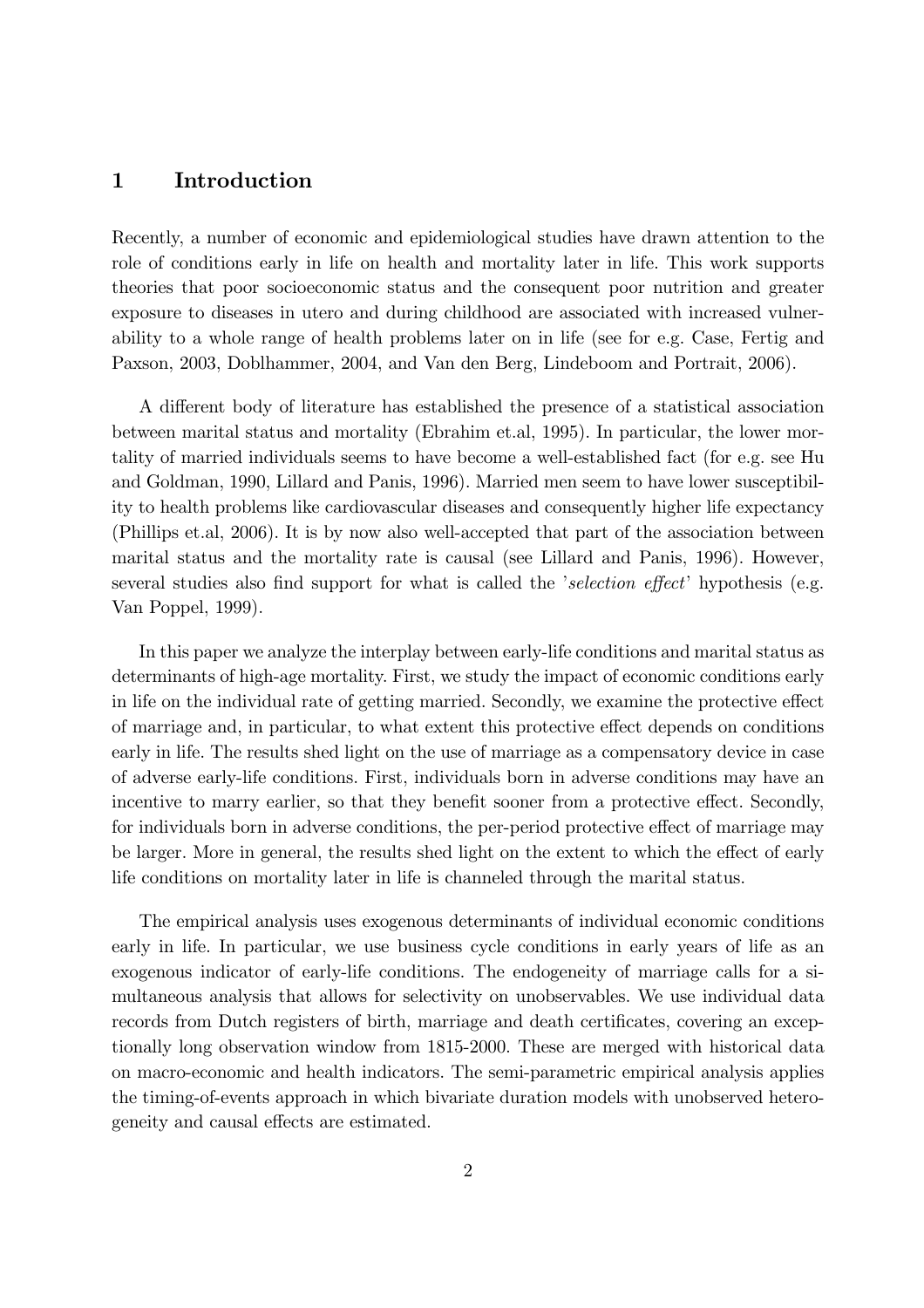# 1 Introduction

Recently, a number of economic and epidemiological studies have drawn attention to the role of conditions early in life on health and mortality later in life. This work supports theories that poor socioeconomic status and the consequent poor nutrition and greater exposure to diseases in utero and during childhood are associated with increased vulnerability to a whole range of health problems later on in life (see for e.g. Case, Fertig and Paxson, 2003, Doblhammer, 2004, and Van den Berg, Lindeboom and Portrait, 2006).

A different body of literature has established the presence of a statistical association between marital status and mortality (Ebrahim et.al, 1995). In particular, the lower mortality of married individuals seems to have become a well-established fact (for e.g. see Hu and Goldman, 1990, Lillard and Panis, 1996). Married men seem to have lower susceptibility to health problems like cardiovascular diseases and consequently higher life expectancy (Phillips et.al, 2006). It is by now also well-accepted that part of the association between marital status and the mortality rate is causal (see Lillard and Panis, 1996). However, several studies also find support for what is called the '*selection effect*' hypothesis (e.g. Van Poppel, 1999).

In this paper we analyze the interplay between early-life conditions and marital status as determinants of high-age mortality. First, we study the impact of economic conditions early in life on the individual rate of getting married. Secondly, we examine the protective effect of marriage and, in particular, to what extent this protective effect depends on conditions early in life. The results shed light on the use of marriage as a compensatory device in case of adverse early-life conditions. First, individuals born in adverse conditions may have an incentive to marry earlier, so that they benefit sooner from a protective effect. Secondly, for individuals born in adverse conditions, the per-period protective effect of marriage may be larger. More in general, the results shed light on the extent to which the effect of early life conditions on mortality later in life is channeled through the marital status.

The empirical analysis uses exogenous determinants of individual economic conditions early in life. In particular, we use business cycle conditions in early years of life as an exogenous indicator of early-life conditions. The endogeneity of marriage calls for a simultaneous analysis that allows for selectivity on unobservables. We use individual data records from Dutch registers of birth, marriage and death certificates, covering an exceptionally long observation window from 1815-2000. These are merged with historical data on macro-economic and health indicators. The semi-parametric empirical analysis applies the timing-of-events approach in which bivariate duration models with unobserved heterogeneity and causal effects are estimated.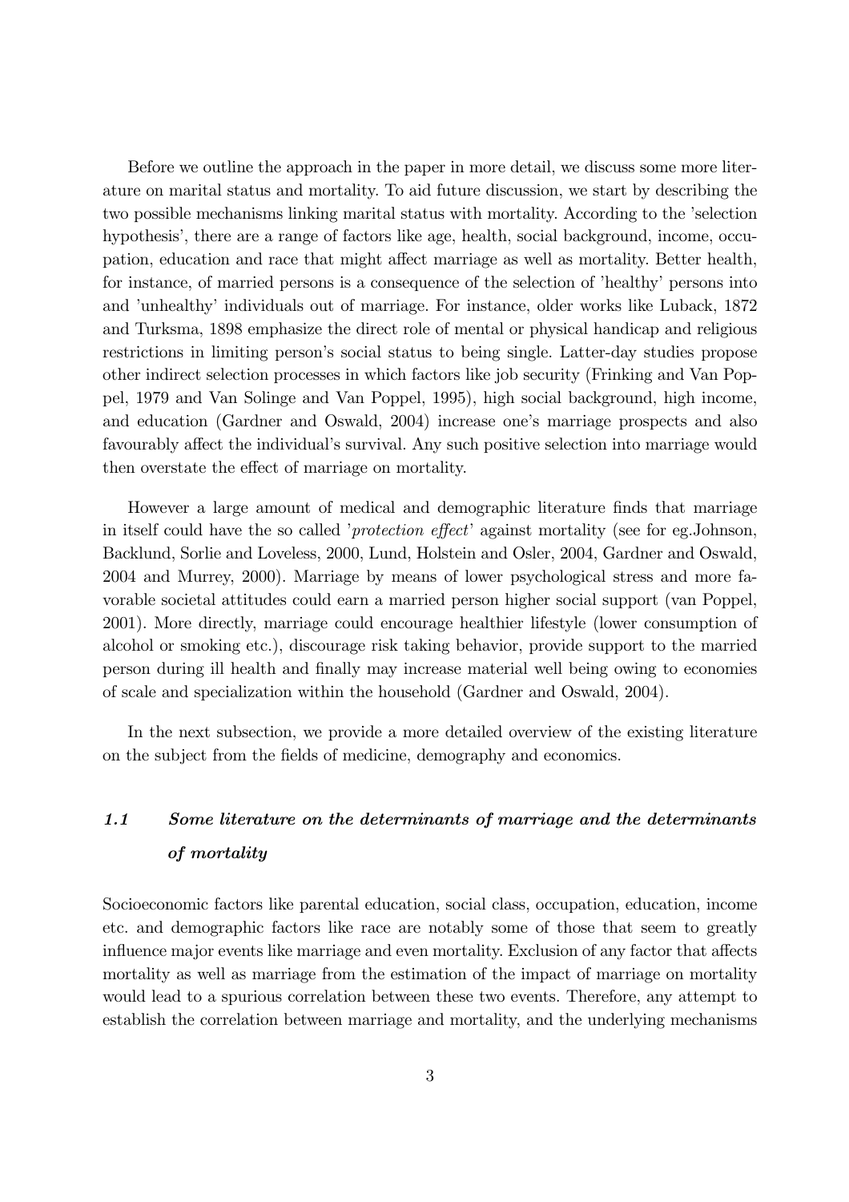Before we outline the approach in the paper in more detail, we discuss some more literature on marital status and mortality. To aid future discussion, we start by describing the two possible mechanisms linking marital status with mortality. According to the 'selection hypothesis', there are a range of factors like age, health, social background, income, occupation, education and race that might affect marriage as well as mortality. Better health, for instance, of married persons is a consequence of the selection of 'healthy' persons into and 'unhealthy' individuals out of marriage. For instance, older works like Luback, 1872 and Turksma, 1898 emphasize the direct role of mental or physical handicap and religious restrictions in limiting person's social status to being single. Latter-day studies propose other indirect selection processes in which factors like job security (Frinking and Van Poppel, 1979 and Van Solinge and Van Poppel, 1995), high social background, high income, and education (Gardner and Oswald, 2004) increase one's marriage prospects and also favourably affect the individual's survival. Any such positive selection into marriage would then overstate the effect of marriage on mortality.

However a large amount of medical and demographic literature finds that marriage in itself could have the so called '*protection effect*' against mortality (see for eg.Johnson, Backlund, Sorlie and Loveless, 2000, Lund, Holstein and Osler, 2004, Gardner and Oswald, 2004 and Murrey, 2000). Marriage by means of lower psychological stress and more favorable societal attitudes could earn a married person higher social support (van Poppel, 2001). More directly, marriage could encourage healthier lifestyle (lower consumption of alcohol or smoking etc.), discourage risk taking behavior, provide support to the married person during ill health and finally may increase material well being owing to economies of scale and specialization within the household (Gardner and Oswald, 2004).

In the next subsection, we provide a more detailed overview of the existing literature on the subject from the fields of medicine, demography and economics.

### *1.1 Some literature on the determinants of marriage and the determinants of mortality*

Socioeconomic factors like parental education, social class, occupation, education, income etc. and demographic factors like race are notably some of those that seem to greatly influence major events like marriage and even mortality. Exclusion of any factor that affects mortality as well as marriage from the estimation of the impact of marriage on mortality would lead to a spurious correlation between these two events. Therefore, any attempt to establish the correlation between marriage and mortality, and the underlying mechanisms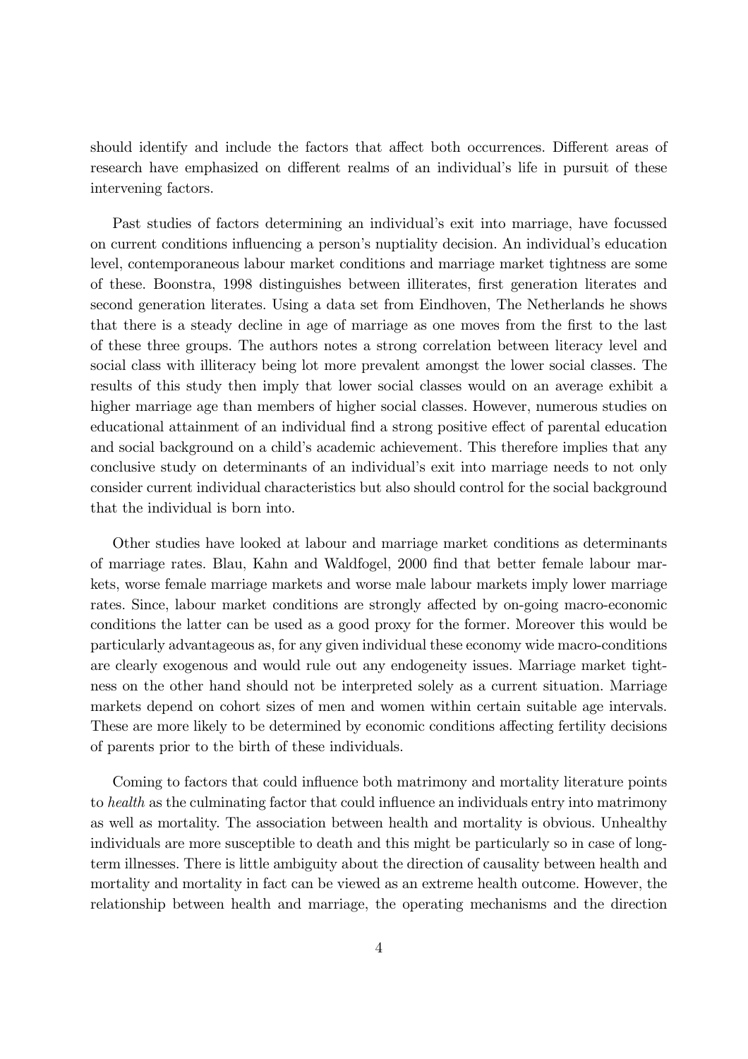should identify and include the factors that affect both occurrences. Different areas of research have emphasized on different realms of an individual's life in pursuit of these intervening factors.

Past studies of factors determining an individual's exit into marriage, have focussed on current conditions influencing a person's nuptiality decision. An individual's education level, contemporaneous labour market conditions and marriage market tightness are some of these. Boonstra, 1998 distinguishes between illiterates, first generation literates and second generation literates. Using a data set from Eindhoven, The Netherlands he shows that there is a steady decline in age of marriage as one moves from the first to the last of these three groups. The authors notes a strong correlation between literacy level and social class with illiteracy being lot more prevalent amongst the lower social classes. The results of this study then imply that lower social classes would on an average exhibit a higher marriage age than members of higher social classes. However, numerous studies on educational attainment of an individual find a strong positive effect of parental education and social background on a child's academic achievement. This therefore implies that any conclusive study on determinants of an individual's exit into marriage needs to not only consider current individual characteristics but also should control for the social background that the individual is born into.

Other studies have looked at labour and marriage market conditions as determinants of marriage rates. Blau, Kahn and Waldfogel, 2000 find that better female labour markets, worse female marriage markets and worse male labour markets imply lower marriage rates. Since, labour market conditions are strongly affected by on-going macro-economic conditions the latter can be used as a good proxy for the former. Moreover this would be particularly advantageous as, for any given individual these economy wide macro-conditions are clearly exogenous and would rule out any endogeneity issues. Marriage market tightness on the other hand should not be interpreted solely as a current situation. Marriage markets depend on cohort sizes of men and women within certain suitable age intervals. These are more likely to be determined by economic conditions affecting fertility decisions of parents prior to the birth of these individuals.

Coming to factors that could influence both matrimony and mortality literature points to *health* as the culminating factor that could influence an individuals entry into matrimony as well as mortality. The association between health and mortality is obvious. Unhealthy individuals are more susceptible to death and this might be particularly so in case of long-term illnesses. There is little ambiguity about the direction of causality between health and mortality and mortality in fact can be viewed as an extreme health outcome. However, the relationship between health and marriage, the operating mechanisms and the direction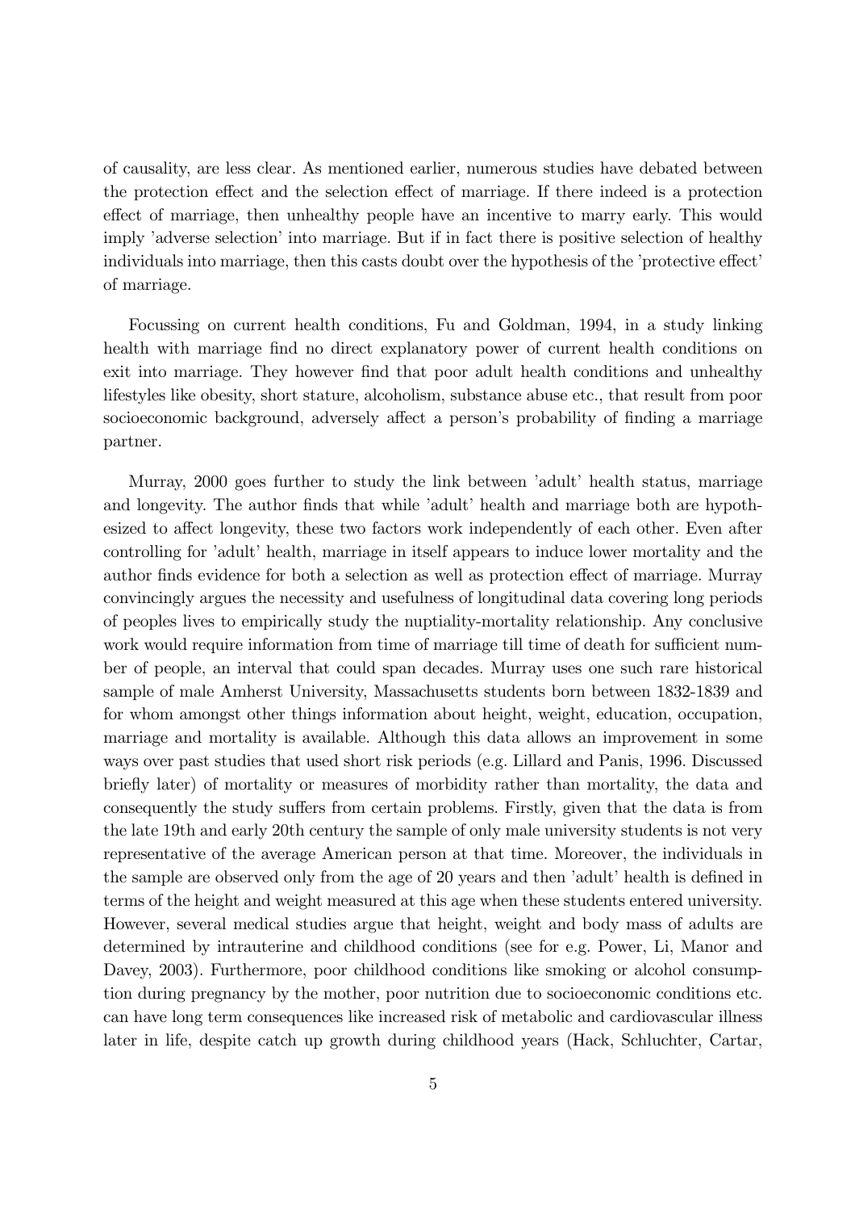of causality, are less clear. As mentioned earlier, numerous studies have debated between the protection effect and the selection effect of marriage. If there indeed is a protection effect of marriage, then unhealthy people have an incentive to marry early. This would imply 'adverse selection' into marriage. But if in fact there is positive selection of healthy individuals into marriage, then this casts doubt over the hypothesis of the 'protective effect' of marriage.

Focussing on current health conditions, Fu and Goldman, 1994, in a study linking health with marriage find no direct explanatory power of current health conditions on exit into marriage. They however find that poor adult health conditions and unhealthy lifestyles like obesity, short stature, alcoholism, substance abuse etc., that result from poor socioeconomic background, adversely affect a person's probability of finding a marriage partner.

Murray, 2000 goes further to study the link between 'adult' health status, marriage and longevity. The author finds that while 'adult' health and marriage both are hypothesized to affect longevity, these two factors work independently of each other. Even after controlling for 'adult' health, marriage in itself appears to induce lower mortality and the author finds evidence for both a selection as well as protection effect of marriage. Murray convincingly argues the necessity and usefulness of longitudinal data covering long periods of peoples lives to empirically study the nuptiality-mortality relationship. Any conclusive work would require information from time of marriage till time of death for sufficient number of people, an interval that could span decades. Murray uses one such rare historical sample of male Amherst University, Massachusetts students born between 1832-1839 and for whom amongst other things information about height, weight, education, occupation, marriage and mortality is available. Although this data allows an improvement in some ways over past studies that used short risk periods (e.g. Lillard and Panis, 1996. Discussed briefly later) of mortality or measures of morbidity rather than mortality, the data and consequently the study suffers from certain problems. Firstly, given that the data is from the late 19th and early 20th century the sample of only male university students is not very representative of the average American person at that time. Moreover, the individuals in the sample are observed only from the age of 20 years and then 'adult' health is defined in terms of the height and weight measured at this age when these students entered university. However, several medical studies argue that height, weight and body mass of adults are determined by intrauterine and childhood conditions (see for e.g. Power, Li, Manor and Davey, 2003). Furthermore, poor childhood conditions like smoking or alcohol consumption during pregnancy by the mother, poor nutrition due to socioeconomic conditions etc. can have long term consequences like increased risk of metabolic and cardiovascular illness later in life, despite catch up growth during childhood years (Hack, Schluchter, Cartar,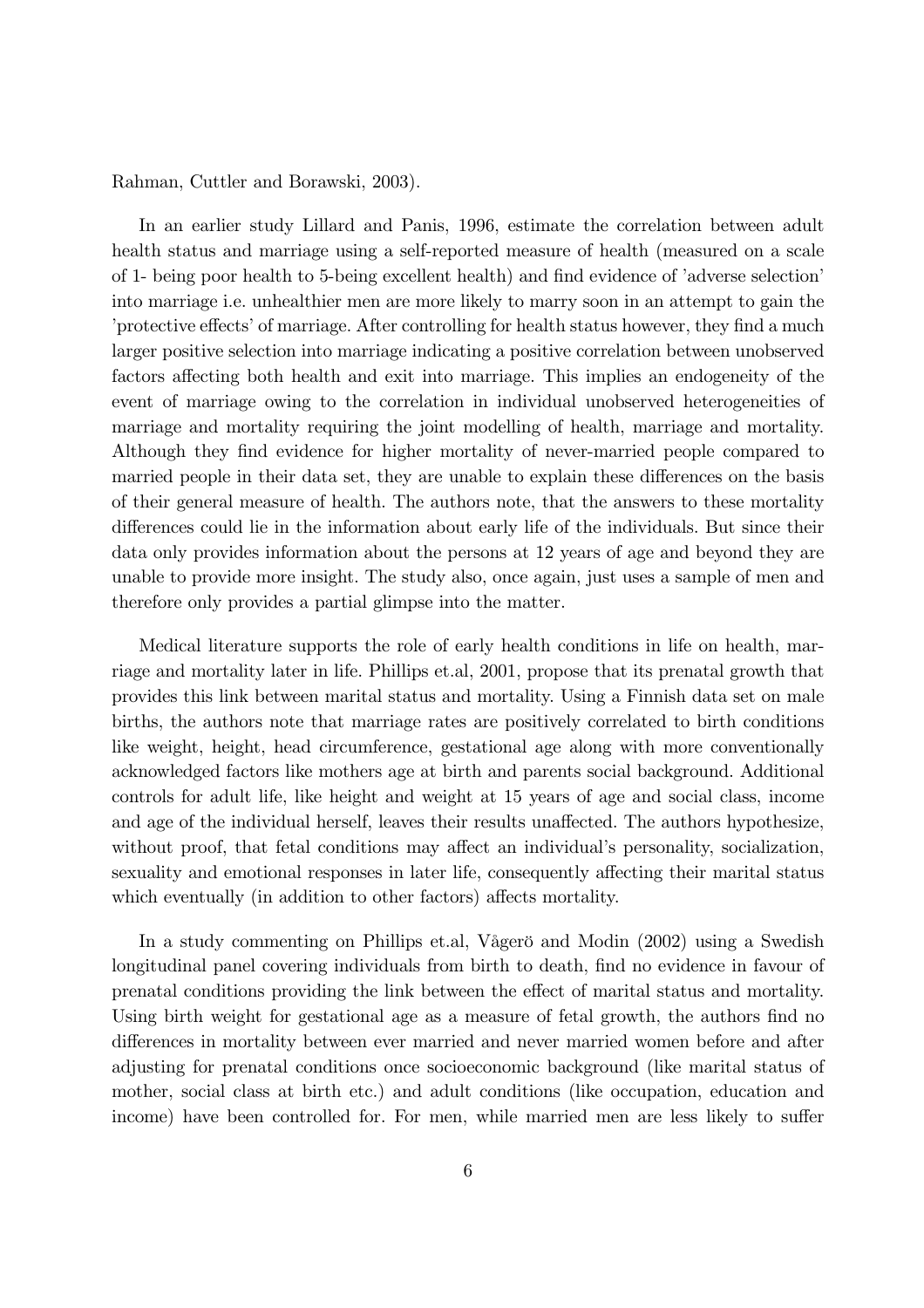Rahman, Cuttler and Borawski, 2003).

In an earlier study Lillard and Panis, 1996, estimate the correlation between adult health status and marriage using a self-reported measure of health (measured on a scale of 1- being poor health to 5-being excellent health) and find evidence of 'adverse selection' into marriage i.e. unhealthier men are more likely to marry soon in an attempt to gain the 'protective effects' of marriage. After controlling for health status however, they find a much larger positive selection into marriage indicating a positive correlation between unobserved factors affecting both health and exit into marriage. This implies an endogeneity of the event of marriage owing to the correlation in individual unobserved heterogeneities of marriage and mortality requiring the joint modelling of health, marriage and mortality. Although they find evidence for higher mortality of never-married people compared to married people in their data set, they are unable to explain these differences on the basis of their general measure of health. The authors note, that the answers to these mortality differences could lie in the information about early life of the individuals. But since their data only provides information about the persons at 12 years of age and beyond they are unable to provide more insight. The study also, once again, just uses a sample of men and therefore only provides a partial glimpse into the matter.

Medical literature supports the role of early health conditions in life on health, marriage and mortality later in life. Phillips et.al, 2001, propose that its prenatal growth that provides this link between marital status and mortality. Using a Finnish data set on male births, the authors note that marriage rates are positively correlated to birth conditions like weight, height, head circumference, gestational age along with more conventionally acknowledged factors like mothers age at birth and parents social background. Additional controls for adult life, like height and weight at 15 years of age and social class, income and age of the individual herself, leaves their results unaffected. The authors hypothesize, without proof, that fetal conditions may affect an individual's personality, socialization, sexuality and emotional responses in later life, consequently affecting their marital status which eventually (in addition to other factors) affects mortality.

In a study commenting on Phillips et.al, Vågerö and Modin (2002) using a Swedish longitudinal panel covering individuals from birth to death, find no evidence in favour of prenatal conditions providing the link between the effect of marital status and mortality. Using birth weight for gestational age as a measure of fetal growth, the authors find no differences in mortality between ever married and never married women before and after adjusting for prenatal conditions once socioeconomic background (like marital status of mother, social class at birth etc.) and adult conditions (like occupation, education and income) have been controlled for. For men, while married men are less likely to suffer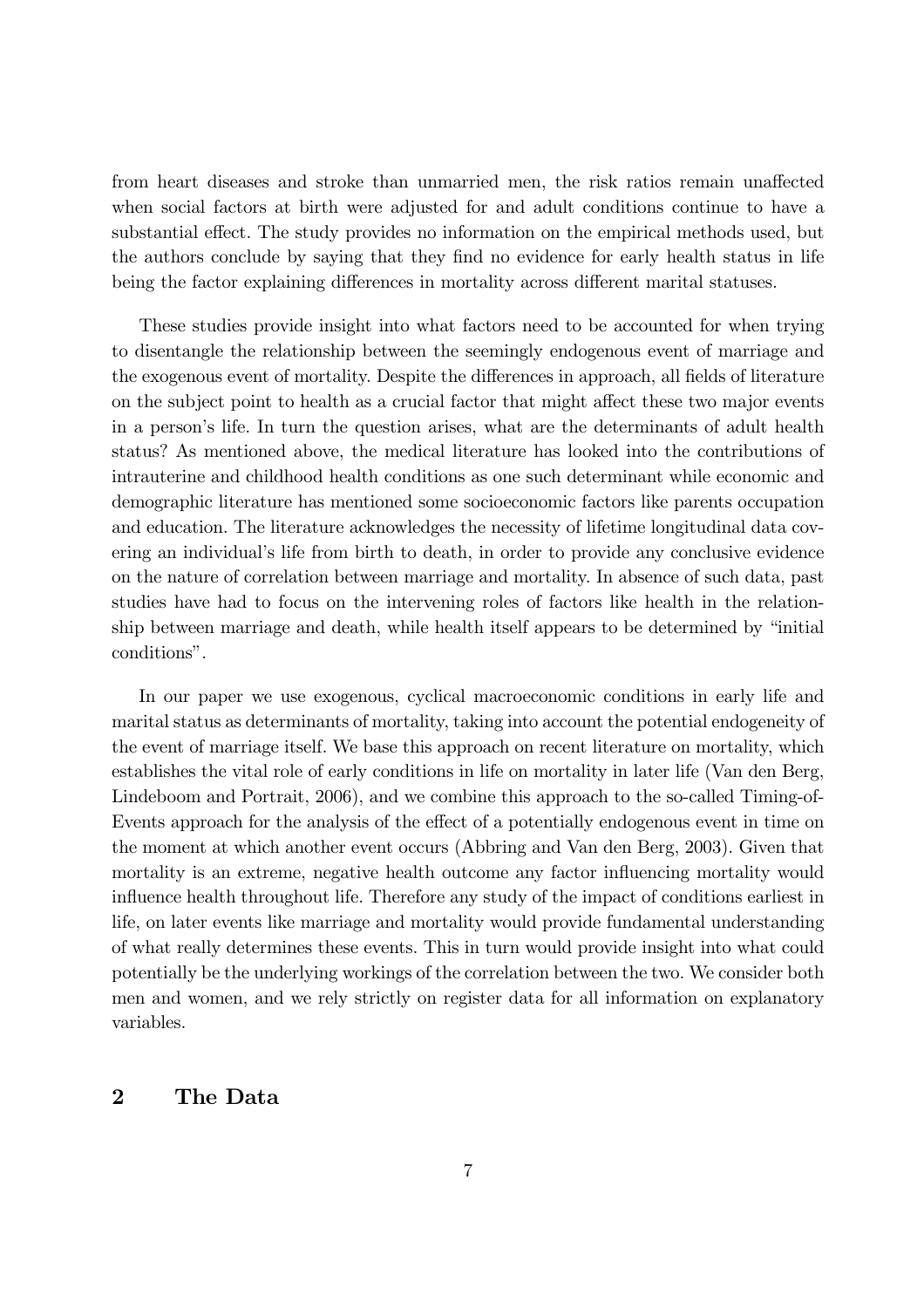from heart diseases and stroke than unmarried men, the risk ratios remain unaffected when social factors at birth were adjusted for and adult conditions continue to have a substantial effect. The study provides no information on the empirical methods used, but the authors conclude by saying that they find no evidence for early health status in life being the factor explaining differences in mortality across different marital statuses.

These studies provide insight into what factors need to be accounted for when trying to disentangle the relationship between the seemingly endogenous event of marriage and the exogenous event of mortality. Despite the differences in approach, all fields of literature on the subject point to health as a crucial factor that might affect these two major events in a person's life. In turn the question arises, what are the determinants of adult health status? As mentioned above, the medical literature has looked into the contributions of intrauterine and childhood health conditions as one such determinant while economic and demographic literature has mentioned some socioeconomic factors like parents occupation and education. The literature acknowledges the necessity of lifetime longitudinal data covering an individual's life from birth to death, in order to provide any conclusive evidence on the nature of correlation between marriage and mortality. In absence of such data, past studies have had to focus on the intervening roles of factors like health in the relationship between marriage and death, while health itself appears to be determined by "initial conditions".

In our paper we use exogenous, cyclical macroeconomic conditions in early life and marital status as determinants of mortality, taking into account the potential endogeneity of the event of marriage itself. We base this approach on recent literature on mortality, which establishes the vital role of early conditions in life on mortality in later life (Van den Berg, Lindeboom and Portrait, 2006), and we combine this approach to the so-called Timing-of-Events approach for the analysis of the effect of a potentially endogenous event in time on the moment at which another event occurs (Abbring and Van den Berg, 2003). Given that mortality is an extreme, negative health outcome any factor influencing mortality would influence health throughout life. Therefore any study of the impact of conditions earliest in life, on later events like marriage and mortality would provide fundamental understanding of what really determines these events. This in turn would provide insight into what could potentially be the underlying workings of the correlation between the two. We consider both men and women, and we rely strictly on register data for all information on explanatory variables.

## 2 The Data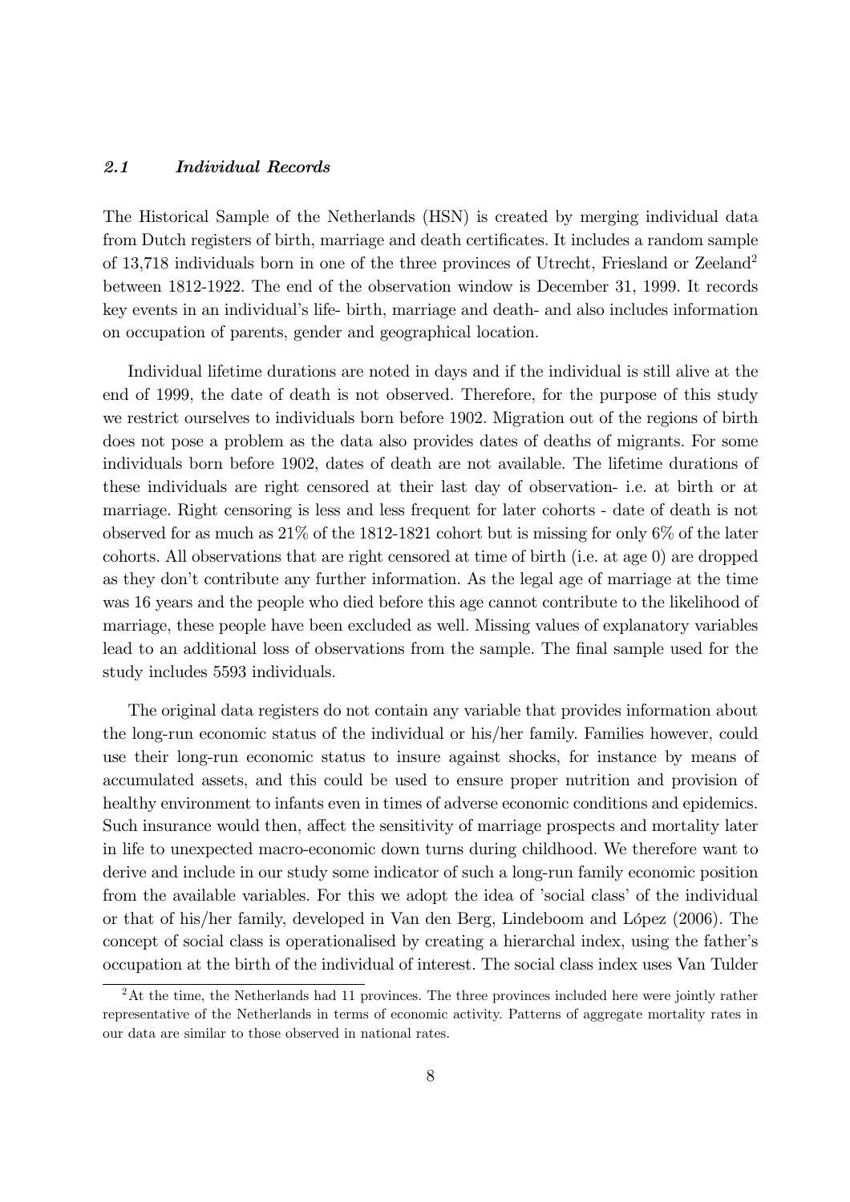### *2.1 Individual Records*

The Historical Sample of the Netherlands (HSN) is created by merging individual data from Dutch registers of birth, marriage and death certificates. It includes a random sample of 13,718 individuals born in one of the three provinces of Utrecht, Friesland or Zeeland[2] between 1812-1922. The end of the observation window is December 31, 1999. It records key events in an individual's life- birth, marriage and death- and also includes information on occupation of parents, gender and geographical location.

Individual lifetime durations are noted in days and if the individual is still alive at the end of 1999, the date of death is not observed. Therefore, for the purpose of this study we restrict ourselves to individuals born before 1902. Migration out of the regions of birth does not pose a problem as the data also provides dates of deaths of migrants. For some individuals born before 1902, dates of death are not available. The lifetime durations of these individuals are right censored at their last day of observation- i.e. at birth or at marriage. Right censoring is less and less frequent for later cohorts - date of death is not observed for as much as 21% of the 1812-1821 cohort but is missing for only 6% of the later cohorts. All observations that are right censored at time of birth (i.e. at age 0) are dropped as they don't contribute any further information. As the legal age of marriage at the time was 16 years and the people who died before this age cannot contribute to the likelihood of marriage, these people have been excluded as well. Missing values of explanatory variables lead to an additional loss of observations from the sample. The final sample used for the study includes 5593 individuals.

The original data registers do not contain any variable that provides information about the long-run economic status of the individual or his/her family. Families however, could use their long-run economic status to insure against shocks, for instance by means of accumulated assets, and this could be used to ensure proper nutrition and provision of healthy environment to infants even in times of adverse economic conditions and epidemics. Such insurance would then, affect the sensitivity of marriage prospects and mortality later in life to unexpected macro-economic down turns during childhood. We therefore want to derive and include in our study some indicator of such a long-run family economic position from the available variables. For this we adopt the idea of 'social class' of the individual or that of his/her family, developed in Van den Berg, Lindeboom and López (2006). The concept of social class is operationalised by creating a hierarchal index, using the father's occupation at the birth of the individual of interest. The social class index uses Van Tulder

[2] At the time, the Netherlands had 11 provinces. The three provinces included here were jointly rather representative of the Netherlands in terms of economic activity. Patterns of aggregate mortality rates in our data are similar to those observed in national rates.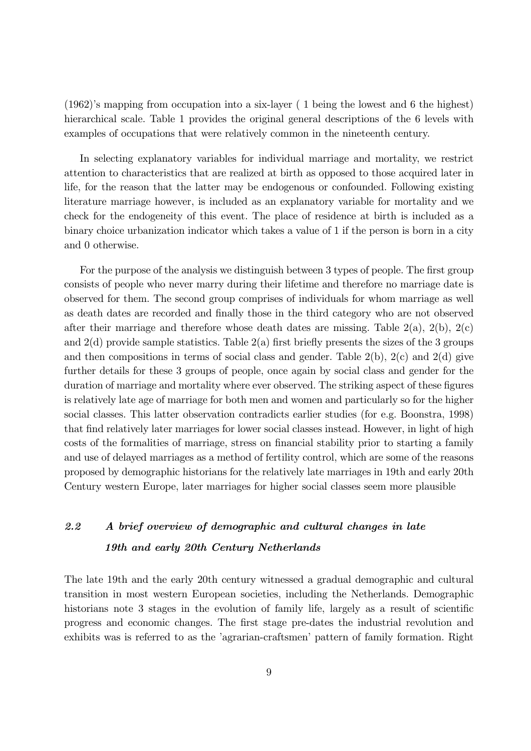(1962)'s mapping from occupation into a six-layer ( 1 being the lowest and 6 the highest) hierarchical scale. Table 1 provides the original general descriptions of the 6 levels with examples of occupations that were relatively common in the nineteenth century.

In selecting explanatory variables for individual marriage and mortality, we restrict attention to characteristics that are realized at birth as opposed to those acquired later in life, for the reason that the latter may be endogenous or confounded. Following existing literature marriage however, is included as an explanatory variable for mortality and we check for the endogeneity of this event. The place of residence at birth is included as a binary choice urbanization indicator which takes a value of 1 if the person is born in a city and 0 otherwise.

For the purpose of the analysis we distinguish between 3 types of people. The first group consists of people who never marry during their lifetime and therefore no marriage date is observed for them. The second group comprises of individuals for whom marriage as well as death dates are recorded and finally those in the third category who are not observed after their marriage and therefore whose death dates are missing. Table 2(a), 2(b), 2(c) and 2(d) provide sample statistics. Table 2(a) first briefly presents the sizes of the 3 groups and then compositions in terms of social class and gender. Table 2(b), 2(c) and 2(d) give further details for these 3 groups of people, once again by social class and gender for the duration of marriage and mortality where ever observed. The striking aspect of these figures is relatively late age of marriage for both men and women and particularly so for the higher social classes. This latter observation contradicts earlier studies (for e.g. Boonstra, 1998) that find relatively later marriages for lower social classes instead. However, in light of high costs of the formalities of marriage, stress on financial stability prior to starting a family and use of delayed marriages as a method of fertility control, which are some of the reasons proposed by demographic historians for the relatively late marriages in 19th and early 20th Century western Europe, later marriages for higher social classes seem more plausible

### *2.2 A brief overview of demographic and cultural changes in late 19th and early 20th Century Netherlands*

The late 19th and the early 20th century witnessed a gradual demographic and cultural transition in most western European societies, including the Netherlands. Demographic historians note 3 stages in the evolution of family life, largely as a result of scientific progress and economic changes. The first stage pre-dates the industrial revolution and exhibits was is referred to as the 'agrarian-craftsmen' pattern of family formation. Right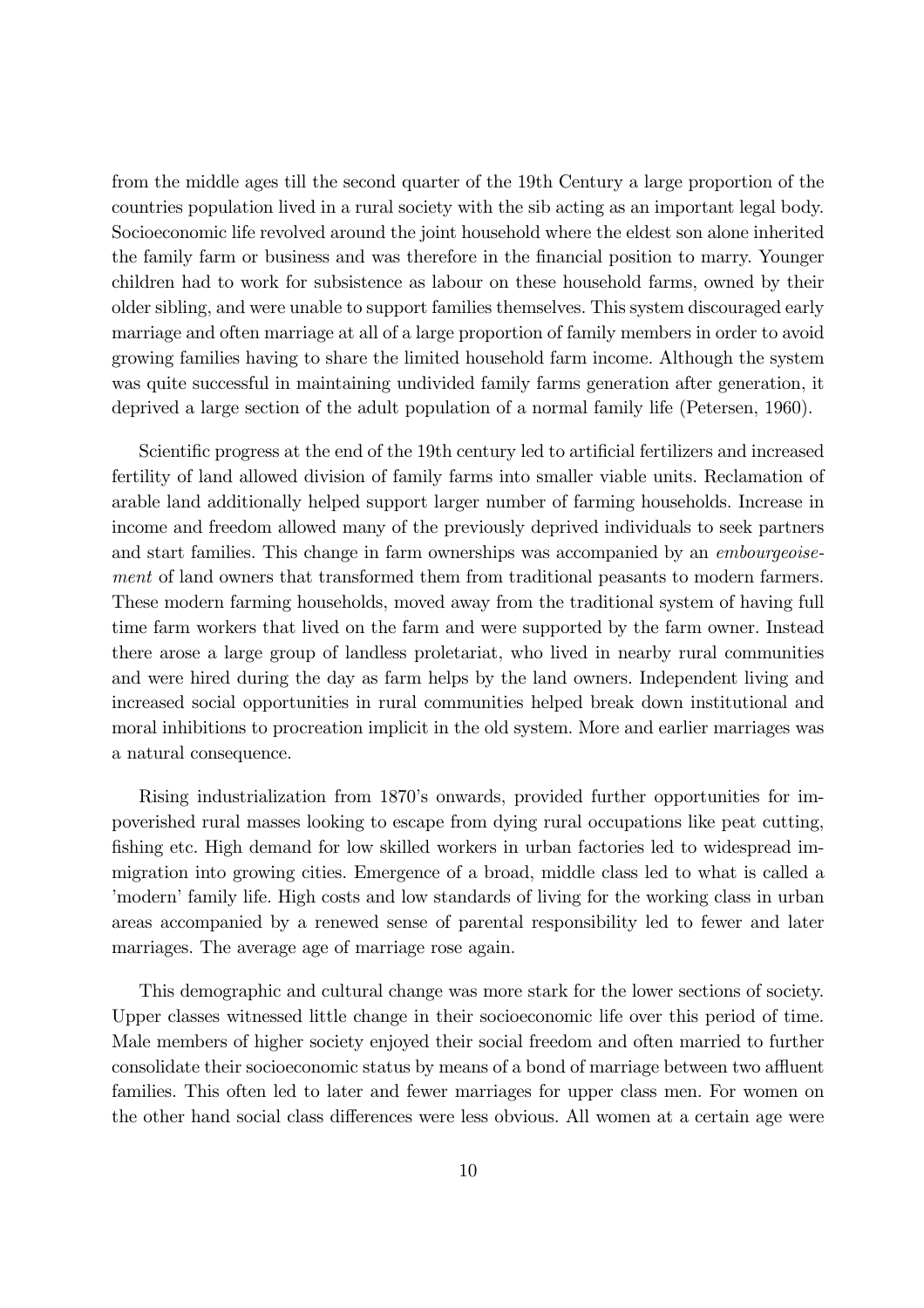from the middle ages till the second quarter of the 19th Century a large proportion of the countries population lived in a rural society with the sib acting as an important legal body. Socioeconomic life revolved around the joint household where the eldest son alone inherited the family farm or business and was therefore in the financial position to marry. Younger children had to work for subsistence as labour on these household farms, owned by their older sibling, and were unable to support families themselves. This system discouraged early marriage and often marriage at all of a large proportion of family members in order to avoid growing families having to share the limited household farm income. Although the system was quite successful in maintaining undivided family farms generation after generation, it deprived a large section of the adult population of a normal family life (Petersen, 1960).

Scientific progress at the end of the 19th century led to artificial fertilizers and increased fertility of land allowed division of family farms into smaller viable units. Reclamation of arable land additionally helped support larger number of farming households. Increase in income and freedom allowed many of the previously deprived individuals to seek partners and start families. This change in farm ownerships was accompanied by an *embourgeoisement* of land owners that transformed them from traditional peasants to modern farmers. These modern farming households, moved away from the traditional system of having full time farm workers that lived on the farm and were supported by the farm owner. Instead there arose a large group of landless proletariat, who lived in nearby rural communities and were hired during the day as farm helps by the land owners. Independent living and increased social opportunities in rural communities helped break down institutional and moral inhibitions to procreation implicit in the old system. More and earlier marriages was a natural consequence.

Rising industrialization from 1870's onwards, provided further opportunities for impoverished rural masses looking to escape from dying rural occupations like peat cutting, fishing etc. High demand for low skilled workers in urban factories led to widespread immigration into growing cities. Emergence of a broad, middle class led to what is called a 'modern' family life. High costs and low standards of living for the working class in urban areas accompanied by a renewed sense of parental responsibility led to fewer and later marriages. The average age of marriage rose again.

This demographic and cultural change was more stark for the lower sections of society. Upper classes witnessed little change in their socioeconomic life over this period of time. Male members of higher society enjoyed their social freedom and often married to further consolidate their socioeconomic status by means of a bond of marriage between two affluent families. This often led to later and fewer marriages for upper class men. For women on the other hand social class differences were less obvious. All women at a certain age were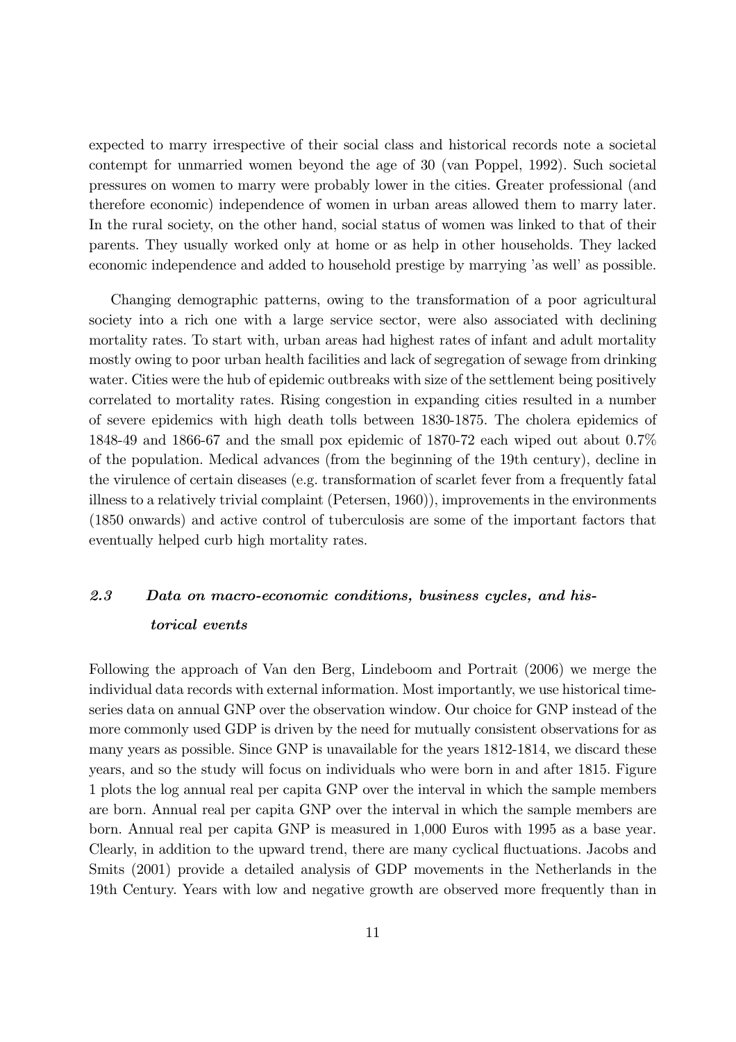expected to marry irrespective of their social class and historical records note a societal contempt for unmarried women beyond the age of 30 (van Poppel, 1992). Such societal pressures on women to marry were probably lower in the cities. Greater professional (and therefore economic) independence of women in urban areas allowed them to marry later. In the rural society, on the other hand, social status of women was linked to that of their parents. They usually worked only at home or as help in other households. They lacked economic independence and added to household prestige by marrying 'as well' as possible.

Changing demographic patterns, owing to the transformation of a poor agricultural society into a rich one with a large service sector, were also associated with declining mortality rates. To start with, urban areas had highest rates of infant and adult mortality mostly owing to poor urban health facilities and lack of segregation of sewage from drinking water. Cities were the hub of epidemic outbreaks with size of the settlement being positively correlated to mortality rates. Rising congestion in expanding cities resulted in a number of severe epidemics with high death tolls between 1830-1875. The cholera epidemics of 1848-49 and 1866-67 and the small pox epidemic of 1870-72 each wiped out about 0.7% of the population. Medical advances (from the beginning of the 19th century), decline in the virulence of certain diseases (e.g. transformation of scarlet fever from a frequently fatal illness to a relatively trivial complaint (Petersen, 1960)), improvements in the environments (1850 onwards) and active control of tuberculosis are some of the important factors that eventually helped curb high mortality rates.

### *2.3 Data on macro-economic conditions, business cycles, and historical events*

Following the approach of Van den Berg, Lindeboom and Portrait (2006) we merge the individual data records with external information. Most importantly, we use historical time-series data on annual GNP over the observation window. Our choice for GNP instead of the more commonly used GDP is driven by the need for mutually consistent observations for as many years as possible. Since GNP is unavailable for the years 1812-1814, we discard these years, and so the study will focus on individuals who were born in and after 1815. Figure 1 plots the log annual real per capita GNP over the interval in which the sample members are born. Annual real per capita GNP over the interval in which the sample members are born. Annual real per capita GNP is measured in 1,000 Euros with 1995 as a base year. Clearly, in addition to the upward trend, there are many cyclical fluctuations. Jacobs and Smits (2001) provide a detailed analysis of GDP movements in the Netherlands in the 19th Century. Years with low and negative growth are observed more frequently than in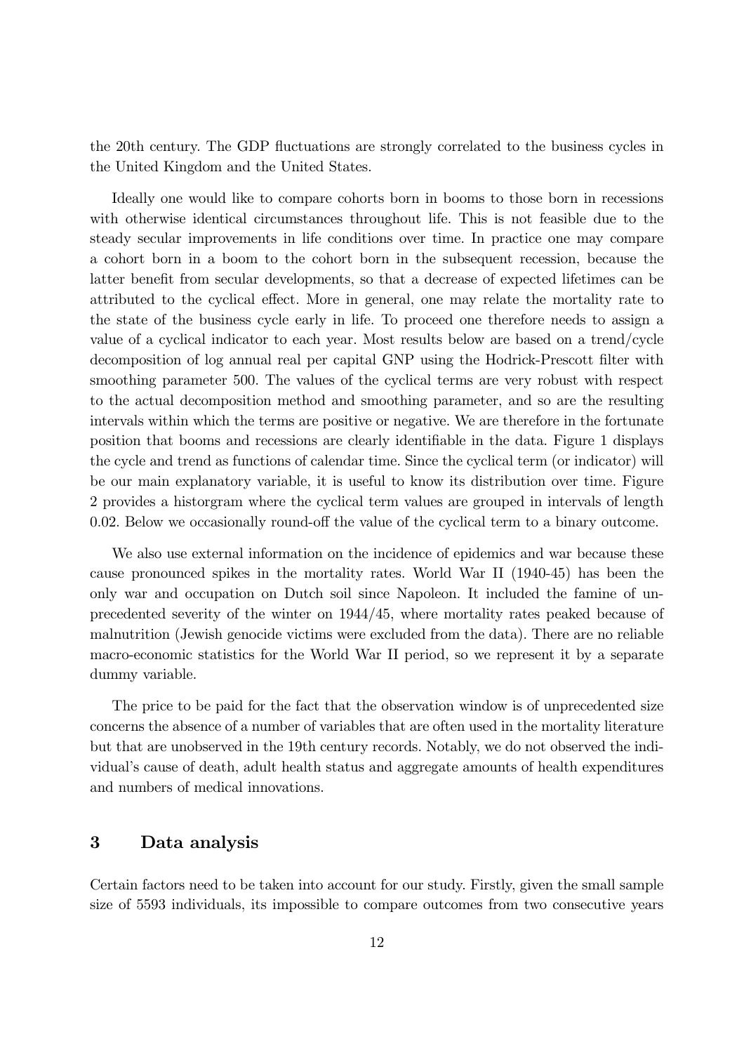the 20th century. The GDP fluctuations are strongly correlated to the business cycles in the United Kingdom and the United States.

Ideally one would like to compare cohorts born in booms to those born in recessions with otherwise identical circumstances throughout life. This is not feasible due to the steady secular improvements in life conditions over time. In practice one may compare a cohort born in a boom to the cohort born in the subsequent recession, because the latter benefit from secular developments, so that a decrease of expected lifetimes can be attributed to the cyclical effect. More in general, one may relate the mortality rate to the state of the business cycle early in life. To proceed one therefore needs to assign a value of a cyclical indicator to each year. Most results below are based on a trend/cycle decomposition of log annual real per capital GNP using the Hodrick-Prescott filter with smoothing parameter 500. The values of the cyclical terms are very robust with respect to the actual decomposition method and smoothing parameter, and so are the resulting intervals within which the terms are positive or negative. We are therefore in the fortunate position that booms and recessions are clearly identifiable in the data. Figure 1 displays the cycle and trend as functions of calendar time. Since the cyclical term (or indicator) will be our main explanatory variable, it is useful to know its distribution over time. Figure 2 provides a historgram where the cyclical term values are grouped in intervals of length 0.02. Below we occasionally round-off the value of the cyclical term to a binary outcome.

We also use external information on the incidence of epidemics and war because these cause pronounced spikes in the mortality rates. World War II (1940-45) has been the only war and occupation on Dutch soil since Napoleon. It included the famine of unprecedented severity of the winter on 1944/45, where mortality rates peaked because of malnutrition (Jewish genocide victims were excluded from the data). There are no reliable macro-economic statistics for the World War II period, so we represent it by a separate dummy variable.

The price to be paid for the fact that the observation window is of unprecedented size concerns the absence of a number of variables that are often used in the mortality literature but that are unobserved in the 19th century records. Notably, we do not observed the individual's cause of death, adult health status and aggregate amounts of health expenditures and numbers of medical innovations.

## 3 Data analysis

Certain factors need to be taken into account for our study. Firstly, given the small sample size of 5593 individuals, its impossible to compare outcomes from two consecutive years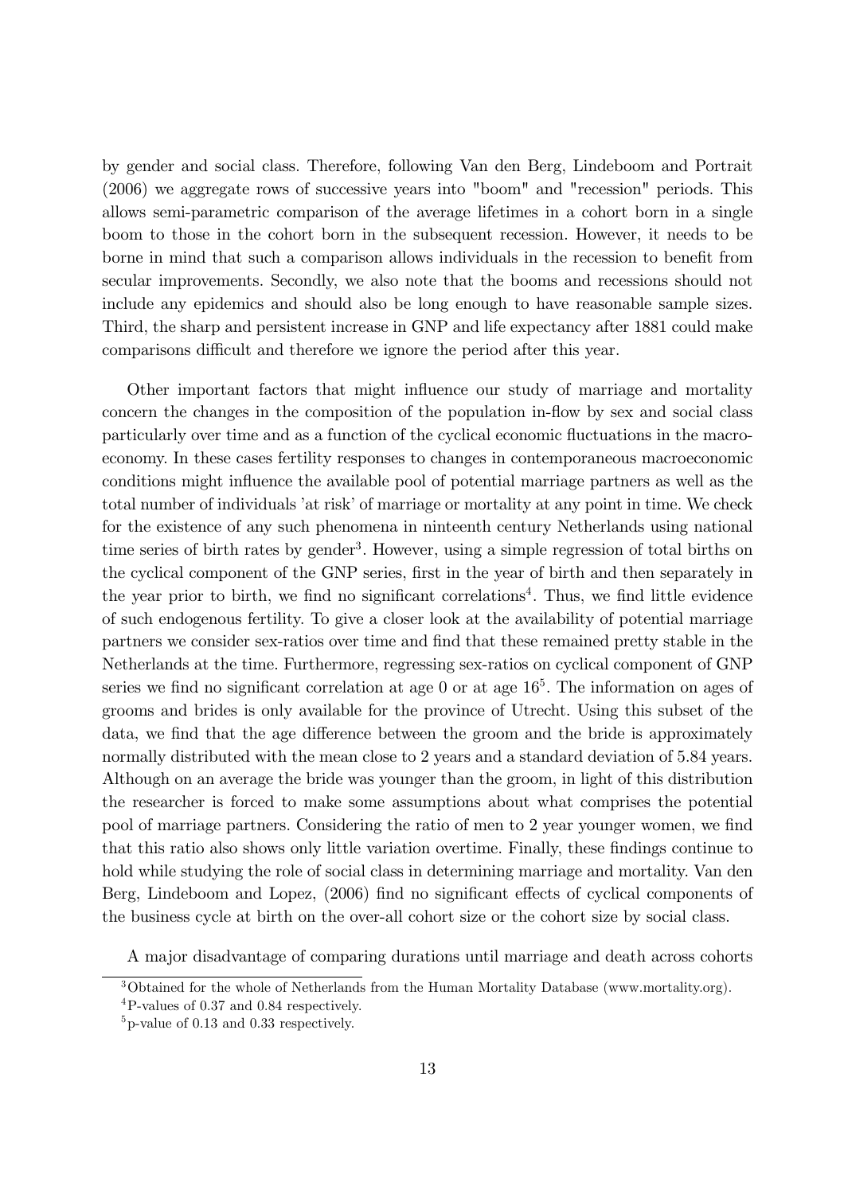by gender and social class. Therefore, following Van den Berg, Lindeboom and Portrait (2006) we aggregate rows of successive years into "boom" and "recession" periods. This allows semi-parametric comparison of the average lifetimes in a cohort born in a single boom to those in the cohort born in the subsequent recession. However, it needs to be borne in mind that such a comparison allows individuals in the recession to benefit from secular improvements. Secondly, we also note that the booms and recessions should not include any epidemics and should also be long enough to have reasonable sample sizes. Third, the sharp and persistent increase in GNP and life expectancy after 1881 could make comparisons difficult and therefore we ignore the period after this year.

Other important factors that might influence our study of marriage and mortality concern the changes in the composition of the population in-flow by sex and social class particularly over time and as a function of the cyclical economic fluctuations in the macroeconomy. In these cases fertility responses to changes in contemporaneous macroeconomic conditions might influence the available pool of potential marriage partners as well as the total number of individuals 'at risk' of marriage or mortality at any point in time. We check for the existence of any such phenomena in ninteenth century Netherlands using national time series of birth rates by gender[3]. However, using a simple regression of total births on the cyclical component of the GNP series, first in the year of birth and then separately in the year prior to birth, we find no significant correlations[4]. Thus, we find little evidence of such endogenous fertility. To give a closer look at the availability of potential marriage partners we consider sex-ratios over time and find that these remained pretty stable in the Netherlands at the time. Furthermore, regressing sex-ratios on cyclical component of GNP series we find no significant correlation at age 0 or at age 16[5]. The information on ages of grooms and brides is only available for the province of Utrecht. Using this subset of the data, we find that the age difference between the groom and the bride is approximately normally distributed with the mean close to 2 years and a standard deviation of 5.84 years. Although on an average the bride was younger than the groom, in light of this distribution the researcher is forced to make some assumptions about what comprises the potential pool of marriage partners. Considering the ratio of men to 2 year younger women, we find that this ratio also shows only little variation overtime. Finally, these findings continue to hold while studying the role of social class in determining marriage and mortality. Van den Berg, Lindeboom and Lopez, (2006) find no significant effects of cyclical components of the business cycle at birth on the over-all cohort size or the cohort size by social class.

A major disadvantage of comparing durations until marriage and death across cohorts

[3] Obtained for the whole of Netherlands from the Human Mortality Database (www.mortality.org).

[4] P-values of 0.37 and 0.84 respectively.

[5] p-value of 0.13 and 0.33 respectively.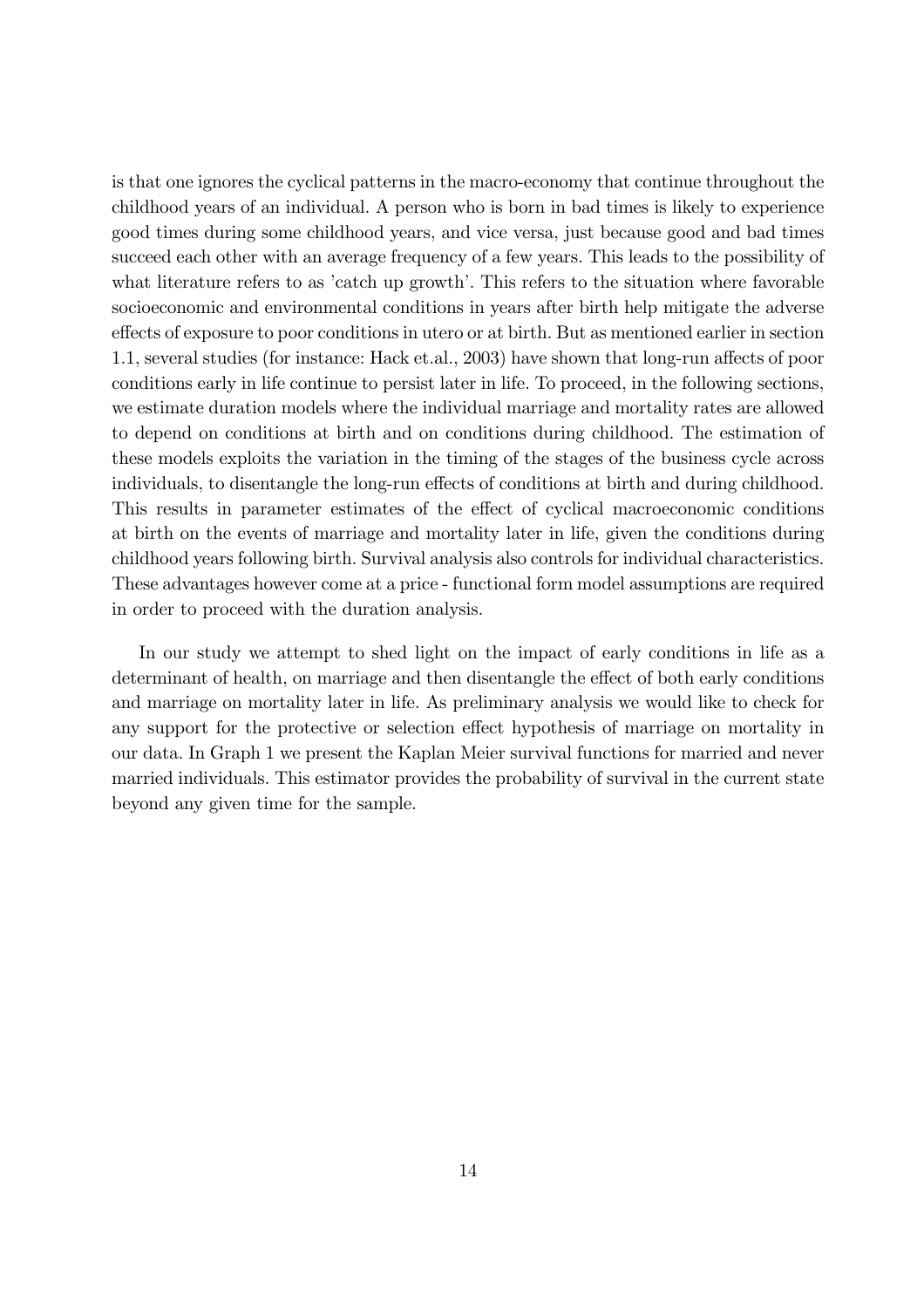is that one ignores the cyclical patterns in the macro-economy that continue throughout the childhood years of an individual. A person who is born in bad times is likely to experience good times during some childhood years, and vice versa, just because good and bad times succeed each other with an average frequency of a few years. This leads to the possibility of what literature refers to as 'catch up growth'. This refers to the situation where favorable socioeconomic and environmental conditions in years after birth help mitigate the adverse effects of exposure to poor conditions in utero or at birth. But as mentioned earlier in section 1.1, several studies (for instance: Hack et.al., 2003) have shown that long-run affects of poor conditions early in life continue to persist later in life. To proceed, in the following sections, we estimate duration models where the individual marriage and mortality rates are allowed to depend on conditions at birth and on conditions during childhood. The estimation of these models exploits the variation in the timing of the stages of the business cycle across individuals, to disentangle the long-run effects of conditions at birth and during childhood. This results in parameter estimates of the effect of cyclical macroeconomic conditions at birth on the events of marriage and mortality later in life, given the conditions during childhood years following birth. Survival analysis also controls for individual characteristics. These advantages however come at a price - functional form model assumptions are required in order to proceed with the duration analysis.

In our study we attempt to shed light on the impact of early conditions in life as a determinant of health, on marriage and then disentangle the effect of both early conditions and marriage on mortality later in life. As preliminary analysis we would like to check for any support for the protective or selection effect hypothesis of marriage on mortality in our data. In Graph 1 we present the Kaplan Meier survival functions for married and never married individuals. This estimator provides the probability of survival in the current state beyond any given time for the sample.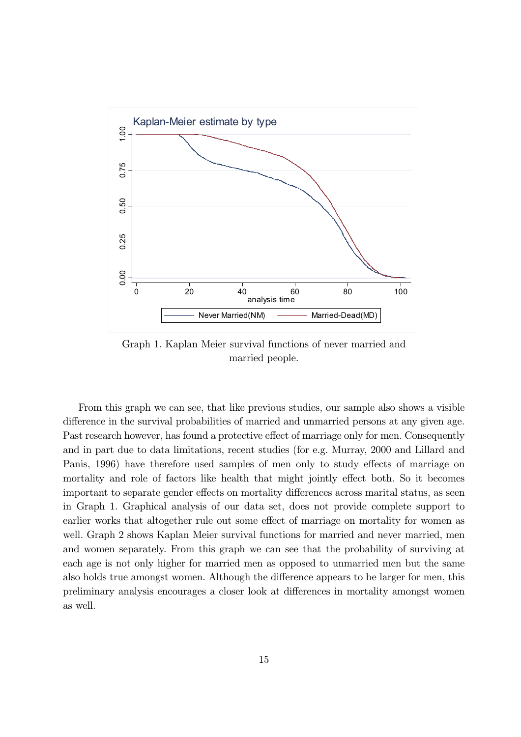Graph 1. Kaplan Meier survival functions of never married and married people.

From this graph we can see, that like previous studies, our sample also shows a visible difference in the survival probabilities of married and unmarried persons at any given age. Past research however, has found a protective effect of marriage only for men. Consequently and in part due to data limitations, recent studies (for e.g. Murray, 2000 and Lillard and Panis, 1996) have therefore used samples of men only to study effects of marriage on mortality and role of factors like health that might jointly effect both. So it becomes important to separate gender effects on mortality differences across marital status, as seen in Graph 1. Graphical analysis of our data set, does not provide complete support to earlier works that altogether rule out some effect of marriage on mortality for women as well. Graph 2 shows Kaplan Meier survival functions for married and never married, men and women separately. From this graph we can see that the probability of surviving at each age is not only higher for married men as opposed to unmarried men but the same also holds true amongst women. Although the difference appears to be larger for men, this preliminary analysis encourages a closer look at differences in mortality amongst women as well.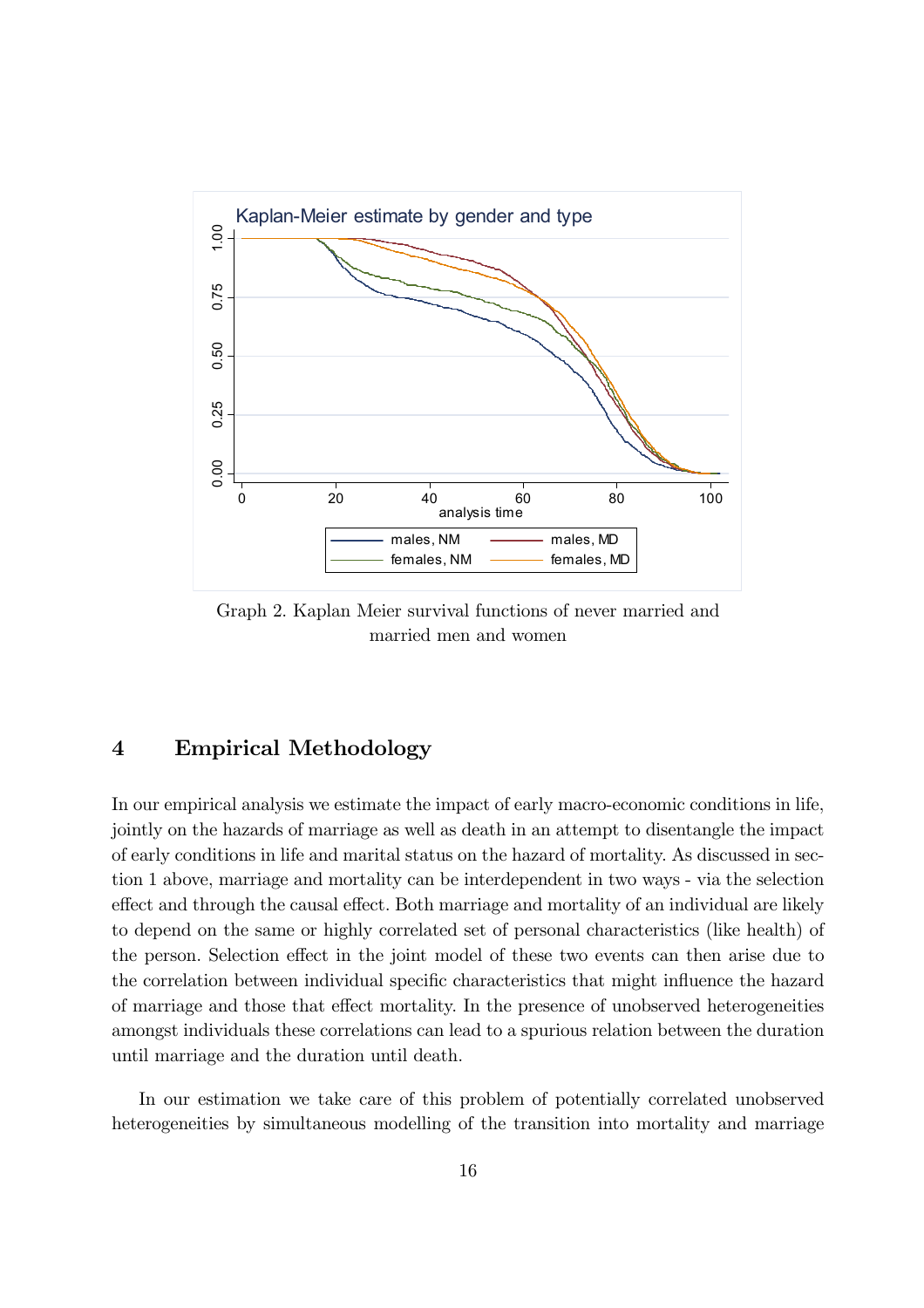Graph 2. Kaplan Meier survival functions of never married and married men and women

## 4 Empirical Methodology

In our empirical analysis we estimate the impact of early macro-economic conditions in life, jointly on the hazards of marriage as well as death in an attempt to disentangle the impact of early conditions in life and marital status on the hazard of mortality. As discussed in section 1 above, marriage and mortality can be interdependent in two ways - via the selection effect and through the causal effect. Both marriage and mortality of an individual are likely to depend on the same or highly correlated set of personal characteristics (like health) of the person. Selection effect in the joint model of these two events can then arise due to the correlation between individual specific characteristics that might influence the hazard of marriage and those that effect mortality. In the presence of unobserved heterogeneities amongst individuals these correlations can lead to a spurious relation between the duration until marriage and the duration until death.

In our estimation we take care of this problem of potentially correlated unobserved heterogeneities by simultaneous modelling of the transition into mortality and marriage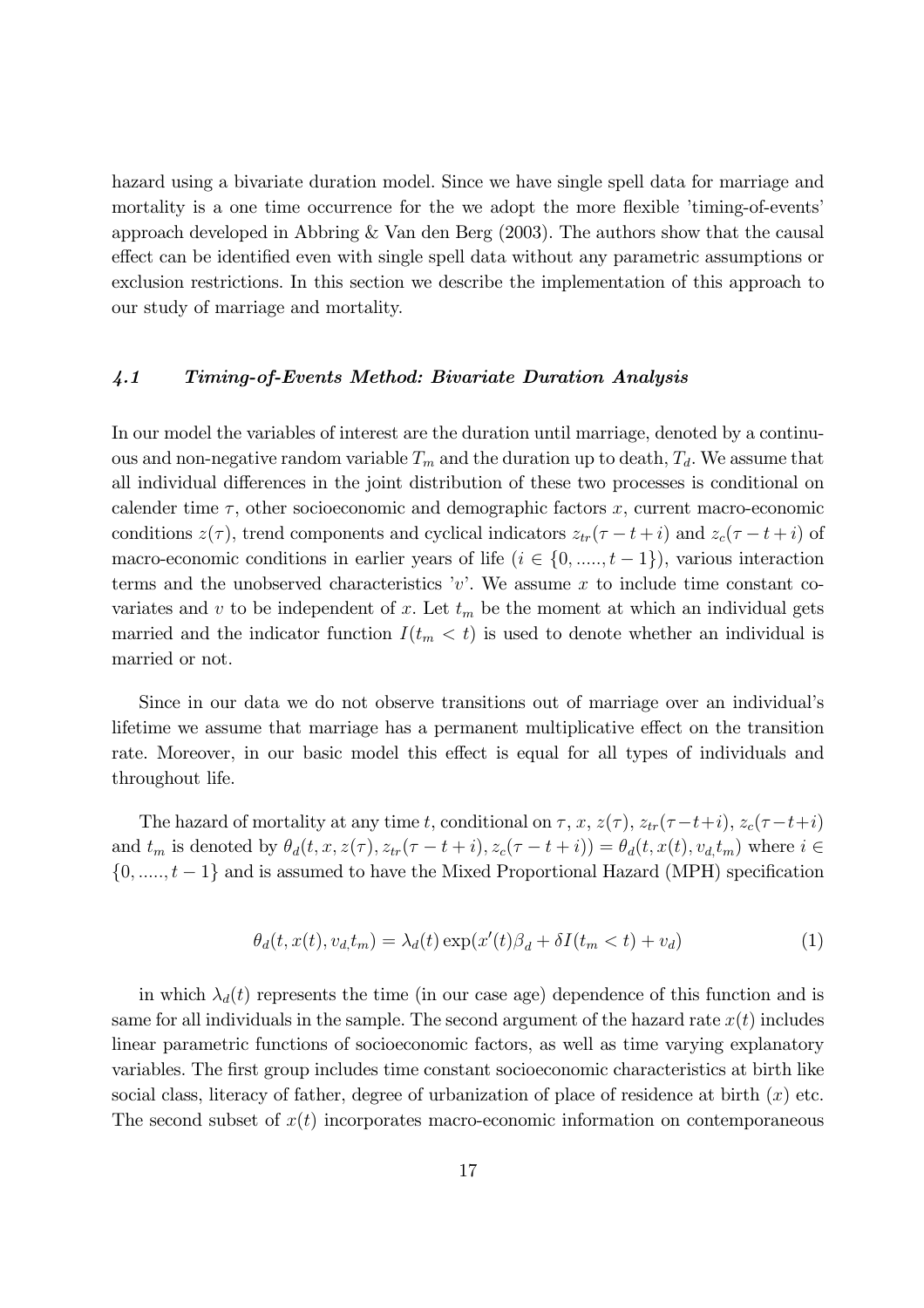hazard using a bivariate duration model. Since we have single spell data for marriage and mortality is a one time occurrence for the we adopt the more flexible 'timing-of-events' approach developed in Abbring & Van den Berg (2003). The authors show that the causal effect can be identified even with single spell data without any parametric assumptions or exclusion restrictions. In this section we describe the implementation of this approach to our study of marriage and mortality.

### *4.1 Timing-of-Events Method: Bivariate Duration Analysis*

In our model the variables of interest are the duration until marriage, denoted by a continuous and non-negative random variable $T_m$ and the duration up to death, $T_d$. We assume that all individual differences in the joint distribution of these two processes is conditional on calender time $\tau$, other socioeconomic and demographic factors $x$, current macro-economic conditions $z(\tau)$, trend components and cyclical indicators $z_{tr}(\tau - t + i)$ and $z_c(\tau - t + i)$ of macro-economic conditions in earlier years of life ($i \in \{0, ....., t-1\}$), various interaction terms and the unobserved characteristics '$v$'. We assume $x$ to include time constant covariates and $v$ to be independent of $x$. Let $t_m$ be the moment at which an individual gets married and the indicator function $I(t_m < t)$ is used to denote whether an individual is married or not.

Since in our data we do not observe transitions out of marriage over an individual's lifetime we assume that marriage has a permanent multiplicative effect on the transition rate. Moreover, in our basic model this effect is equal for all types of individuals and throughout life.

The hazard of mortality at any time $t$, conditional on $\tau$, $x$, $z(\tau)$, $z_{tr}(\tau - t + i)$, $z_c(\tau - t + i)$ and $t_m$ is denoted by $\theta_d(t, x, z(\tau), z_{tr}(\tau - t + i), z_c(\tau - t + i)) = \theta_d(t, x(t), v_{d,} t_m)$ where $i \in \{0, ....., t-1\}$ and is assumed to have the Mixed Proportional Hazard (MPH) specification

$$\theta_d(t, x(t), v_{d,} t_m) = \lambda_d(t) \exp(x'(t)\beta_d + \delta I(t_m < t) + v_d) \tag{1}$$

in which $\lambda_d(t)$ represents the time (in our case age) dependence of this function and is same for all individuals in the sample. The second argument of the hazard rate $x(t)$ includes linear parametric functions of socioeconomic factors, as well as time varying explanatory variables. The first group includes time constant socioeconomic characteristics at birth like social class, literacy of father, degree of urbanization of place of residence at birth ($x$) etc. The second subset of $x(t)$ incorporates macro-economic information on contemporaneous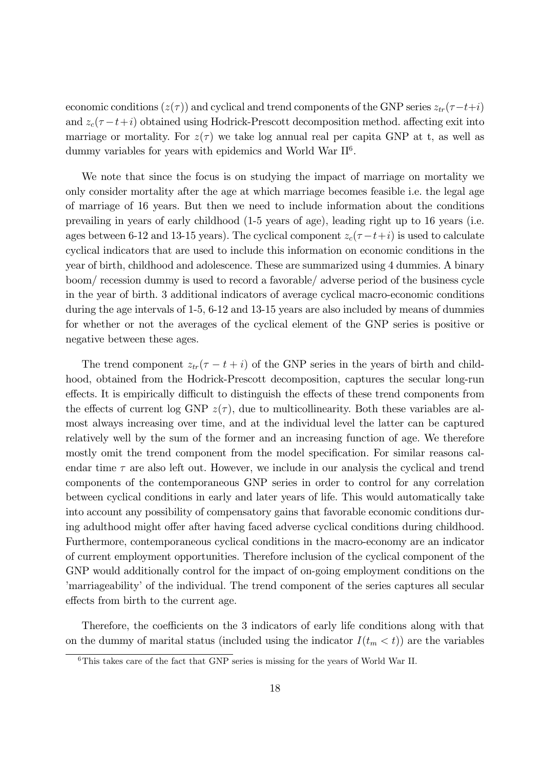economic conditions ($z(\tau)$) and cyclical and trend components of the GNP series $z_{tr}(\tau-t+i)$ and $z_c(\tau-t+i)$ obtained using Hodrick-Prescott decomposition method. affecting exit into marriage or mortality. For $z(\tau)$ we take log annual real per capita GNP at t, as well as dummy variables for years with epidemics and World War II[6].

We note that since the focus is on studying the impact of marriage on mortality we only consider mortality after the age at which marriage becomes feasible i.e. the legal age of marriage of 16 years. But then we need to include information about the conditions prevailing in years of early childhood (1-5 years of age), leading right up to 16 years (i.e. ages between 6-12 and 13-15 years). The cyclical component $z_c(\tau-t+i)$ is used to calculate cyclical indicators that are used to include this information on economic conditions in the year of birth, childhood and adolescence. These are summarized using 4 dummies. A binary boom/ recession dummy is used to record a favorable/ adverse period of the business cycle in the year of birth. 3 additional indicators of average cyclical macro-economic conditions during the age intervals of 1-5, 6-12 and 13-15 years are also included by means of dummies for whether or not the averages of the cyclical element of the GNP series is positive or negative between these ages.

The trend component $z_{tr}(\tau-t+i)$ of the GNP series in the years of birth and childhood, obtained from the Hodrick-Prescott decomposition, captures the secular long-run effects. It is empirically difficult to distinguish the effects of these trend components from the effects of current log GNP $z(\tau)$, due to multicollinearity. Both these variables are almost always increasing over time, and at the individual level the latter can be captured relatively well by the sum of the former and an increasing function of age. We therefore mostly omit the trend component from the model specification. For similar reasons calendar time $\tau$ are also left out. However, we include in our analysis the cyclical and trend components of the contemporaneous GNP series in order to control for any correlation between cyclical conditions in early and later years of life. This would automatically take into account any possibility of compensatory gains that favorable economic conditions during adulthood might offer after having faced adverse cyclical conditions during childhood. Furthermore, contemporaneous cyclical conditions in the macro-economy are an indicator of current employment opportunities. Therefore inclusion of the cyclical component of the GNP would additionally control for the impact of on-going employment conditions on the 'marriageability' of the individual. The trend component of the series captures all secular effects from birth to the current age.

Therefore, the coefficients on the 3 indicators of early life conditions along with that on the dummy of marital status (included using the indicator $I(t_m < t)$) are the variables

[6] This takes care of the fact that GNP series is missing for the years of World War II.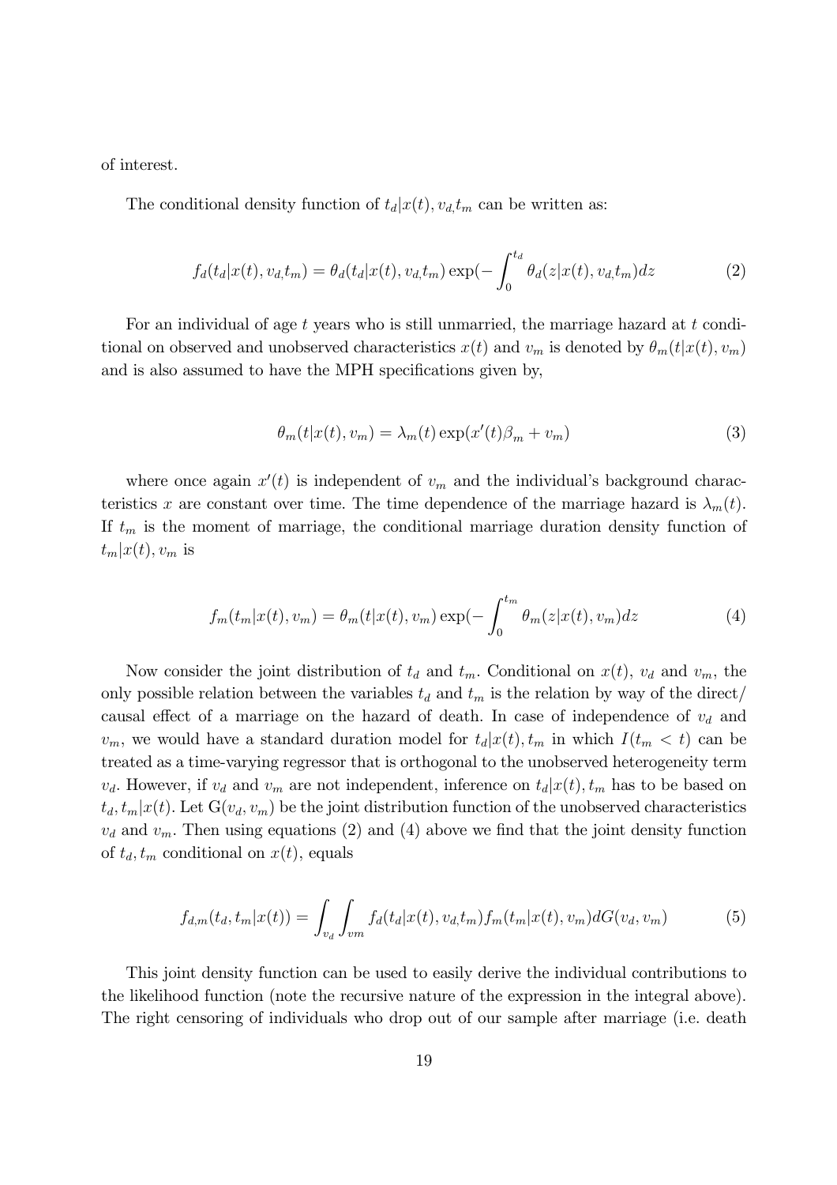of interest.

The conditional density function of $t_d|x(t), v_{d,}t_m$ can be written as:

$$f_d(t_d|x(t), v_{d,}t_m) = \theta_d(t_d|x(t), v_{d,}t_m) \exp(-\int_0^{t_d} \theta_d(z|x(t), v_{d,}t_m)dz \qquad (2)$$

For an individual of age $t$ years who is still unmarried, the marriage hazard at $t$ conditional on observed and unobserved characteristics $x(t)$ and $v_m$ is denoted by $\theta_m(t|x(t), v_m)$ and is also assumed to have the MPH specifications given by,

$$\theta_m(t|x(t), v_m) = \lambda_m(t) \exp(x'(t)\beta_m + v_m) \qquad (3)$$

where once again $x'(t)$ is independent of $v_m$ and the individual's background characteristics $x$ are constant over time. The time dependence of the marriage hazard is $\lambda_m(t)$. If $t_m$ is the moment of marriage, the conditional marriage duration density function of $t_m|x(t), v_m$ is

$$f_m(t_m|x(t), v_m) = \theta_m(t|x(t), v_m) \exp(-\int_0^{t_m} \theta_m(z|x(t), v_m)dz \qquad (4)$$

Now consider the joint distribution of $t_d$ and $t_m$. Conditional on $x(t)$, $v_d$ and $v_m$, the only possible relation between the variables $t_d$ and $t_m$ is the relation by way of the direct/ causal effect of a marriage on the hazard of death. In case of independence of $v_d$ and $v_m$, we would have a standard duration model for $t_d|x(t), t_m$ in which $I(t_m < t)$ can be treated as a time-varying regressor that is orthogonal to the unobserved heterogeneity term $v_d$. However, if $v_d$ and $v_m$ are not independent, inference on $t_d|x(t), t_m$ has to be based on $t_d, t_m|x(t)$. Let $G(v_d, v_m)$ be the joint distribution function of the unobserved characteristics $v_d$ and $v_m$. Then using equations (2) and (4) above we find that the joint density function of $t_d, t_m$ conditional on $x(t)$, equals

$$f_{d,m}(t_d, t_m|x(t)) = \int_{v_d} \int_{vm} f_d(t_d|x(t), v_{d,}t_m) f_m(t_m|x(t), v_m) dG(v_d, v_m) \qquad (5)$$

This joint density function can be used to easily derive the individual contributions to the likelihood function (note the recursive nature of the expression in the integral above). The right censoring of individuals who drop out of our sample after marriage (i.e. death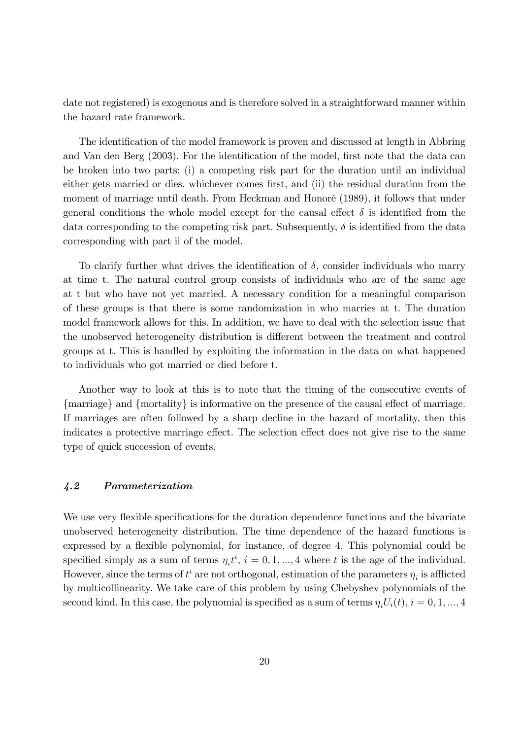date not registered) is exogenous and is therefore solved in a straightforward manner within the hazard rate framework.

The identification of the model framework is proven and discussed at length in Abbring and Van den Berg (2003). For the identification of the model, first note that the data can be broken into two parts: (i) a competing risk part for the duration until an individual either gets married or dies, whichever comes first, and (ii) the residual duration from the moment of marriage until death. From Heckman and Honoré (1989), it follows that under general conditions the whole model except for the causal effect $\delta$ is identified from the data corresponding to the competing risk part. Subsequently, $\delta$ is identified from the data corresponding with part ii of the model.

To clarify further what drives the identification of $\delta$, consider individuals who marry at time t. The natural control group consists of individuals who are of the same age at t but who have not yet married. A necessary condition for a meaningful comparison of these groups is that there is some randomization in who marries at t. The duration model framework allows for this. In addition, we have to deal with the selection issue that the unobserved heterogeneity distribution is different between the treatment and control groups at t. This is handled by exploiting the information in the data on what happened to individuals who got married or died before t.

Another way to look at this is to note that the timing of the consecutive events of {marriage} and {mortality} is informative on the presence of the causal effect of marriage. If marriages are often followed by a sharp decline in the hazard of mortality, then this indicates a protective marriage effect. The selection effect does not give rise to the same type of quick succession of events.

### *4.2 Parameterization*

We use very flexible specifications for the duration dependence functions and the bivariate unobserved heterogeneity distribution. The time dependence of the hazard functions is expressed by a flexible polynomial, for instance, of degree 4. This polynomial could be specified simply as a sum of terms $\eta_i t^i$, $i = 0, 1, ..., 4$ where $t$ is the age of the individual. However, since the terms of $t^i$ are not orthogonal, estimation of the parameters $\eta_i$ is afflicted by multicollinearity. We take care of this problem by using Chebyshev polynomials of the second kind. In this case, the polynomial is specified as a sum of terms $\eta_i U_i(t)$, $i = 0, 1, ..., 4$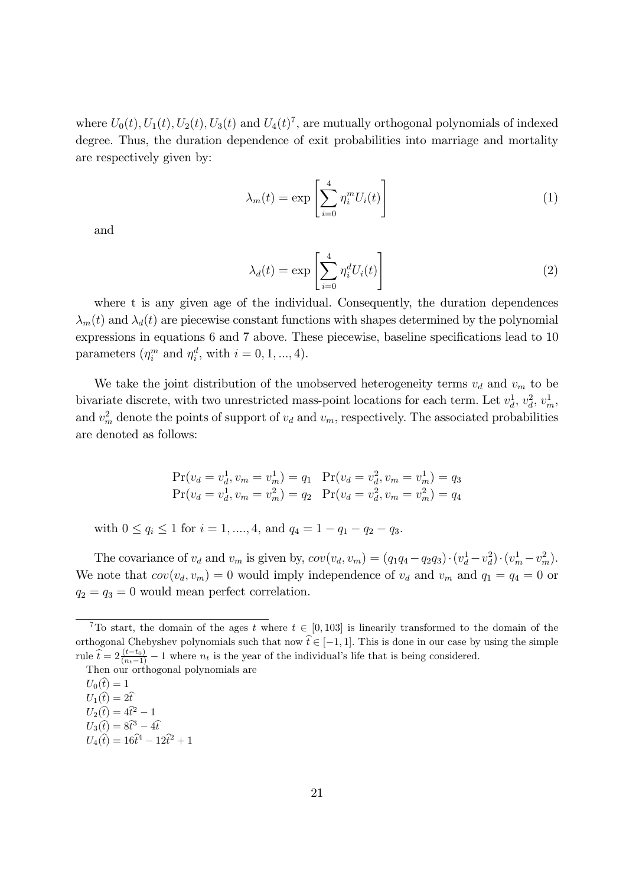where $U_0(t), U_1(t), U_2(t), U_3(t)$ and $U_4(t)$[7], are mutually orthogonal polynomials of indexed degree. Thus, the duration dependence of exit probabilities into marriage and mortality are respectively given by:

$$\lambda_m(t) = \exp\left[\sum_{i=0}^{4} \eta_i^m U_i(t)\right] \tag{1}$$

and

$$\lambda_d(t) = \exp\left[\sum_{i=0}^{4} \eta_i^d U_i(t)\right] \tag{2}$$

where t is any given age of the individual. Consequently, the duration dependences $\lambda_m(t)$ and $\lambda_d(t)$ are piecewise constant functions with shapes determined by the polynomial expressions in equations 6 and 7 above. These piecewise, baseline specifications lead to 10 parameters ($\eta_i^m$ and $\eta_i^d$, with $i = 0, 1, ..., 4$).

We take the joint distribution of the unobserved heterogeneity terms $v_d$ and $v_m$ to be bivariate discrete, with two unrestricted mass-point locations for each term. Let $v_d^1$, $v_d^2$, $v_m^1$, and $v_m^2$ denote the points of support of $v_d$ and $v_m$, respectively. The associated probabilities are denoted as follows:

$$\Pr(v_d = v_d^1, v_m = v_m^1) = q_1 \quad \Pr(v_d = v_d^2, v_m = v_m^1) = q_3$$
$$\Pr(v_d = v_d^1, v_m = v_m^2) = q_2 \quad \Pr(v_d = v_d^2, v_m = v_m^2) = q_4$$

with $0 \leq q_i \leq 1$ for $i = 1, ...., 4$, and $q_4 = 1 - q_1 - q_2 - q_3$.

The covariance of $v_d$ and $v_m$ is given by, $cov(v_d, v_m) = (q_1 q_4 - q_2 q_3) \cdot (v_d^1 - v_d^2) \cdot (v_m^1 - v_m^2)$. We note that $cov(v_d, v_m) = 0$ would imply independence of $v_d$ and $v_m$ and $q_1 = q_4 = 0$ or $q_2 = q_3 = 0$ would mean perfect correlation.

---

[7] To start, the domain of the ages $t$ where $t \in [0, 103]$ is linearily transformed to the domain of the orthogonal Chebyshev polynomials such that now $\widehat{t} \in [-1, 1]$. This is done in our case by using the simple rule $\widehat{t} = 2\frac{(t-t_0)}{(n_t-1)} - 1$ where $n_t$ is the year of the individual's life that is being considered.

Then our orthogonal polynomials are

$U_0(\widehat{t}) = 1$

$U_1(\widehat{t}) = 2\widehat{t}$

$U_2(\widehat{t}) = 4\widehat{t}^2 - 1$

$U_3(\widehat{t}) = 8\widehat{t}^3 - 4\widehat{t}$

$U_4(\widehat{t}) = 16\widehat{t}^4 - 12\widehat{t}^2 + 1$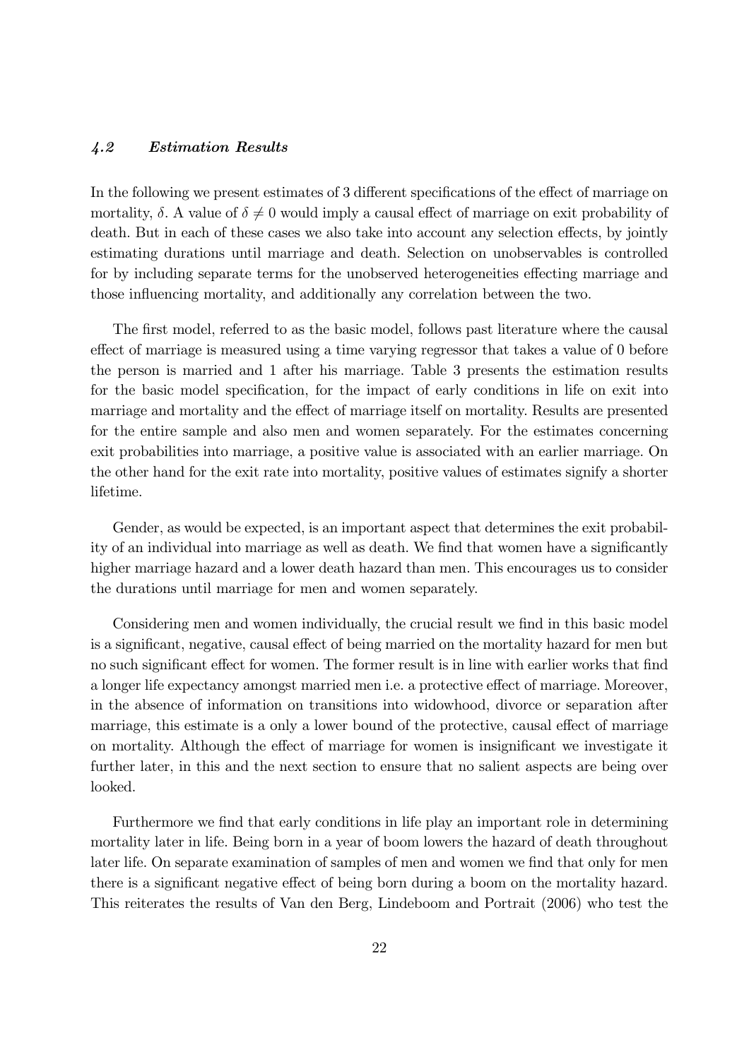### *4.2 Estimation Results*

In the following we present estimates of 3 different specifications of the effect of marriage on mortality, $\delta$. A value of $\delta \neq 0$ would imply a causal effect of marriage on exit probability of death. But in each of these cases we also take into account any selection effects, by jointly estimating durations until marriage and death. Selection on unobservables is controlled for by including separate terms for the unobserved heterogeneities effecting marriage and those influencing mortality, and additionally any correlation between the two.

The first model, referred to as the basic model, follows past literature where the causal effect of marriage is measured using a time varying regressor that takes a value of 0 before the person is married and 1 after his marriage. Table 3 presents the estimation results for the basic model specification, for the impact of early conditions in life on exit into marriage and mortality and the effect of marriage itself on mortality. Results are presented for the entire sample and also men and women separately. For the estimates concerning exit probabilities into marriage, a positive value is associated with an earlier marriage. On the other hand for the exit rate into mortality, positive values of estimates signify a shorter lifetime.

Gender, as would be expected, is an important aspect that determines the exit probability of an individual into marriage as well as death. We find that women have a significantly higher marriage hazard and a lower death hazard than men. This encourages us to consider the durations until marriage for men and women separately.

Considering men and women individually, the crucial result we find in this basic model is a significant, negative, causal effect of being married on the mortality hazard for men but no such significant effect for women. The former result is in line with earlier works that find a longer life expectancy amongst married men i.e. a protective effect of marriage. Moreover, in the absence of information on transitions into widowhood, divorce or separation after marriage, this estimate is a only a lower bound of the protective, causal effect of marriage on mortality. Although the effect of marriage for women is insignificant we investigate it further later, in this and the next section to ensure that no salient aspects are being over looked.

Furthermore we find that early conditions in life play an important role in determining mortality later in life. Being born in a year of boom lowers the hazard of death throughout later life. On separate examination of samples of men and women we find that only for men there is a significant negative effect of being born during a boom on the mortality hazard. This reiterates the results of Van den Berg, Lindeboom and Portrait (2006) who test the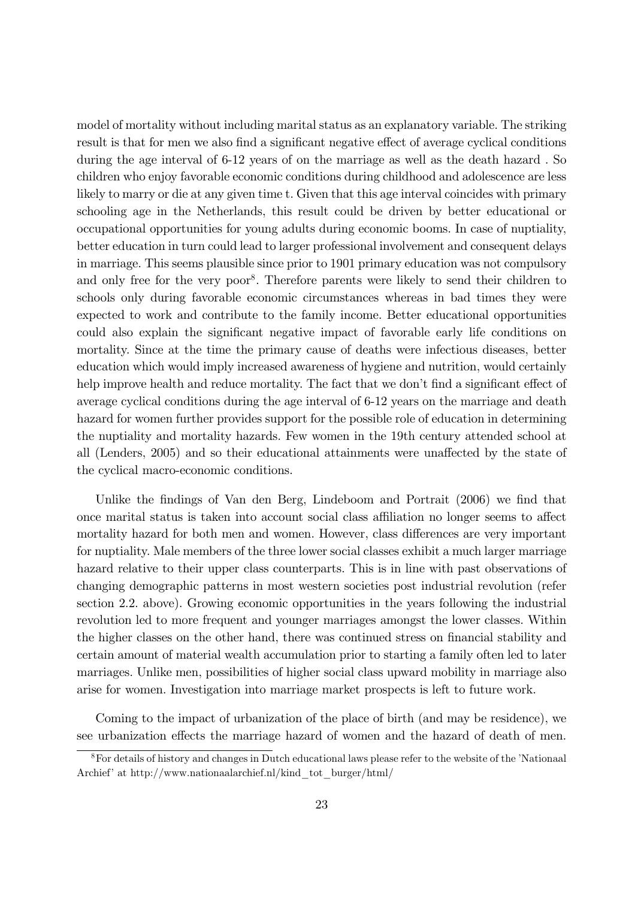model of mortality without including marital status as an explanatory variable. The striking result is that for men we also find a significant negative effect of average cyclical conditions during the age interval of 6-12 years of on the marriage as well as the death hazard . So children who enjoy favorable economic conditions during childhood and adolescence are less likely to marry or die at any given time t. Given that this age interval coincides with primary schooling age in the Netherlands, this result could be driven by better educational or occupational opportunities for young adults during economic booms. In case of nuptiality, better education in turn could lead to larger professional involvement and consequent delays in marriage. This seems plausible since prior to 1901 primary education was not compulsory and only free for the very poor[8]. Therefore parents were likely to send their children to schools only during favorable economic circumstances whereas in bad times they were expected to work and contribute to the family income. Better educational opportunities could also explain the significant negative impact of favorable early life conditions on mortality. Since at the time the primary cause of deaths were infectious diseases, better education which would imply increased awareness of hygiene and nutrition, would certainly help improve health and reduce mortality. The fact that we don't find a significant effect of average cyclical conditions during the age interval of 6-12 years on the marriage and death hazard for women further provides support for the possible role of education in determining the nuptiality and mortality hazards. Few women in the 19th century attended school at all (Lenders, 2005) and so their educational attainments were unaffected by the state of the cyclical macro-economic conditions.

Unlike the findings of Van den Berg, Lindeboom and Portrait (2006) we find that once marital status is taken into account social class affiliation no longer seems to affect mortality hazard for both men and women. However, class differences are very important for nuptiality. Male members of the three lower social classes exhibit a much larger marriage hazard relative to their upper class counterparts. This is in line with past observations of changing demographic patterns in most western societies post industrial revolution (refer section 2.2. above). Growing economic opportunities in the years following the industrial revolution led to more frequent and younger marriages amongst the lower classes. Within the higher classes on the other hand, there was continued stress on financial stability and certain amount of material wealth accumulation prior to starting a family often led to later marriages. Unlike men, possibilities of higher social class upward mobility in marriage also arise for women. Investigation into marriage market prospects is left to future work.

Coming to the impact of urbanization of the place of birth (and may be residence), we see urbanization effects the marriage hazard of women and the hazard of death of men.

[8] For details of history and changes in Dutch educational laws please refer to the website of the 'Nationaal Archief' at http://www.nationaalarchief.nl/kind_tot_burger/html/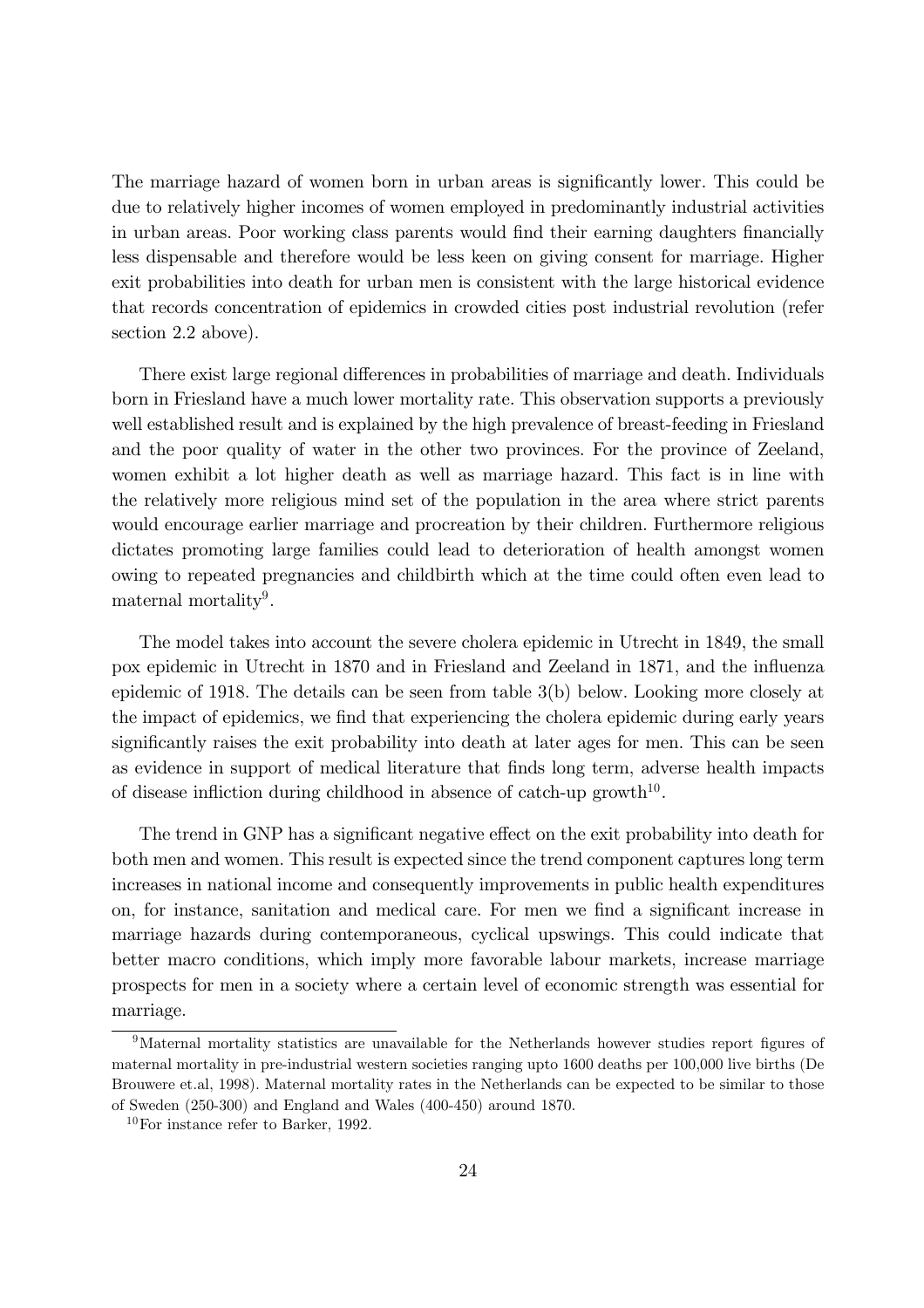The marriage hazard of women born in urban areas is significantly lower. This could be due to relatively higher incomes of women employed in predominantly industrial activities in urban areas. Poor working class parents would find their earning daughters financially less dispensable and therefore would be less keen on giving consent for marriage. Higher exit probabilities into death for urban men is consistent with the large historical evidence that records concentration of epidemics in crowded cities post industrial revolution (refer section 2.2 above).

There exist large regional differences in probabilities of marriage and death. Individuals born in Friesland have a much lower mortality rate. This observation supports a previously well established result and is explained by the high prevalence of breast-feeding in Friesland and the poor quality of water in the other two provinces. For the province of Zeeland, women exhibit a lot higher death as well as marriage hazard. This fact is in line with the relatively more religious mind set of the population in the area where strict parents would encourage earlier marriage and procreation by their children. Furthermore religious dictates promoting large families could lead to deterioration of health amongst women owing to repeated pregnancies and childbirth which at the time could often even lead to maternal mortality[9].

The model takes into account the severe cholera epidemic in Utrecht in 1849, the small pox epidemic in Utrecht in 1870 and in Friesland and Zeeland in 1871, and the influenza epidemic of 1918. The details can be seen from table 3(b) below. Looking more closely at the impact of epidemics, we find that experiencing the cholera epidemic during early years significantly raises the exit probability into death at later ages for men. This can be seen as evidence in support of medical literature that finds long term, adverse health impacts of disease infliction during childhood in absence of catch-up growth[10].

The trend in GNP has a significant negative effect on the exit probability into death for both men and women. This result is expected since the trend component captures long term increases in national income and consequently improvements in public health expenditures on, for instance, sanitation and medical care. For men we find a significant increase in marriage hazards during contemporaneous, cyclical upswings. This could indicate that better macro conditions, which imply more favorable labour markets, increase marriage prospects for men in a society where a certain level of economic strength was essential for marriage.

[9] Maternal mortality statistics are unavailable for the Netherlands however studies report figures of maternal mortality in pre-industrial western societies ranging upto 1600 deaths per 100,000 live births (De Brouwere et.al, 1998). Maternal mortality rates in the Netherlands can be expected to be similar to those of Sweden (250-300) and England and Wales (400-450) around 1870.

[10] For instance refer to Barker, 1992.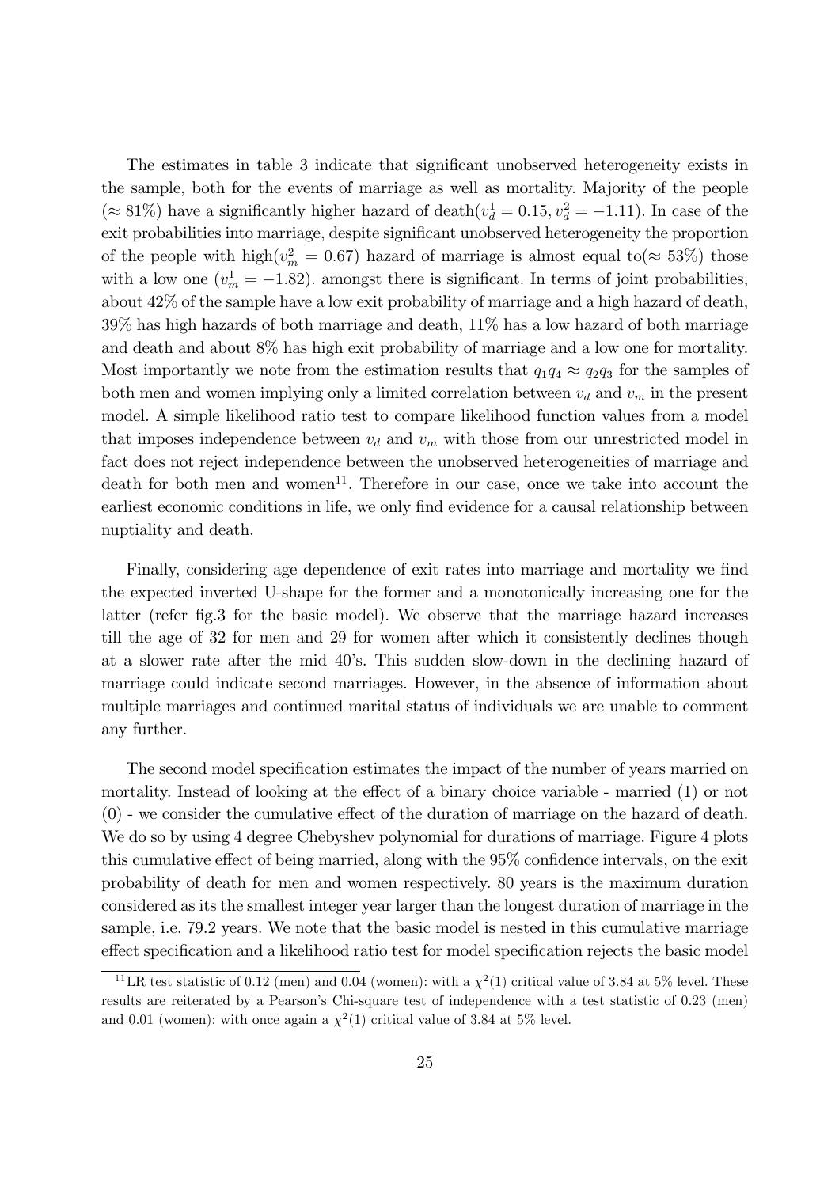The estimates in table 3 indicate that significant unobserved heterogeneity exists in the sample, both for the events of marriage as well as mortality. Majority of the people ($\approx 81\%$) have a significantly higher hazard of death($v_d^1 = 0.15, v_d^2 = -1.11$). In case of the exit probabilities into marriage, despite significant unobserved heterogeneity the proportion of the people with high($v_m^2 = 0.67$) hazard of marriage is almost equal to($\approx 53\%$) those with a low one ($v_m^1 = -1.82$). amongst there is significant. In terms of joint probabilities, about 42% of the sample have a low exit probability of marriage and a high hazard of death, 39% has high hazards of both marriage and death, 11% has a low hazard of both marriage and death and about 8% has high exit probability of marriage and a low one for mortality. Most importantly we note from the estimation results that $q_1 q_4 \approx q_2 q_3$ for the samples of both men and women implying only a limited correlation between $v_d$ and $v_m$ in the present model. A simple likelihood ratio test to compare likelihood function values from a model that imposes independence between $v_d$ and $v_m$ with those from our unrestricted model in fact does not reject independence between the unobserved heterogeneities of marriage and death for both men and women[11]. Therefore in our case, once we take into account the earliest economic conditions in life, we only find evidence for a causal relationship between nuptiality and death.

Finally, considering age dependence of exit rates into marriage and mortality we find the expected inverted U-shape for the former and a monotonically increasing one for the latter (refer fig.3 for the basic model). We observe that the marriage hazard increases till the age of 32 for men and 29 for women after which it consistently declines though at a slower rate after the mid 40's. This sudden slow-down in the declining hazard of marriage could indicate second marriages. However, in the absence of information about multiple marriages and continued marital status of individuals we are unable to comment any further.

The second model specification estimates the impact of the number of years married on mortality. Instead of looking at the effect of a binary choice variable - married (1) or not (0) - we consider the cumulative effect of the duration of marriage on the hazard of death. We do so by using 4 degree Chebyshev polynomial for durations of marriage. Figure 4 plots this cumulative effect of being married, along with the 95% confidence intervals, on the exit probability of death for men and women respectively. 80 years is the maximum duration considered as its the smallest integer year larger than the longest duration of marriage in the sample, i.e. 79.2 years. We note that the basic model is nested in this cumulative marriage effect specification and a likelihood ratio test for model specification rejects the basic model

[11] LR test statistic of 0.12 (men) and 0.04 (women): with a $\chi^2(1)$ critical value of 3.84 at 5% level. These results are reiterated by a Pearson's Chi-square test of independence with a test statistic of 0.23 (men) and 0.01 (women): with once again a $\chi^2(1)$ critical value of 3.84 at 5% level.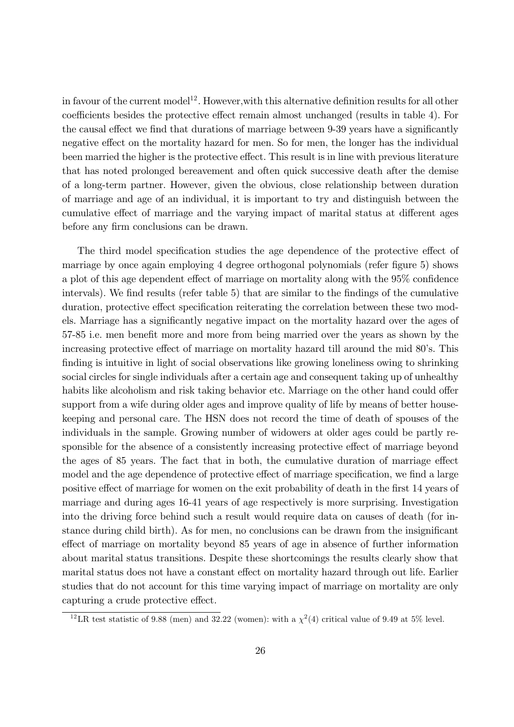in favour of the current model[12]. However,with this alternative definition results for all other coefficients besides the protective effect remain almost unchanged (results in table 4). For the causal effect we find that durations of marriage between 9-39 years have a significantly negative effect on the mortality hazard for men. So for men, the longer has the individual been married the higher is the protective effect. This result is in line with previous literature that has noted prolonged bereavement and often quick successive death after the demise of a long-term partner. However, given the obvious, close relationship between duration of marriage and age of an individual, it is important to try and distinguish between the cumulative effect of marriage and the varying impact of marital status at different ages before any firm conclusions can be drawn.

The third model specification studies the age dependence of the protective effect of marriage by once again employing 4 degree orthogonal polynomials (refer figure 5) shows a plot of this age dependent effect of marriage on mortality along with the 95% confidence intervals). We find results (refer table 5) that are similar to the findings of the cumulative duration, protective effect specification reiterating the correlation between these two models. Marriage has a significantly negative impact on the mortality hazard over the ages of 57-85 i.e. men benefit more and more from being married over the years as shown by the increasing protective effect of marriage on mortality hazard till around the mid 80's. This finding is intuitive in light of social observations like growing loneliness owing to shrinking social circles for single individuals after a certain age and consequent taking up of unhealthy habits like alcoholism and risk taking behavior etc. Marriage on the other hand could offer support from a wife during older ages and improve quality of life by means of better housekeeping and personal care. The HSN does not record the time of death of spouses of the individuals in the sample. Growing number of widowers at older ages could be partly responsible for the absence of a consistently increasing protective effect of marriage beyond the ages of 85 years. The fact that in both, the cumulative duration of marriage effect model and the age dependence of protective effect of marriage specification, we find a large positive effect of marriage for women on the exit probability of death in the first 14 years of marriage and during ages 16-41 years of age respectively is more surprising. Investigation into the driving force behind such a result would require data on causes of death (for instance during child birth). As for men, no conclusions can be drawn from the insignificant effect of marriage on mortality beyond 85 years of age in absence of further information about marital status transitions. Despite these shortcomings the results clearly show that marital status does not have a constant effect on mortality hazard through out life. Earlier studies that do not account for this time varying impact of marriage on mortality are only capturing a crude protective effect.

[12] LR test statistic of 9.88 (men) and 32.22 (women): with a $\chi^2(4)$ critical value of 9.49 at 5% level.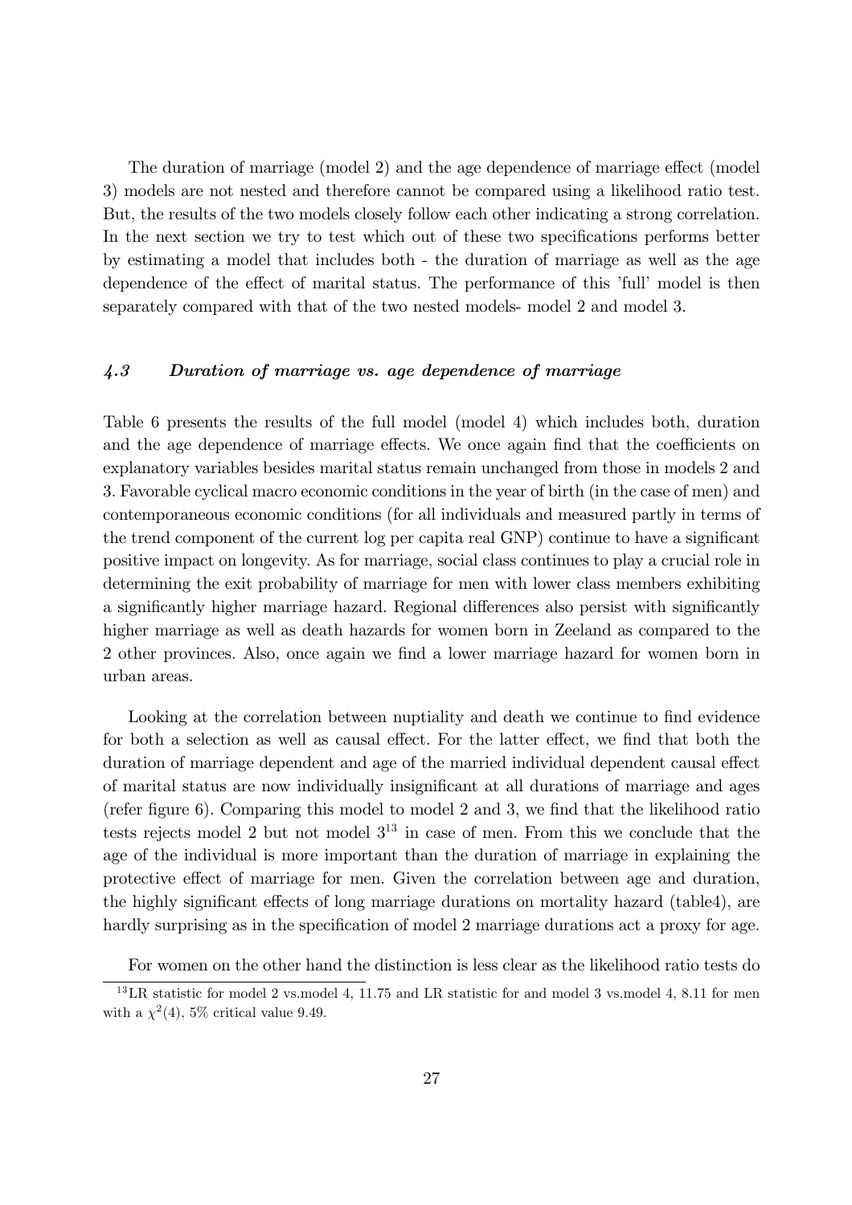The duration of marriage (model 2) and the age dependence of marriage effect (model 3) models are not nested and therefore cannot be compared using a likelihood ratio test. But, the results of the two models closely follow each other indicating a strong correlation. In the next section we try to test which out of these two specifications performs better by estimating a model that includes both - the duration of marriage as well as the age dependence of the effect of marital status. The performance of this 'full' model is then separately compared with that of the two nested models- model 2 and model 3.

### *4.3 Duration of marriage vs. age dependence of marriage*

Table 6 presents the results of the full model (model 4) which includes both, duration and the age dependence of marriage effects. We once again find that the coefficients on explanatory variables besides marital status remain unchanged from those in models 2 and 3. Favorable cyclical macro economic conditions in the year of birth (in the case of men) and contemporaneous economic conditions (for all individuals and measured partly in terms of the trend component of the current log per capita real GNP) continue to have a significant positive impact on longevity. As for marriage, social class continues to play a crucial role in determining the exit probability of marriage for men with lower class members exhibiting a significantly higher marriage hazard. Regional differences also persist with significantly higher marriage as well as death hazards for women born in Zeeland as compared to the 2 other provinces. Also, once again we find a lower marriage hazard for women born in urban areas.

Looking at the correlation between nuptiality and death we continue to find evidence for both a selection as well as causal effect. For the latter effect, we find that both the duration of marriage dependent and age of the married individual dependent causal effect of marital status are now individually insignificant at all durations of marriage and ages (refer figure 6). Comparing this model to model 2 and 3, we find that the likelihood ratio tests rejects model 2 but not model 3[13] in case of men. From this we conclude that the age of the individual is more important than the duration of marriage in explaining the protective effect of marriage for men. Given the correlation between age and duration, the highly significant effects of long marriage durations on mortality hazard (table4), are hardly surprising as in the specification of model 2 marriage durations act a proxy for age.

For women on the other hand the distinction is less clear as the likelihood ratio tests do

[13] LR statistic for model 2 vs.model 4, 11.75 and LR statistic for and model 3 vs.model 4, 8.11 for men with a $\chi^2(4)$, 5% critical value 9.49.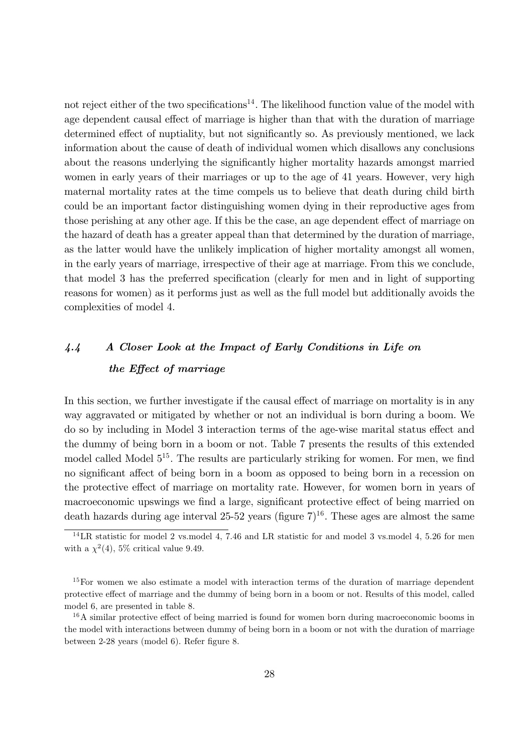not reject either of the two specifications[14]. The likelihood function value of the model with age dependent causal effect of marriage is higher than that with the duration of marriage determined effect of nuptiality, but not significantly so. As previously mentioned, we lack information about the cause of death of individual women which disallows any conclusions about the reasons underlying the significantly higher mortality hazards amongst married women in early years of their marriages or up to the age of 41 years. However, very high maternal mortality rates at the time compels us to believe that death during child birth could be an important factor distinguishing women dying in their reproductive ages from those perishing at any other age. If this be the case, an age dependent effect of marriage on the hazard of death has a greater appeal than that determined by the duration of marriage, as the latter would have the unlikely implication of higher mortality amongst all women, in the early years of marriage, irrespective of their age at marriage. From this we conclude, that model 3 has the preferred specification (clearly for men and in light of supporting reasons for women) as it performs just as well as the full model but additionally avoids the complexities of model 4.

### *4.4 A Closer Look at the Impact of Early Conditions in Life on the Effect of marriage*

In this section, we further investigate if the causal effect of marriage on mortality is in any way aggravated or mitigated by whether or not an individual is born during a boom. We do so by including in Model 3 interaction terms of the age-wise marital status effect and the dummy of being born in a boom or not. Table 7 presents the results of this extended model called Model 5[15]. The results are particularly striking for women. For men, we find no significant affect of being born in a boom as opposed to being born in a recession on the protective effect of marriage on mortality rate. However, for women born in years of macroeconomic upswings we find a large, significant protective effect of being married on death hazards during age interval 25-52 years (figure 7)[16]. These ages are almost the same

---

[14] LR statistic for model 2 vs.model 4, 7.46 and LR statistic for and model 3 vs.model 4, 5.26 for men with a $\chi^2(4)$, 5% critical value 9.49.

[15] For women we also estimate a model with interaction terms of the duration of marriage dependent protective effect of marriage and the dummy of being born in a boom or not. Results of this model, called model 6, are presented in table 8.

[16] A similar protective effect of being married is found for women born during macroeconomic booms in the model with interactions between dummy of being born in a boom or not with the duration of marriage between 2-28 years (model 6). Refer figure 8.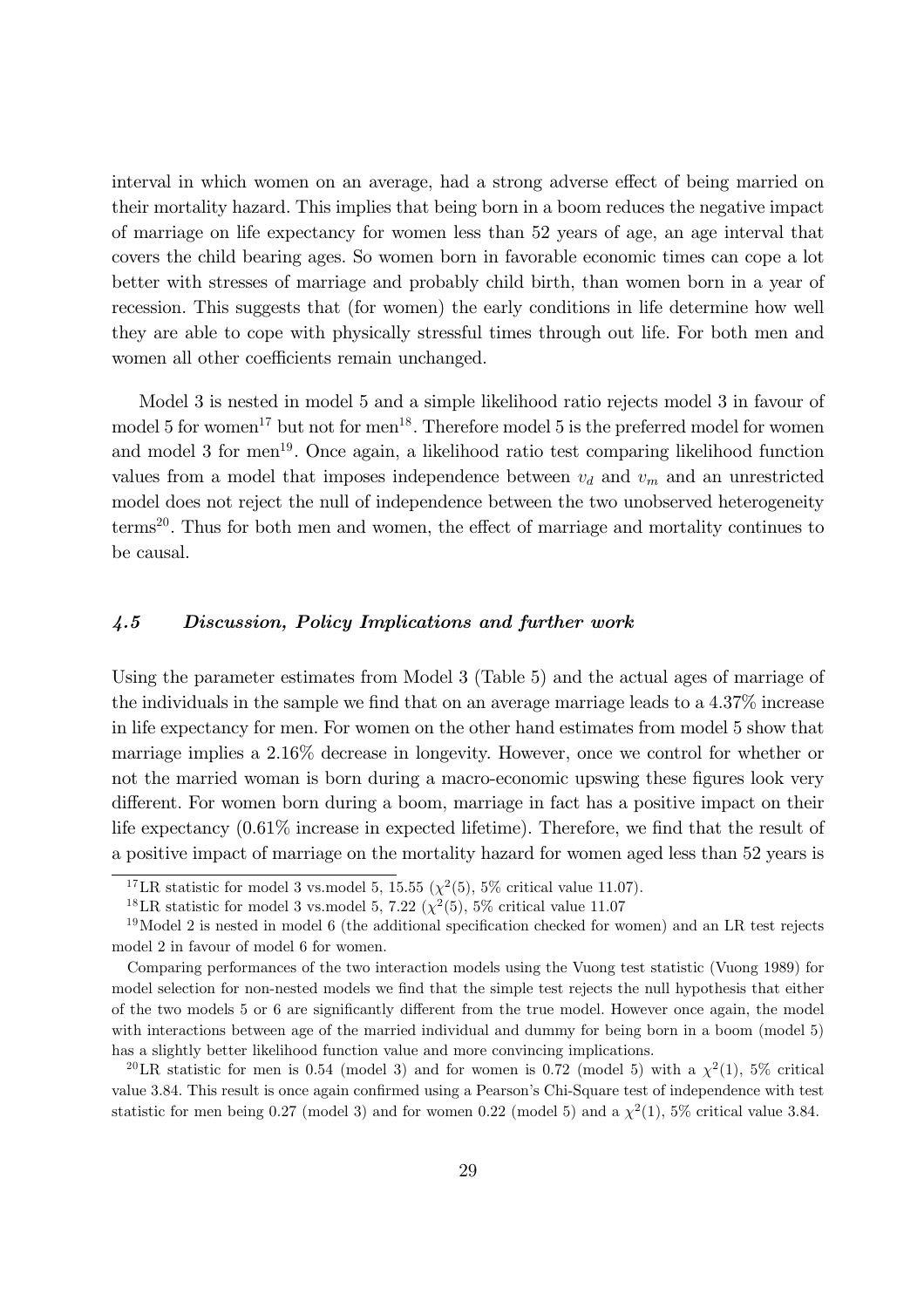interval in which women on an average, had a strong adverse effect of being married on their mortality hazard. This implies that being born in a boom reduces the negative impact of marriage on life expectancy for women less than 52 years of age, an age interval that covers the child bearing ages. So women born in favorable economic times can cope a lot better with stresses of marriage and probably child birth, than women born in a year of recession. This suggests that (for women) the early conditions in life determine how well they are able to cope with physically stressful times through out life. For both men and women all other coefficients remain unchanged.

Model 3 is nested in model 5 and a simple likelihood ratio rejects model 3 in favour of model 5 for women[17] but not for men[18]. Therefore model 5 is the preferred model for women and model 3 for men[19]. Once again, a likelihood ratio test comparing likelihood function values from a model that imposes independence between $v_d$ and $v_m$ and an unrestricted model does not reject the null of independence between the two unobserved heterogeneity terms[20]. Thus for both men and women, the effect of marriage and mortality continues to be causal.

### *4.5 Discussion, Policy Implications and further work*

Using the parameter estimates from Model 3 (Table 5) and the actual ages of marriage of the individuals in the sample we find that on an average marriage leads to a 4.37% increase in life expectancy for men. For women on the other hand estimates from model 5 show that marriage implies a 2.16% decrease in longevity. However, once we control for whether or not the married woman is born during a macro-economic upswing these figures look very different. For women born during a boom, marriage in fact has a positive impact on their life expectancy (0.61% increase in expected lifetime). Therefore, we find that the result of a positive impact of marriage on the mortality hazard for women aged less than 52 years is

---

[17] LR statistic for model 3 vs.model 5, 15.55 ($\chi^2(5)$, 5% critical value 11.07).

[18] LR statistic for model 3 vs.model 5, 7.22 ($\chi^2(5)$, 5% critical value 11.07

[19] Model 2 is nested in model 6 (the additional specification checked for women) and an LR test rejects model 2 in favour of model 6 for women.

Comparing performances of the two interaction models using the Vuong test statistic (Vuong 1989) for model selection for non-nested models we find that the simple test rejects the null hypothesis that either of the two models 5 or 6 are significantly different from the true model. However once again, the model with interactions between age of the married individual and dummy for being born in a boom (model 5) has a slightly better likelihood function value and more convincing implications.

[20] LR statistic for men is 0.54 (model 3) and for women is 0.72 (model 5) with a $\chi^2(1)$, 5% critical value 3.84. This result is once again confirmed using a Pearson's Chi-Square test of independence with test statistic for men being 0.27 (model 3) and for women 0.22 (model 5) and a $\chi^2(1)$, 5% critical value 3.84.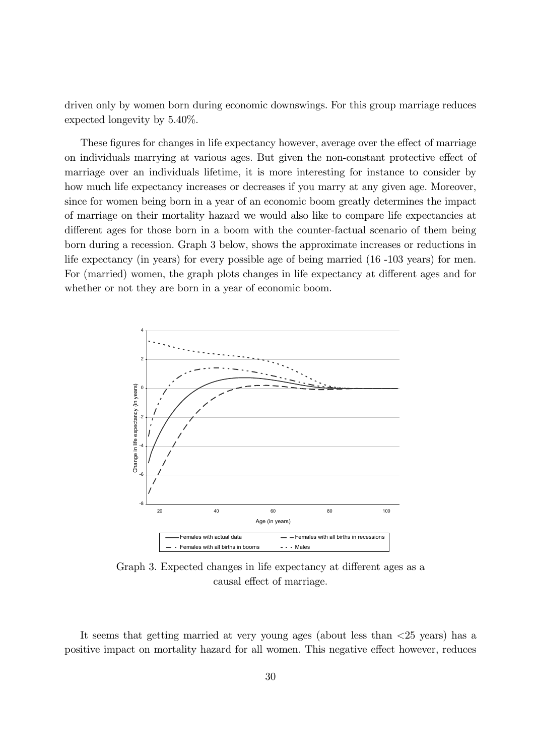driven only by women born during economic downswings. For this group marriage reduces expected longevity by 5.40%.

These figures for changes in life expectancy however, average over the effect of marriage on individuals marrying at various ages. But given the non-constant protective effect of marriage over an individuals lifetime, it is more interesting for instance to consider by how much life expectancy increases or decreases if you marry at any given age. Moreover, since for women being born in a year of an economic boom greatly determines the impact of marriage on their mortality hazard we would also like to compare life expectancies at different ages for those born in a boom with the counter-factual scenario of them being born during a recession. Graph 3 below, shows the approximate increases or reductions in life expectancy (in years) for every possible age of being married (16 -103 years) for men. For (married) women, the graph plots changes in life expectancy at different ages and for whether or not they are born in a year of economic boom.

Graph 3. Expected changes in life expectancy at different ages as a causal effect of marriage.

It seems that getting married at very young ages (about less than <25 years) has a positive impact on mortality hazard for all women. This negative effect however, reduces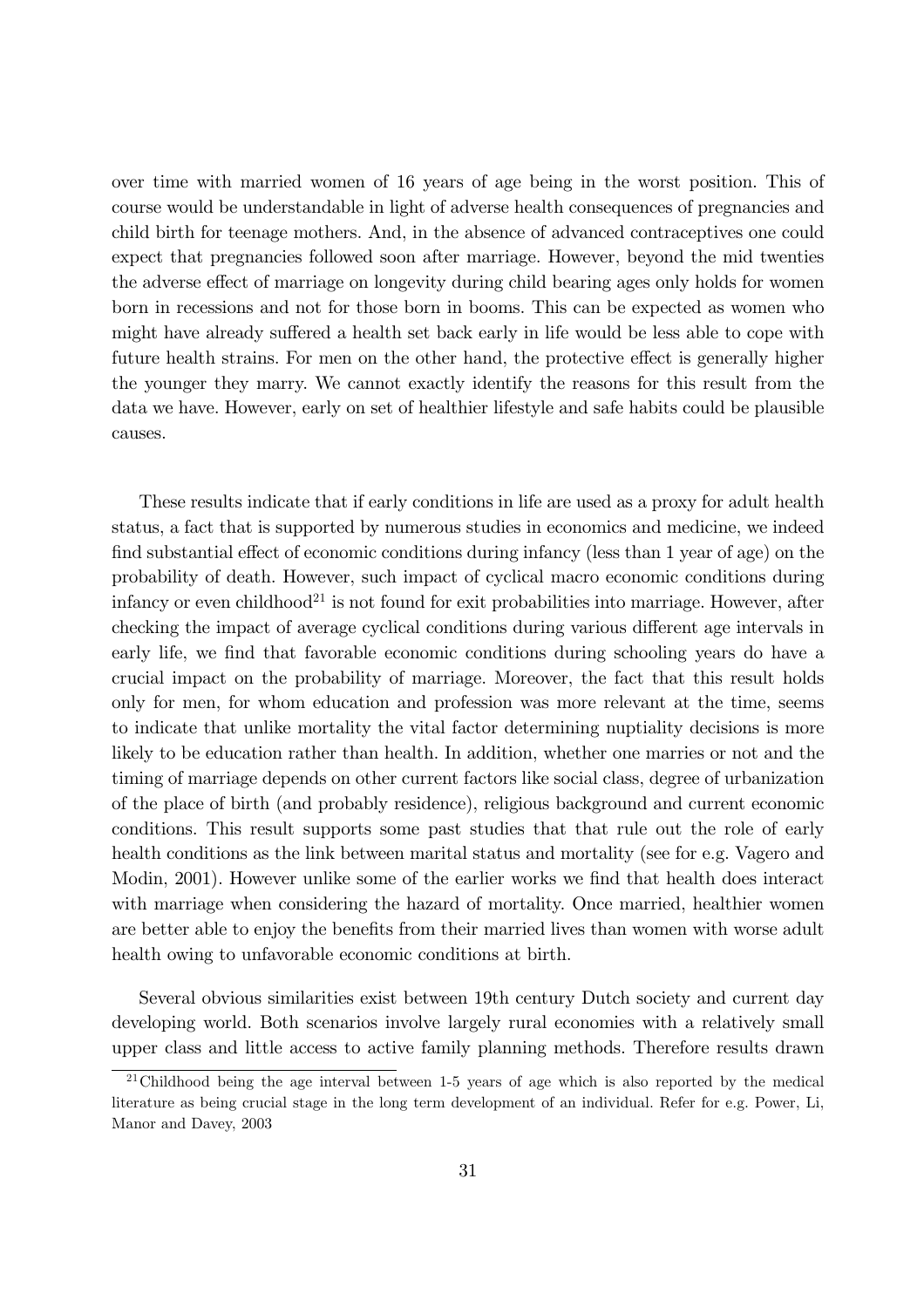over time with married women of 16 years of age being in the worst position. This of course would be understandable in light of adverse health consequences of pregnancies and child birth for teenage mothers. And, in the absence of advanced contraceptives one could expect that pregnancies followed soon after marriage. However, beyond the mid twenties the adverse effect of marriage on longevity during child bearing ages only holds for women born in recessions and not for those born in booms. This can be expected as women who might have already suffered a health set back early in life would be less able to cope with future health strains. For men on the other hand, the protective effect is generally higher the younger they marry. We cannot exactly identify the reasons for this result from the data we have. However, early on set of healthier lifestyle and safe habits could be plausible causes.

These results indicate that if early conditions in life are used as a proxy for adult health status, a fact that is supported by numerous studies in economics and medicine, we indeed find substantial effect of economic conditions during infancy (less than 1 year of age) on the probability of death. However, such impact of cyclical macro economic conditions during infancy or even childhood[21] is not found for exit probabilities into marriage. However, after checking the impact of average cyclical conditions during various different age intervals in early life, we find that favorable economic conditions during schooling years do have a crucial impact on the probability of marriage. Moreover, the fact that this result holds only for men, for whom education and profession was more relevant at the time, seems to indicate that unlike mortality the vital factor determining nuptiality decisions is more likely to be education rather than health. In addition, whether one marries or not and the timing of marriage depends on other current factors like social class, degree of urbanization of the place of birth (and probably residence), religious background and current economic conditions. This result supports some past studies that that rule out the role of early health conditions as the link between marital status and mortality (see for e.g. Vagero and Modin, 2001). However unlike some of the earlier works we find that health does interact with marriage when considering the hazard of mortality. Once married, healthier women are better able to enjoy the benefits from their married lives than women with worse adult health owing to unfavorable economic conditions at birth.

Several obvious similarities exist between 19th century Dutch society and current day developing world. Both scenarios involve largely rural economies with a relatively small upper class and little access to active family planning methods. Therefore results drawn

[21] Childhood being the age interval between 1-5 years of age which is also reported by the medical literature as being crucial stage in the long term development of an individual. Refer for e.g. Power, Li, Manor and Davey, 2003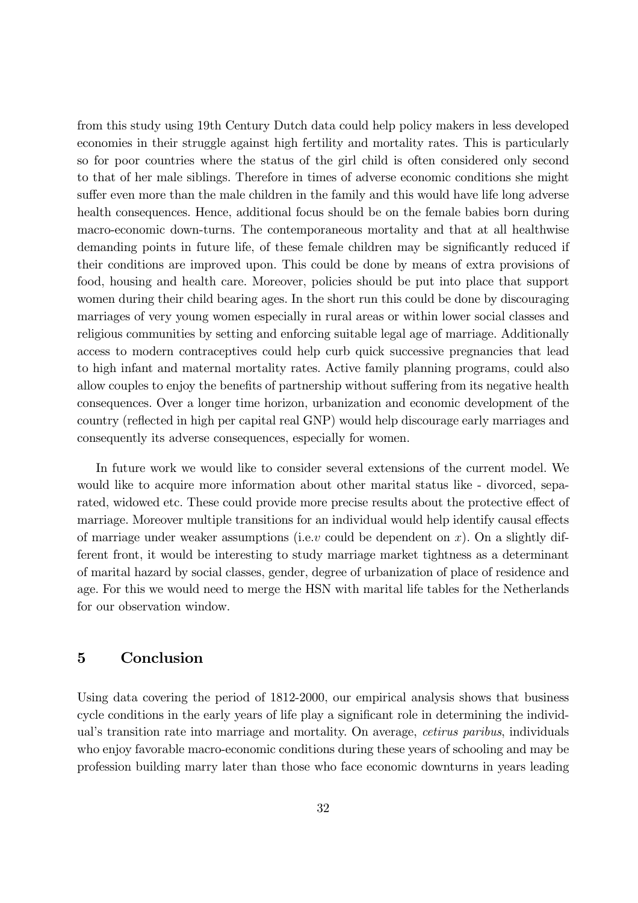from this study using 19th Century Dutch data could help policy makers in less developed economies in their struggle against high fertility and mortality rates. This is particularly so for poor countries where the status of the girl child is often considered only second to that of her male siblings. Therefore in times of adverse economic conditions she might suffer even more than the male children in the family and this would have life long adverse health consequences. Hence, additional focus should be on the female babies born during macro-economic down-turns. The contemporaneous mortality and that at all healthwise demanding points in future life, of these female children may be significantly reduced if their conditions are improved upon. This could be done by means of extra provisions of food, housing and health care. Moreover, policies should be put into place that support women during their child bearing ages. In the short run this could be done by discouraging marriages of very young women especially in rural areas or within lower social classes and religious communities by setting and enforcing suitable legal age of marriage. Additionally access to modern contraceptives could help curb quick successive pregnancies that lead to high infant and maternal mortality rates. Active family planning programs, could also allow couples to enjoy the benefits of partnership without suffering from its negative health consequences. Over a longer time horizon, urbanization and economic development of the country (reflected in high per capital real GNP) would help discourage early marriages and consequently its adverse consequences, especially for women.

In future work we would like to consider several extensions of the current model. We would like to acquire more information about other marital status like - divorced, separated, widowed etc. These could provide more precise results about the protective effect of marriage. Moreover multiple transitions for an individual would help identify causal effects of marriage under weaker assumptions (i.e.$v$ could be dependent on $x$). On a slightly different front, it would be interesting to study marriage market tightness as a determinant of marital hazard by social classes, gender, degree of urbanization of place of residence and age. For this we would need to merge the HSN with marital life tables for the Netherlands for our observation window.

## 5 Conclusion

Using data covering the period of 1812-2000, our empirical analysis shows that business cycle conditions in the early years of life play a significant role in determining the individual's transition rate into marriage and mortality. On average, *cetirus paribus*, individuals who enjoy favorable macro-economic conditions during these years of schooling and may be profession building marry later than those who face economic downturns in years leading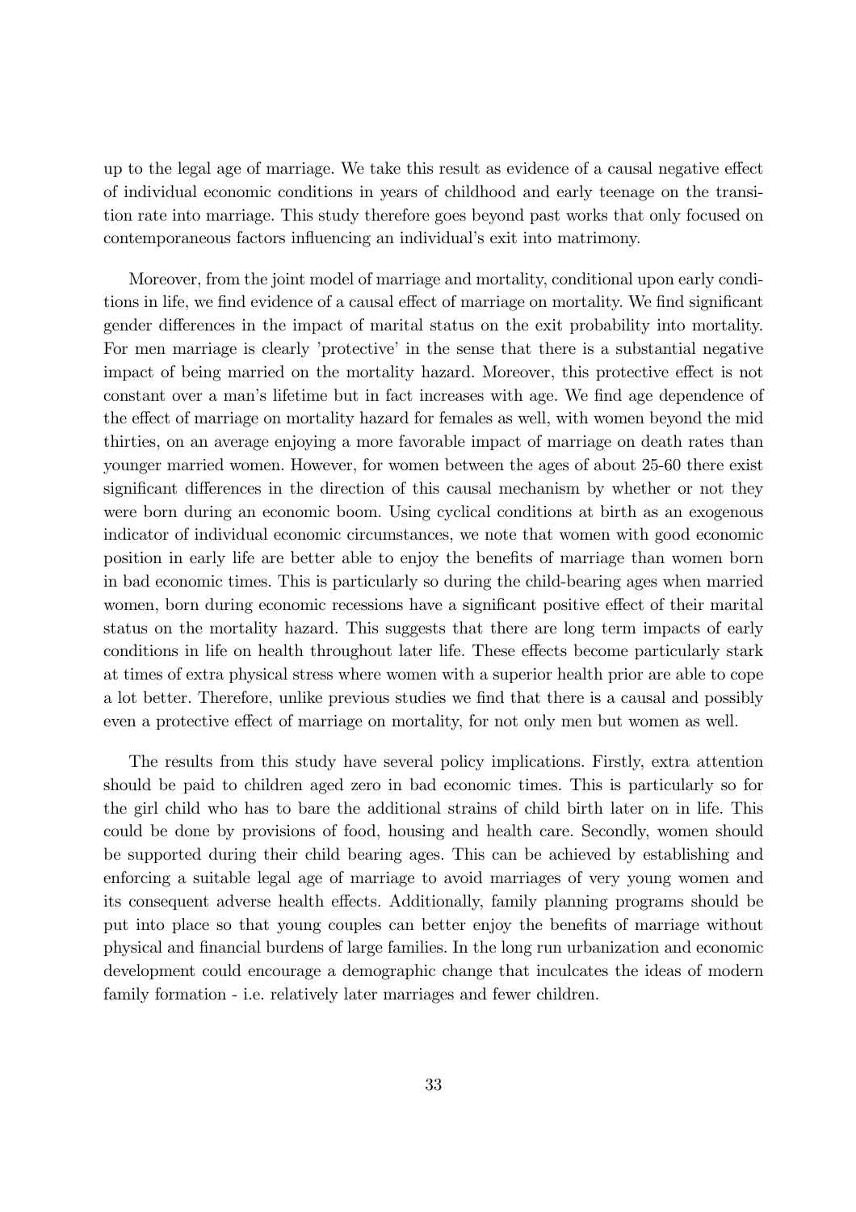up to the legal age of marriage. We take this result as evidence of a causal negative effect of individual economic conditions in years of childhood and early teenage on the transition rate into marriage. This study therefore goes beyond past works that only focused on contemporaneous factors influencing an individual's exit into matrimony.

Moreover, from the joint model of marriage and mortality, conditional upon early conditions in life, we find evidence of a causal effect of marriage on mortality. We find significant gender differences in the impact of marital status on the exit probability into mortality. For men marriage is clearly 'protective' in the sense that there is a substantial negative impact of being married on the mortality hazard. Moreover, this protective effect is not constant over a man's lifetime but in fact increases with age. We find age dependence of the effect of marriage on mortality hazard for females as well, with women beyond the mid thirties, on an average enjoying a more favorable impact of marriage on death rates than younger married women. However, for women between the ages of about 25-60 there exist significant differences in the direction of this causal mechanism by whether or not they were born during an economic boom. Using cyclical conditions at birth as an exogenous indicator of individual economic circumstances, we note that women with good economic position in early life are better able to enjoy the benefits of marriage than women born in bad economic times. This is particularly so during the child-bearing ages when married women, born during economic recessions have a significant positive effect of their marital status on the mortality hazard. This suggests that there are long term impacts of early conditions in life on health throughout later life. These effects become particularly stark at times of extra physical stress where women with a superior health prior are able to cope a lot better. Therefore, unlike previous studies we find that there is a causal and possibly even a protective effect of marriage on mortality, for not only men but women as well.

The results from this study have several policy implications. Firstly, extra attention should be paid to children aged zero in bad economic times. This is particularly so for the girl child who has to bare the additional strains of child birth later on in life. This could be done by provisions of food, housing and health care. Secondly, women should be supported during their child bearing ages. This can be achieved by establishing and enforcing a suitable legal age of marriage to avoid marriages of very young women and its consequent adverse health effects. Additionally, family planning programs should be put into place so that young couples can better enjoy the benefits of marriage without physical and financial burdens of large families. In the long run urbanization and economic development could encourage a demographic change that inculcates the ideas of modern family formation - i.e. relatively later marriages and fewer children.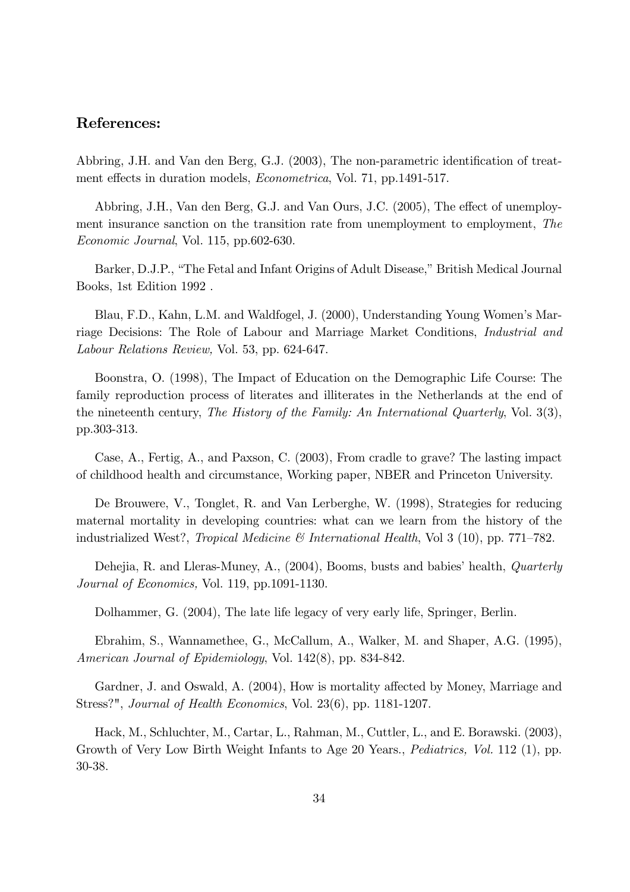## References:

Abbring, J.H. and Van den Berg, G.J. (2003), The non-parametric identification of treatment effects in duration models, *Econometrica*, Vol. 71, pp.1491-517.

Abbring, J.H., Van den Berg, G.J. and Van Ours, J.C. (2005), The effect of unemployment insurance sanction on the transition rate from unemployment to employment, *The Economic Journal*, Vol. 115, pp.602-630.

Barker, D.J.P., "The Fetal and Infant Origins of Adult Disease," British Medical Journal Books, 1st Edition 1992 .

Blau, F.D., Kahn, L.M. and Waldfogel, J. (2000), Understanding Young Women's Marriage Decisions: The Role of Labour and Marriage Market Conditions, *Industrial and Labour Relations Review,* Vol. 53, pp. 624-647.

Boonstra, O. (1998), The Impact of Education on the Demographic Life Course: The family reproduction process of literates and illiterates in the Netherlands at the end of the nineteenth century, *The History of the Family: An International Quarterly*, Vol. 3(3), pp.303-313.

Case, A., Fertig, A., and Paxson, C. (2003), From cradle to grave? The lasting impact of childhood health and circumstance, Working paper, NBER and Princeton University.

De Brouwere, V., Tonglet, R. and Van Lerberghe, W. (1998), Strategies for reducing maternal mortality in developing countries: what can we learn from the history of the industrialized West?, *Tropical Medicine & International Health*, Vol 3 (10), pp. 771–782.

Dehejia, R. and Lleras-Muney, A., (2004), Booms, busts and babies' health, *Quarterly Journal of Economics,* Vol. 119, pp.1091-1130.

Dolhammer, G. (2004), The late life legacy of very early life, Springer, Berlin.

Ebrahim, S., Wannamethee, G., McCallum, A., Walker, M. and Shaper, A.G. (1995), *American Journal of Epidemiology*, Vol. 142(8), pp. 834-842.

Gardner, J. and Oswald, A. (2004), How is mortality affected by Money, Marriage and Stress?", *Journal of Health Economics*, Vol. 23(6), pp. 1181-1207.

Hack, M., Schluchter, M., Cartar, L., Rahman, M., Cuttler, L., and E. Borawski. (2003), Growth of Very Low Birth Weight Infants to Age 20 Years., *Pediatrics, Vol.* 112 (1), pp. 30-38.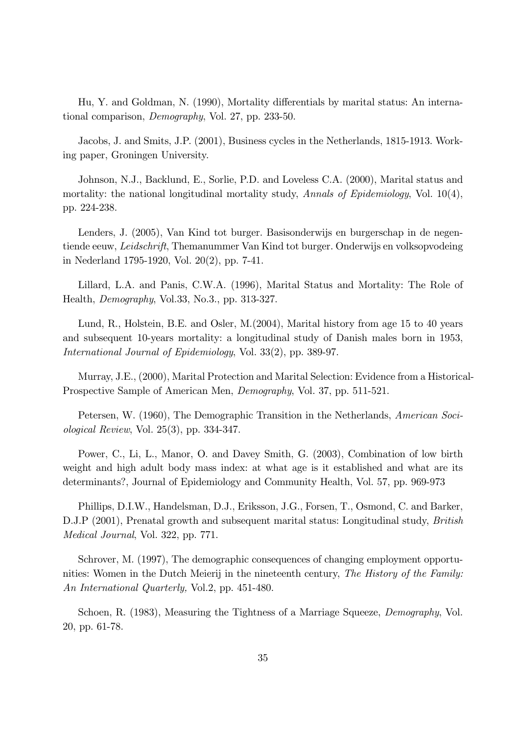Hu, Y. and Goldman, N. (1990), Mortality differentials by marital status: An international comparison, *Demography*, Vol. 27, pp. 233-50.

Jacobs, J. and Smits, J.P. (2001), Business cycles in the Netherlands, 1815-1913. Working paper, Groningen University.

Johnson, N.J., Backlund, E., Sorlie, P.D. and Loveless C.A. (2000), Marital status and mortality: the national longitudinal mortality study, *Annals of Epidemiology*, Vol. 10(4), pp. 224-238.

Lenders, J. (2005), Van Kind tot burger. Basisonderwijs en burgerschap in de negentiende eeuw, *Leidschrift*, Themanummer Van Kind tot burger. Onderwijs en volksopvodeing in Nederland 1795-1920, Vol. 20(2), pp. 7-41.

Lillard, L.A. and Panis, C.W.A. (1996), Marital Status and Mortality: The Role of Health, *Demography*, Vol.33, No.3., pp. 313-327.

Lund, R., Holstein, B.E. and Osler, M.(2004), Marital history from age 15 to 40 years and subsequent 10-years mortality: a longitudinal study of Danish males born in 1953, *International Journal of Epidemiology*, Vol. 33(2), pp. 389-97.

Murray, J.E., (2000), Marital Protection and Marital Selection: Evidence from a Historical-Prospective Sample of American Men, *Demography*, Vol. 37, pp. 511-521.

Petersen, W. (1960), The Demographic Transition in the Netherlands, *American Sociological Review*, Vol. 25(3), pp. 334-347.

Power, C., Li, L., Manor, O. and Davey Smith, G. (2003), Combination of low birth weight and high adult body mass index: at what age is it established and what are its determinants?, Journal of Epidemiology and Community Health, Vol. 57, pp. 969-973

Phillips, D.I.W., Handelsman, D.J., Eriksson, J.G., Forsen, T., Osmond, C. and Barker, D.J.P (2001), Prenatal growth and subsequent marital status: Longitudinal study, *British Medical Journal*, Vol. 322, pp. 771.

Schrover, M. (1997), The demographic consequences of changing employment opportunities: Women in the Dutch Meierij in the nineteenth century, *The History of the Family: An International Quarterly,* Vol.2, pp. 451-480.

Schoen, R. (1983), Measuring the Tightness of a Marriage Squeeze, *Demography*, Vol. 20, pp. 61-78.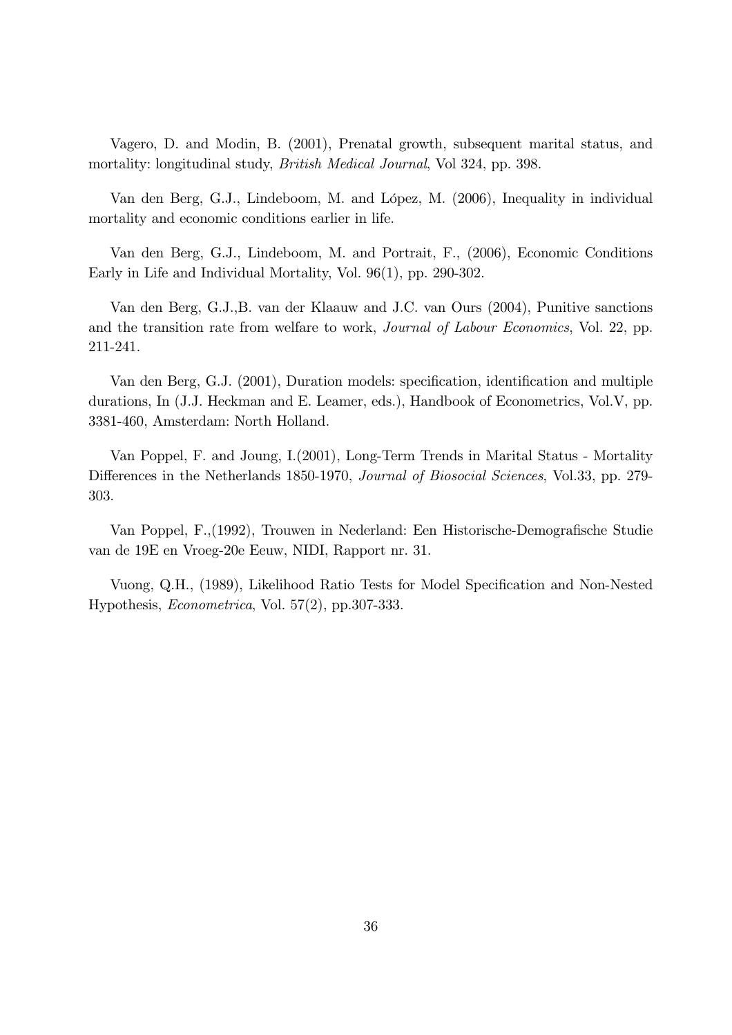Vagero, D. and Modin, B. (2001), Prenatal growth, subsequent marital status, and mortality: longitudinal study, *British Medical Journal*, Vol 324, pp. 398.

Van den Berg, G.J., Lindeboom, M. and López, M. (2006), Inequality in individual mortality and economic conditions earlier in life.

Van den Berg, G.J., Lindeboom, M. and Portrait, F., (2006), Economic Conditions Early in Life and Individual Mortality, Vol. 96(1), pp. 290-302.

Van den Berg, G.J.,B. van der Klaauw and J.C. van Ours (2004), Punitive sanctions and the transition rate from welfare to work, *Journal of Labour Economics*, Vol. 22, pp. 211-241.

Van den Berg, G.J. (2001), Duration models: specification, identification and multiple durations, In (J.J. Heckman and E. Leamer, eds.), Handbook of Econometrics, Vol.V, pp. 3381-460, Amsterdam: North Holland.

Van Poppel, F. and Joung, I.(2001), Long-Term Trends in Marital Status - Mortality Differences in the Netherlands 1850-1970, *Journal of Biosocial Sciences*, Vol.33, pp. 279-303.

Van Poppel, F.,(1992), Trouwen in Nederland: Een Historische-Demografische Studie van de 19E en Vroeg-20e Eeuw, NIDI, Rapport nr. 31.

Vuong, Q.H., (1989), Likelihood Ratio Tests for Model Specification and Non-Nested Hypothesis, *Econometrica*, Vol. 57(2), pp.307-333.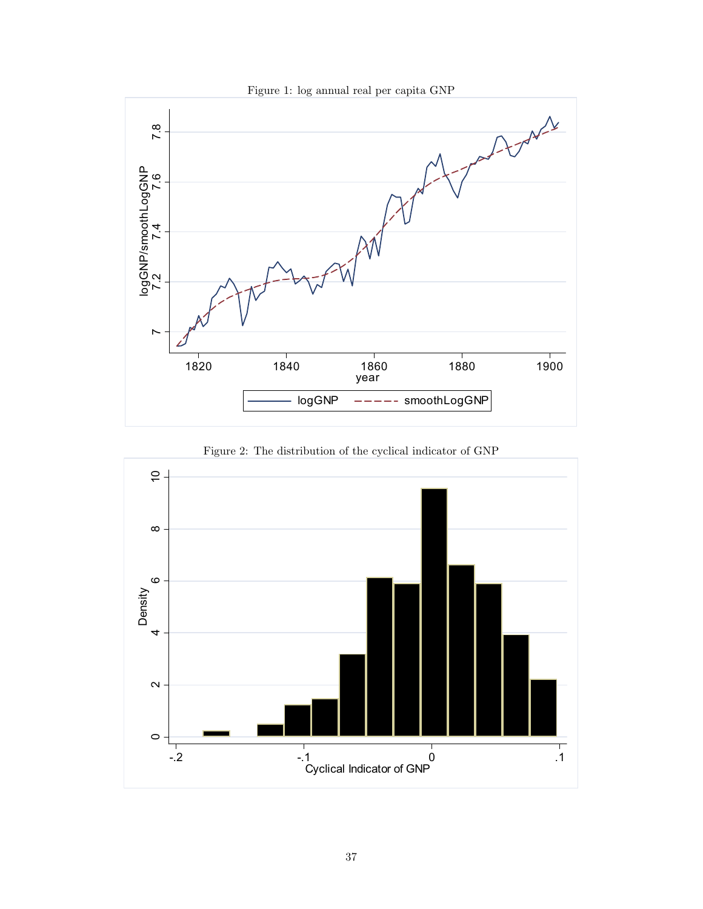Figure 1: log annual real per capita GNP

Figure 2: The distribution of the cyclical indicator of GNP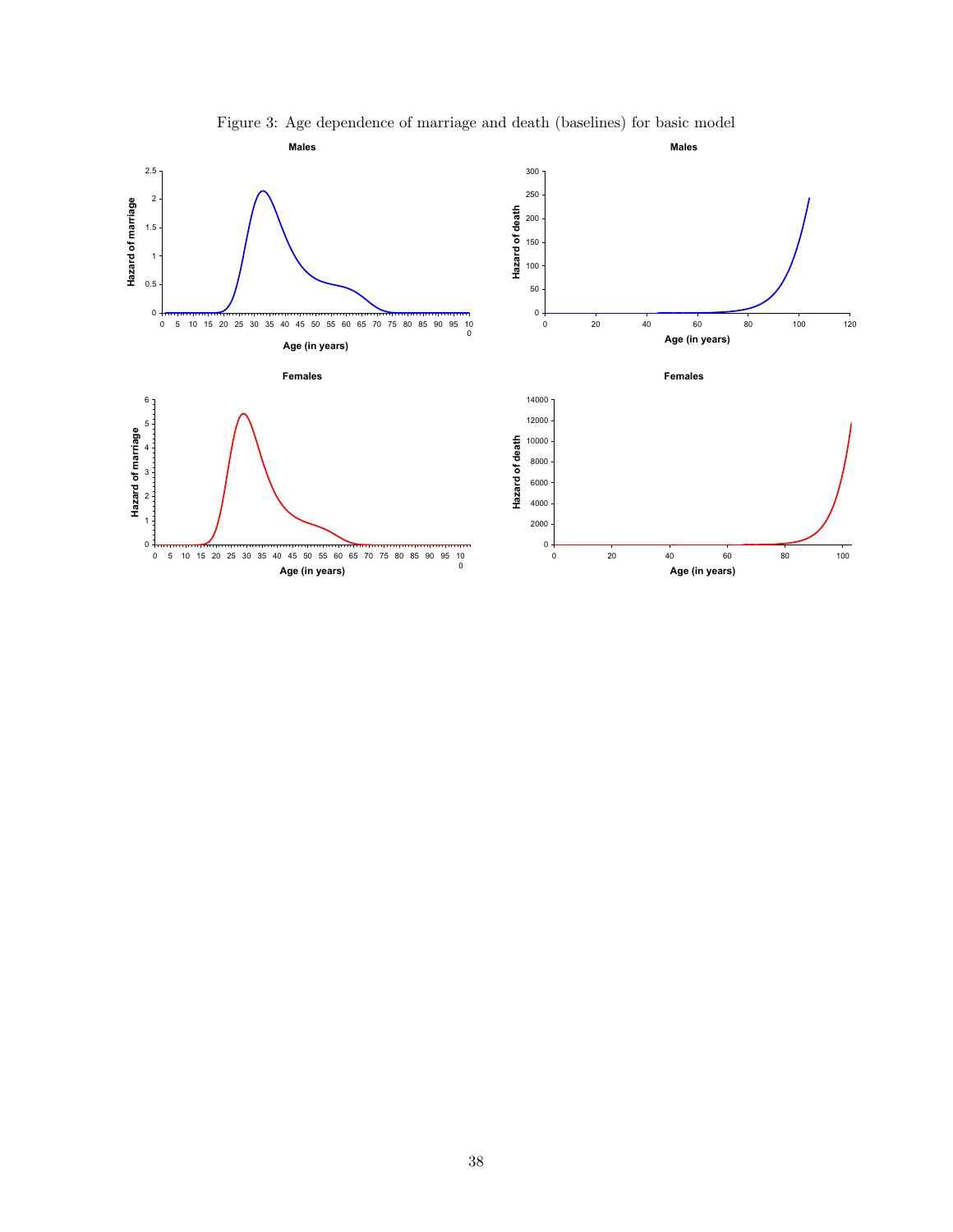Figure 3: Age dependence of marriage and death (baselines) for basic model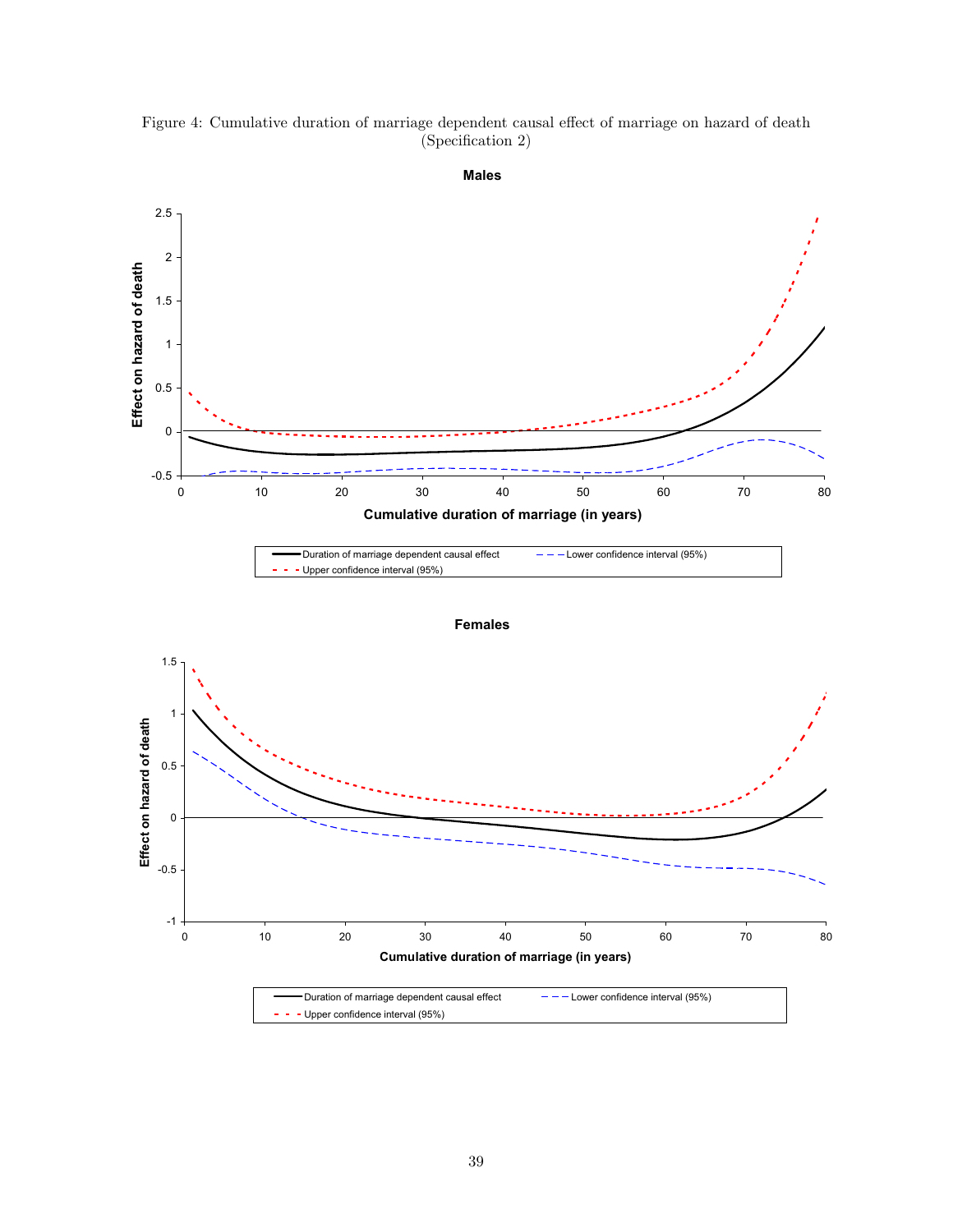Figure 4: Cumulative duration of marriage dependent causal effect of marriage on hazard of death (Specification 2)

**Males**

Effect on hazard of death

Cumulative duration of marriage (in years)

Duration of marriage dependent causal effect — Lower confidence interval (95%) — Upper confidence interval (95%)

**Females**

Effect on hazard of death

Cumulative duration of marriage (in years)

Duration of marriage dependent causal effect — Lower confidence interval (95%) — Upper confidence interval (95%)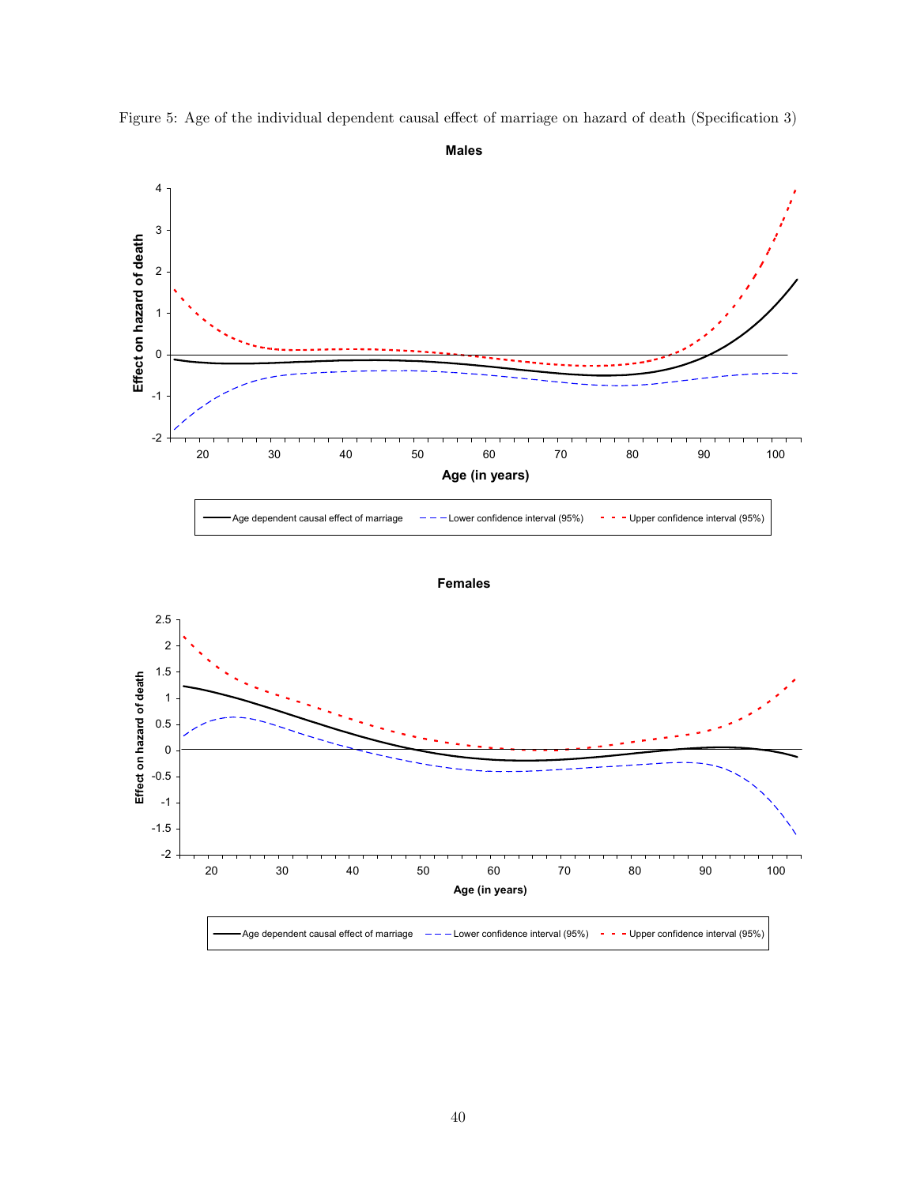Figure 5: Age of the individual dependent causal effect of marriage on hazard of death (Specification 3)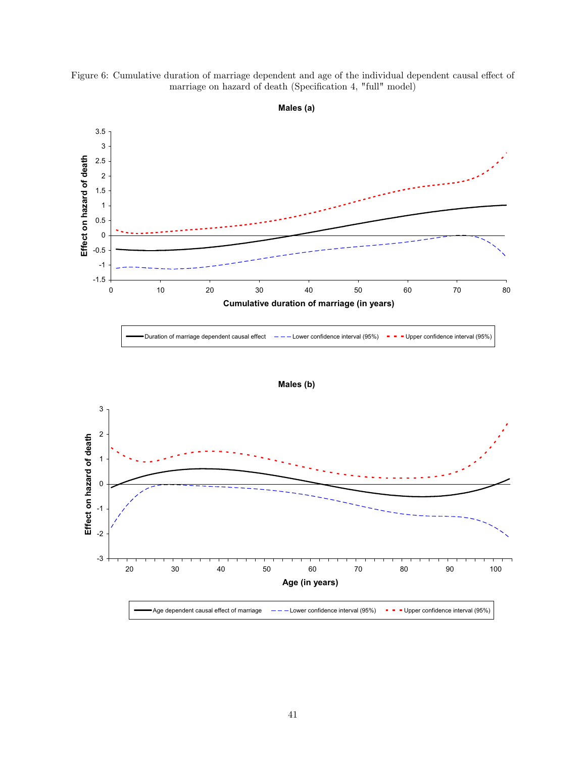Figure 6: Cumulative duration of marriage dependent and age of the individual dependent causal effect of marriage on hazard of death (Specification 4, "full" model)

**Males (a)**

Effect on hazard of death

Cumulative duration of marriage (in years)

Duration of marriage dependent causal effect — Lower confidence interval (95%) — Upper confidence interval (95%)

**Males (b)**

Effect on hazard of death

Age (in years)

Age dependent causal effect of marriage — Lower confidence interval (95%) — Upper confidence interval (95%)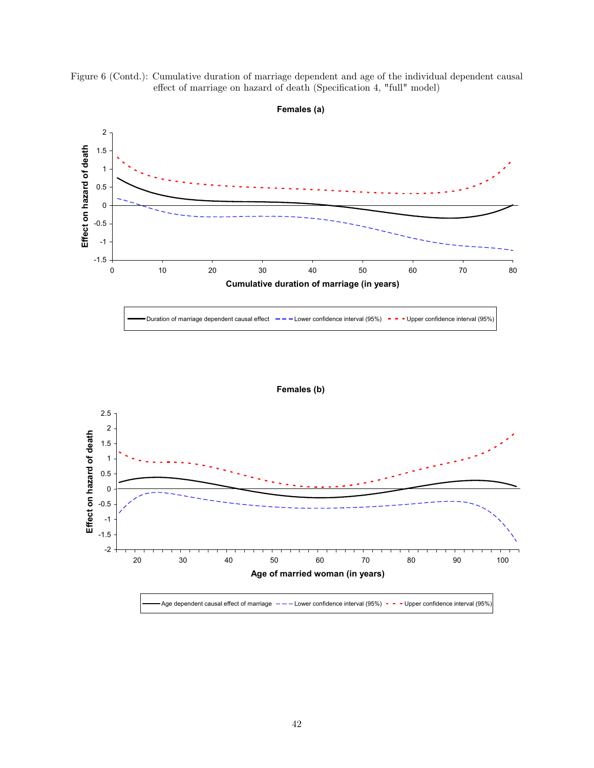Figure 6 (Contd.): Cumulative duration of marriage dependent and age of the individual dependent causal effect of marriage on hazard of death (Specification 4, "full" model)

**Females (a)**

Effect on hazard of death

Cumulative duration of marriage (in years)

Duration of marriage dependent causal effect — Lower confidence interval (95%) — Upper confidence interval (95%)

**Females (b)**

Effect on hazard of death

Age of married woman (in years)

Age dependent causal effect of marriage — Lower confidence interval (95%) — Upper confidence interval (95%)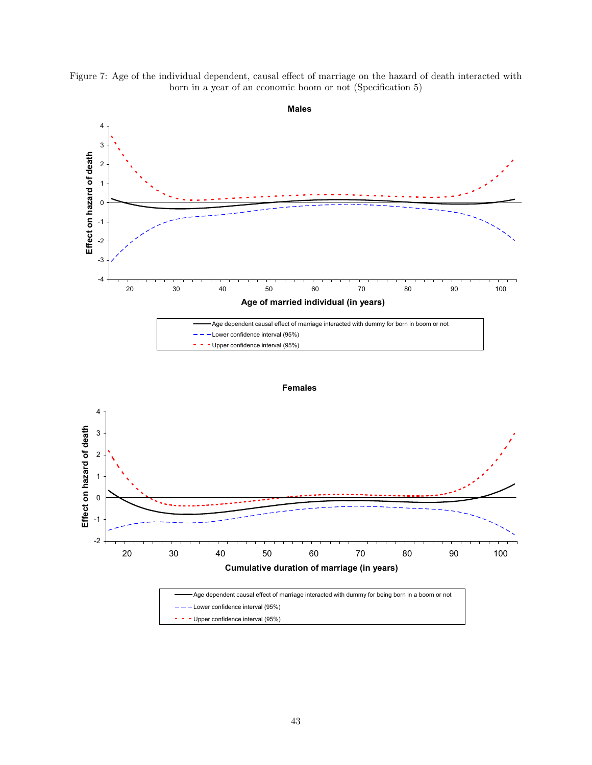Figure 7: Age of the individual dependent, causal effect of marriage on the hazard of death interacted with born in a year of an economic boom or not (Specification 5)

**Males**

Effect on hazard of death

Age of married individual (in years)

- Age dependent causal effect of marriage interacted with dummy for born in boom or not
- Lower confidence interval (95%)
- Upper confidence interval (95%)

**Females**

Effect on hazard of death

Cumulative duration of marriage (in years)

- Age dependent causal effect of marriage interacted with dummy for being born in a boom or not
- Lower confidence interval (95%)
- Upper confidence interval (95%)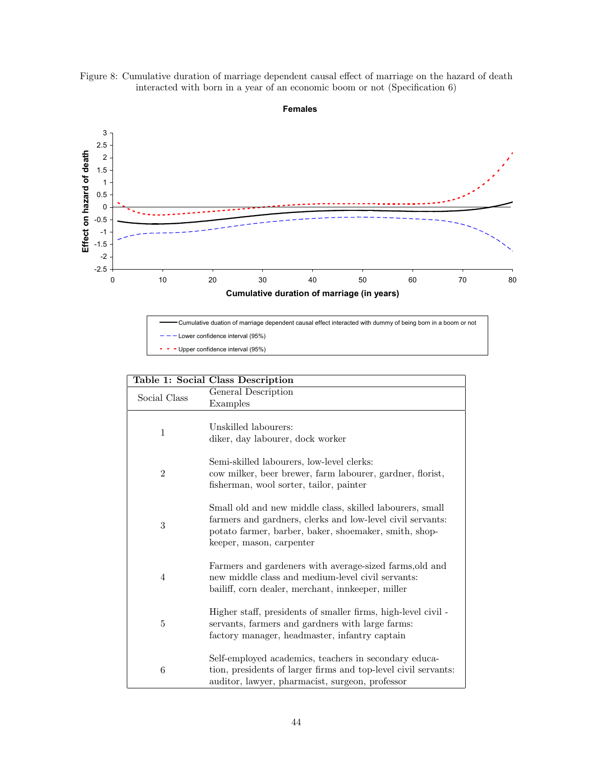Figure 8: Cumulative duration of marriage dependent causal effect of marriage on the hazard of death interacted with born in a year of an economic boom or not (Specification 6)

**Table 1: Social Class Description**

| Social Class | General Description<br>Examples |
|---|---|
| 1 | Unskilled labourers:<br>diker, day labourer, dock worker |
| 2 | Semi-skilled labourers, low-level clerks:<br>cow milker, beer brewer, farm labourer, gardner, florist, fisherman, wool sorter, tailor, painter |
| 3 | Small old and new middle class, skilled labourers, small farmers and gardners, clerks and low-level civil servants:<br>potato farmer, barber, baker, shoemaker, smith, shop-keeper, mason, carpenter |
| 4 | Farmers and gardeners with average-sized farms,old and new middle class and medium-level civil servants:<br>bailiff, corn dealer, merchant, innkeeper, miller |
| 5 | Higher staff, presidents of smaller firms, high-level civil - servants, farmers and gardners with large farms:<br>factory manager, headmaster, infantry captain |
| 6 | Self-employed academics, teachers in secondary education, presidents of larger firms and top-level civil servants:<br>auditor, lawyer, pharmacist, surgeon, professor |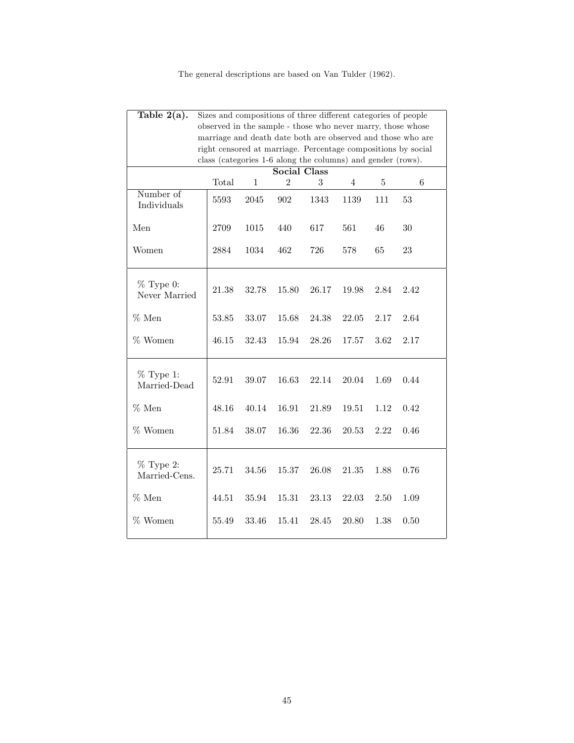The general descriptions are based on Van Tulder (1962).

**Table 2(a).** Sizes and compositions of three different categories of people observed in the sample - those who never marry, those whose marriage and death date both are observed and those who are right censored at marriage. Percentage compositions by social class (categories 1-6 along the columns) and gender (rows).

| | | Social Class | | | | | |
|---|---|---|---|---|---|---|---|
| | Total | 1 | 2 | 3 | 4 | 5 | 6 |
| Number of Individuals | 5593 | 2045 | 902 | 1343 | 1139 | 111 | 53 |
| Men | 2709 | 1015 | 440 | 617 | 561 | 46 | 30 |
| Women | 2884 | 1034 | 462 | 726 | 578 | 65 | 23 |
| % Type 0: Never Married | 21.38 | 32.78 | 15.80 | 26.17 | 19.98 | 2.84 | 2.42 |
| % Men | 53.85 | 33.07 | 15.68 | 24.38 | 22.05 | 2.17 | 2.64 |
| % Women | 46.15 | 32.43 | 15.94 | 28.26 | 17.57 | 3.62 | 2.17 |
| % Type 1: Married-Dead | 52.91 | 39.07 | 16.63 | 22.14 | 20.04 | 1.69 | 0.44 |
| % Men | 48.16 | 40.14 | 16.91 | 21.89 | 19.51 | 1.12 | 0.42 |
| % Women | 51.84 | 38.07 | 16.36 | 22.36 | 20.53 | 2.22 | 0.46 |
| % Type 2: Married-Cens. | 25.71 | 34.56 | 15.37 | 26.08 | 21.35 | 1.88 | 0.76 |
| % Men | 44.51 | 35.94 | 15.31 | 23.13 | 22.03 | 2.50 | 1.09 |
| % Women | 55.49 | 33.46 | 15.41 | 28.45 | 20.80 | 1.38 | 0.50 |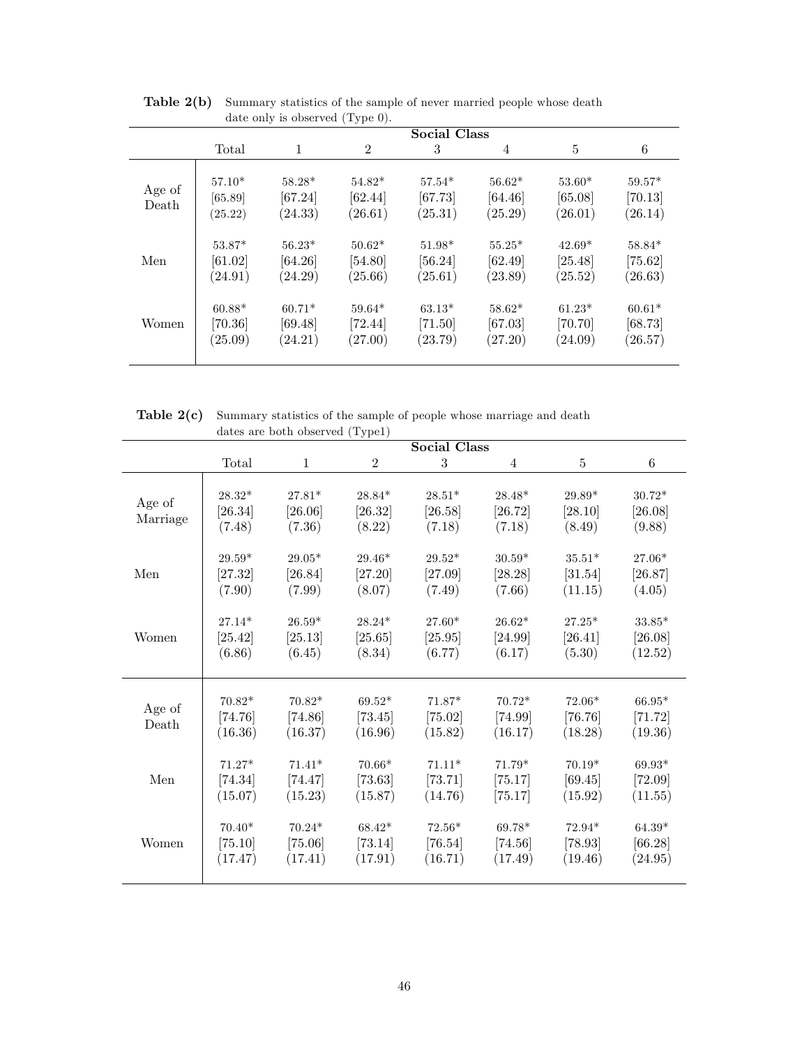**Table 2(b)** Summary statistics of the sample of never married people whose death date only is observed (Type 0).

| | Social Class | | | | | | |
|---|---|---|---|---|---|---|---|
| | Total | 1 | 2 | 3 | 4 | 5 | 6 |
| Age of Death | 57.10* | 58.28* | 54.82* | 57.54* | 56.62* | 53.60* | 59.57* |
| | [65.89] | [67.24] | [62.44] | [67.73] | [64.46] | [65.08] | [70.13] |
| | (25.22) | (24.33) | (26.61) | (25.31) | (25.29) | (26.01) | (26.14) |
| Men | 53.87* | 56.23* | 50.62* | 51.98* | 55.25* | 42.69* | 58.84* |
| | [61.02] | [64.26] | [54.80] | [56.24] | [62.49] | [25.48] | [75.62] |
| | (24.91) | (24.29) | (25.66) | (25.61) | (23.89) | (25.52) | (26.63) |
| Women | 60.88* | 60.71* | 59.64* | 63.13* | 58.62* | 61.23* | 60.61* |
| | [70.36] | [69.48] | [72.44] | [71.50] | [67.03] | [70.70] | [68.73] |
| | (25.09) | (24.21) | (27.00) | (23.79) | (27.20) | (24.09) | (26.57) |

**Table 2(c)** Summary statistics of the sample of people whose marriage and death dates are both observed (Type1)

| | Social Class | | | | | | |
|---|---|---|---|---|---|---|---|
| | Total | 1 | 2 | 3 | 4 | 5 | 6 |
| Age of Marriage | 28.32* | 27.81* | 28.84* | 28.51* | 28.48* | 29.89* | 30.72* |
| | [26.34] | [26.06] | [26.32] | [26.58] | [26.72] | [28.10] | [26.08] |
| | (7.48) | (7.36) | (8.22) | (7.18) | (7.18) | (8.49) | (9.88) |
| Men | 29.59* | 29.05* | 29.46* | 29.52* | 30.59* | 35.51* | 27.06* |
| | [27.32] | [26.84] | [27.20] | [27.09] | [28.28] | [31.54] | [26.87] |
| | (7.90) | (7.99) | (8.07) | (7.49) | (7.66) | (11.15) | (4.05) |
| Women | 27.14* | 26.59* | 28.24* | 27.60* | 26.62* | 27.25* | 33.85* |
| | [25.42] | [25.13] | [25.65] | [25.95] | [24.99] | [26.41] | [26.08] |
| | (6.86) | (6.45) | (8.34) | (6.77) | (6.17) | (5.30) | (12.52) |
| Age of Death | 70.82* | 70.82* | 69.52* | 71.87* | 70.72* | 72.06* | 66.95* |
| | [74.76] | [74.86] | [73.45] | [75.02] | [74.99] | [76.76] | [71.72] |
| | (16.36) | (16.37) | (16.96) | (15.82) | (16.17) | (18.28) | (19.36) |
| Men | 71.27* | 71.41* | 70.66* | 71.11* | 71.79* | 70.19* | 69.93* |
| | [74.34] | [74.47] | [73.63] | [73.71] | [75.17] | [69.45] | [72.09] |
| | (15.07) | (15.23) | (15.87) | (14.76) | [75.17] | (15.92) | (11.55) |
| Women | 70.40* | 70.24* | 68.42* | 72.56* | 69.78* | 72.94* | 64.39* |
| | [75.10] | [75.06] | [73.14] | [76.54] | [74.56] | [78.93] | [66.28] |
| | (17.47) | (17.41) | (17.91) | (16.71) | (17.49) | (19.46) | (24.95) |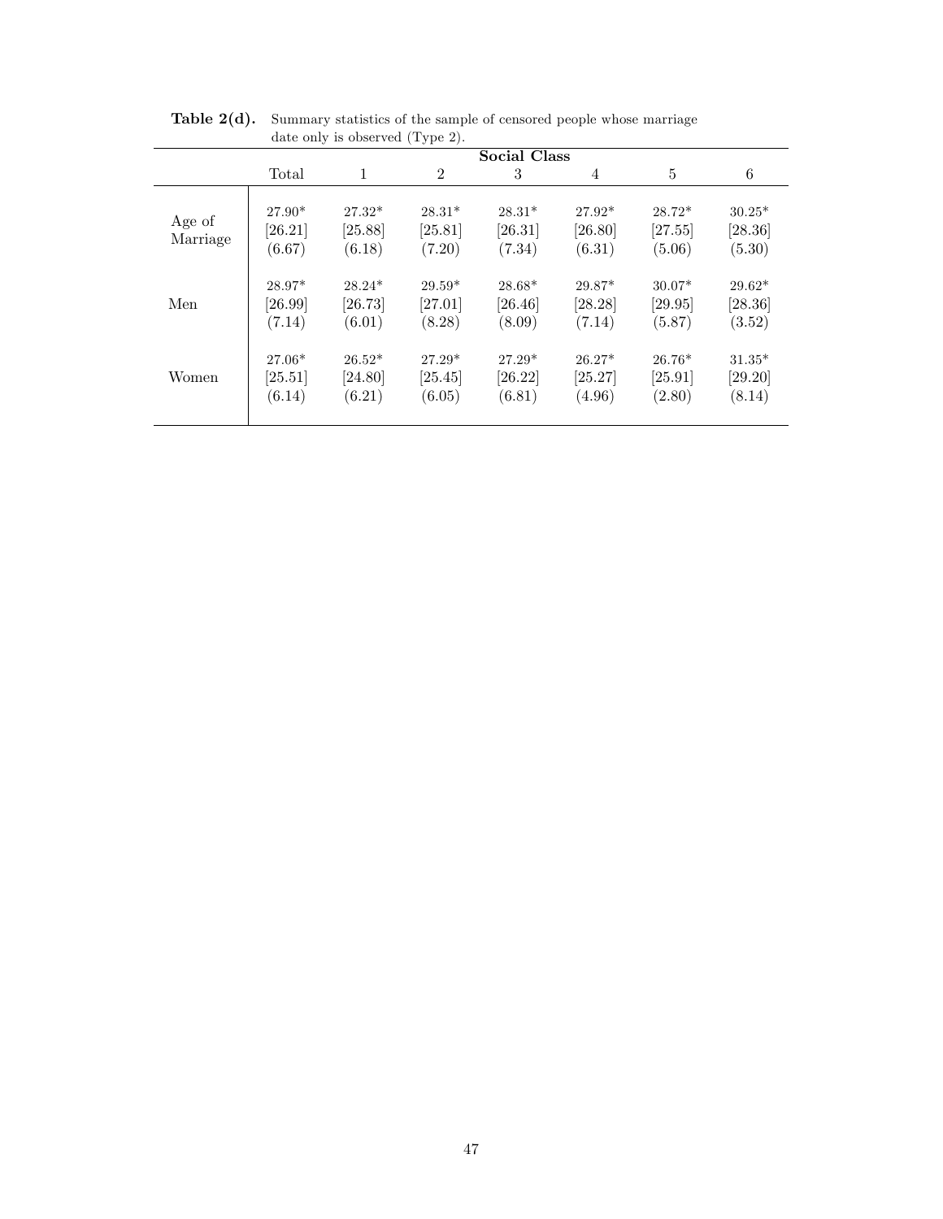**Table 2(d).** Summary statistics of the sample of censored people whose marriage date only is observed (Type 2).

| | Social Class | | | | | | |
|---|---|---|---|---|---|---|---|
| | Total | 1 | 2 | 3 | 4 | 5 | 6 |
| Age of Marriage | 27.90* | 27.32* | 28.31* | 28.31* | 27.92* | 28.72* | 30.25* |
| | [26.21] | [25.88] | [25.81] | [26.31] | [26.80] | [27.55] | [28.36] |
| | (6.67) | (6.18) | (7.20) | (7.34) | (6.31) | (5.06) | (5.30) |
| Men | 28.97* | 28.24* | 29.59* | 28.68* | 29.87* | 30.07* | 29.62* |
| | [26.99] | [26.73] | [27.01] | [26.46] | [28.28] | [29.95] | [28.36] |
| | (7.14) | (6.01) | (8.28) | (8.09) | (7.14) | (5.87) | (3.52) |
| Women | 27.06* | 26.52* | 27.29* | 27.29* | 26.27* | 26.76* | 31.35* |
| | [25.51] | [24.80] | [25.45] | [26.22] | [25.27] | [25.91] | [29.20] |
| | (6.14) | (6.21) | (6.05) | (6.81) | (4.96) | (2.80) | (8.14) |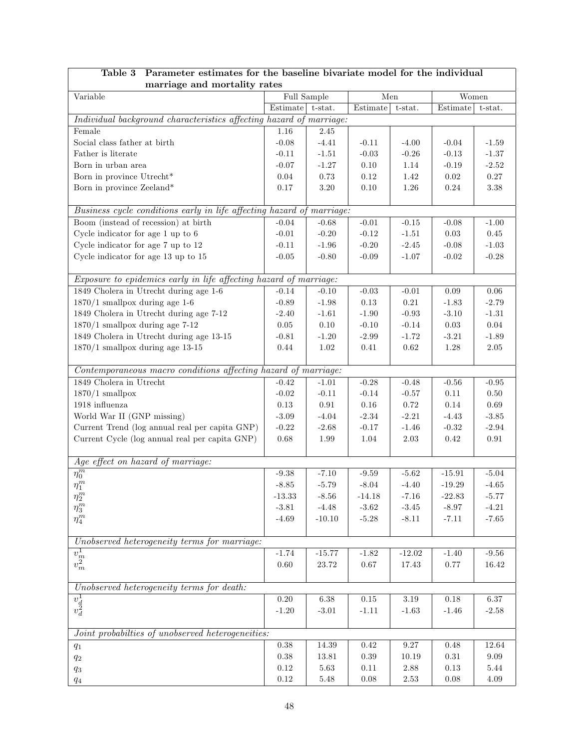**Table 3 Parameter estimates for the baseline bivariate model for the individual marriage and mortality rates**

| Variable | Full Sample | | Men | | Women | |
|---|---|---|---|---|---|---|
| | Estimate | t-stat. | Estimate | t-stat. | Estimate | t-stat. |
| *Individual background characteristics affecting hazard of marriage:* | | | | | | |
| Female | 1.16 | 2.45 | | | | |
| Social class father at birth | -0.08 | -4.41 | -0.11 | -4.00 | -0.04 | -1.59 |
| Father is literate | -0.11 | -1.51 | -0.03 | -0.26 | -0.13 | -1.37 |
| Born in urban area | -0.07 | -1.27 | 0.10 | 1.14 | -0.19 | -2.52 |
| Born in province Utrecht* | 0.04 | 0.73 | 0.12 | 1.42 | 0.02 | 0.27 |
| Born in province Zeeland* | 0.17 | 3.20 | 0.10 | 1.26 | 0.24 | 3.38 |
| *Business cycle conditions early in life affecting hazard of marriage:* | | | | | | |
| Boom (instead of recession) at birth | -0.04 | -0.68 | -0.01 | -0.15 | -0.08 | -1.00 |
| Cycle indicator for age 1 up to 6 | -0.01 | -0.20 | -0.12 | -1.51 | 0.03 | 0.45 |
| Cycle indicator for age 7 up to 12 | -0.11 | -1.96 | -0.20 | -2.45 | -0.08 | -1.03 |
| Cycle indicator for age 13 up to 15 | -0.05 | -0.80 | -0.09 | -1.07 | -0.02 | -0.28 |
| *Exposure to epidemics early in life affecting hazard of marriage:* | | | | | | |
| 1849 Cholera in Utrecht during age 1-6 | -0.14 | -0.10 | -0.03 | -0.01 | 0.09 | 0.06 |
| 1870/1 smallpox during age 1-6 | -0.89 | -1.98 | 0.13 | 0.21 | -1.83 | -2.79 |
| 1849 Cholera in Utrecht during age 7-12 | -2.40 | -1.61 | -1.90 | -0.93 | -3.10 | -1.31 |
| 1870/1 smallpox during age 7-12 | 0.05 | 0.10 | -0.10 | -0.14 | 0.03 | 0.04 |
| 1849 Cholera in Utrecht during age 13-15 | -0.81 | -1.20 | -2.99 | -1.72 | -3.21 | -1.89 |
| 1870/1 smallpox during age 13-15 | 0.44 | 1.02 | 0.41 | 0.62 | 1.28 | 2.05 |
| *Contemporaneous macro conditions affecting hazard of marriage:* | | | | | | |
| 1849 Cholera in Utrecht | -0.42 | -1.01 | -0.28 | -0.48 | -0.56 | -0.95 |
| 1870/1 smallpox | -0.02 | -0.11 | -0.14 | -0.57 | 0.11 | 0.50 |
| 1918 influenza | 0.13 | 0.91 | 0.16 | 0.72 | 0.14 | 0.69 |
| World War II (GNP missing) | -3.09 | -4.04 | -2.34 | -2.21 | -4.43 | -3.85 |
| Current Trend (log annual real per capita GNP) | -0.22 | -2.68 | -0.17 | -1.46 | -0.32 | -2.94 |
| Current Cycle (log annual real per capita GNP) | 0.68 | 1.99 | 1.04 | 2.03 | 0.42 | 0.91 |
| *Age effect on hazard of marriage:* | | | | | | |
| $\eta_0^m$ | -9.38 | -7.10 | -9.59 | -5.62 | -15.91 | -5.04 |
| $\eta_1^m$ | -8.85 | -5.79 | -8.04 | -4.40 | -19.29 | -4.65 |
| $\eta_2^m$ | -13.33 | -8.56 | -14.18 | -7.16 | -22.83 | -5.77 |
| $\eta_3^m$ | -3.81 | -4.48 | -3.62 | -3.45 | -8.97 | -4.21 |
| $\eta_4^m$ | -4.69 | -10.10 | -5.28 | -8.11 | -7.11 | -7.65 |
| *Unobserved heterogeneity terms for marriage:* | | | | | | |
| $v_m^1$ | -1.74 | -15.77 | -1.82 | -12.02 | -1.40 | -9.56 |
| $v_m^2$ | 0.60 | 23.72 | 0.67 | 17.43 | 0.77 | 16.42 |
| *Unobserved heterogeneity terms for death:* | | | | | | |
| $v_d^1$ | 0.20 | 6.38 | 0.15 | 3.19 | 0.18 | 6.37 |
| $v_d^2$ | -1.20 | -3.01 | -1.11 | -1.63 | -1.46 | -2.58 |
| *Joint probabilties of unobserved heterogeneities:* | | | | | | |
| $q_1$ | 0.38 | 14.39 | 0.42 | 9.27 | 0.48 | 12.64 |
| $q_2$ | 0.38 | 13.81 | 0.39 | 10.19 | 0.31 | 9.09 |
| $q_3$ | 0.12 | 5.63 | 0.11 | 2.88 | 0.13 | 5.44 |
| $q_4$ | 0.12 | 5.48 | 0.08 | 2.53 | 0.08 | 4.09 |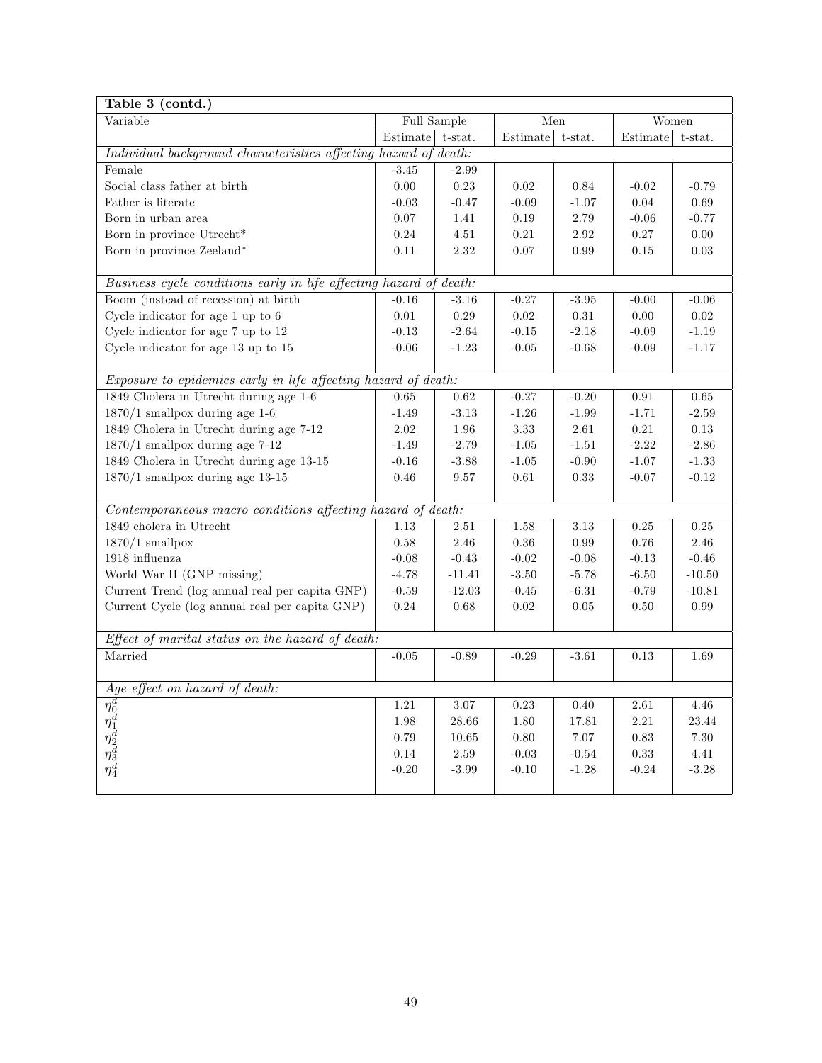| **Table 3 (contd.)** | | | | | | |
|---|---|---|---|---|---|---|
| Variable | Full Sample | | Men | | Women | |
| | Estimate | t-stat. | Estimate | t-stat. | Estimate | t-stat. |
| *Individual background characteristics affecting hazard of death:* | | | | | | |
| Female | -3.45 | -2.99 | | | | |
| Social class father at birth | 0.00 | 0.23 | 0.02 | 0.84 | -0.02 | -0.79 |
| Father is literate | -0.03 | -0.47 | -0.09 | -1.07 | 0.04 | 0.69 |
| Born in urban area | 0.07 | 1.41 | 0.19 | 2.79 | -0.06 | -0.77 |
| Born in province Utrecht* | 0.24 | 4.51 | 0.21 | 2.92 | 0.27 | 0.00 |
| Born in province Zeeland* | 0.11 | 2.32 | 0.07 | 0.99 | 0.15 | 0.03 |
| *Business cycle conditions early in life affecting hazard of death:* | | | | | | |
| Boom (instead of recession) at birth | -0.16 | -3.16 | -0.27 | -3.95 | -0.00 | -0.06 |
| Cycle indicator for age 1 up to 6 | 0.01 | 0.29 | 0.02 | 0.31 | 0.00 | 0.02 |
| Cycle indicator for age 7 up to 12 | -0.13 | -2.64 | -0.15 | -2.18 | -0.09 | -1.19 |
| Cycle indicator for age 13 up to 15 | -0.06 | -1.23 | -0.05 | -0.68 | -0.09 | -1.17 |
| *Exposure to epidemics early in life affecting hazard of death:* | | | | | | |
| 1849 Cholera in Utrecht during age 1-6 | 0.65 | 0.62 | -0.27 | -0.20 | 0.91 | 0.65 |
| 1870/1 smallpox during age 1-6 | -1.49 | -3.13 | -1.26 | -1.99 | -1.71 | -2.59 |
| 1849 Cholera in Utrecht during age 7-12 | 2.02 | 1.96 | 3.33 | 2.61 | 0.21 | 0.13 |
| 1870/1 smallpox during age 7-12 | -1.49 | -2.79 | -1.05 | -1.51 | -2.22 | -2.86 |
| 1849 Cholera in Utrecht during age 13-15 | -0.16 | -3.88 | -1.05 | -0.90 | -1.07 | -1.33 |
| 1870/1 smallpox during age 13-15 | 0.46 | 9.57 | 0.61 | 0.33 | -0.07 | -0.12 |
| *Contemporaneous macro conditions affecting hazard of death:* | | | | | | |
| 1849 cholera in Utrecht | 1.13 | 2.51 | 1.58 | 3.13 | 0.25 | 0.25 |
| 1870/1 smallpox | 0.58 | 2.46 | 0.36 | 0.99 | 0.76 | 2.46 |
| 1918 influenza | -0.08 | -0.43 | -0.02 | -0.08 | -0.13 | -0.46 |
| World War II (GNP missing) | -4.78 | -11.41 | -3.50 | -5.78 | -6.50 | -10.50 |
| Current Trend (log annual real per capita GNP) | -0.59 | -12.03 | -0.45 | -6.31 | -0.79 | -10.81 |
| Current Cycle (log annual real per capita GNP) | 0.24 | 0.68 | 0.02 | 0.05 | 0.50 | 0.99 |
| *Effect of marital status on the hazard of death:* | | | | | | |
| Married | -0.05 | -0.89 | -0.29 | -3.61 | 0.13 | 1.69 |
| *Age effect on hazard of death:* | | | | | | |
| $\eta_0^d$ | 1.21 | 3.07 | 0.23 | 0.40 | 2.61 | 4.46 |
| $\eta_1^d$ | 1.98 | 28.66 | 1.80 | 17.81 | 2.21 | 23.44 |
| $\eta_2^d$ | 0.79 | 10.65 | 0.80 | 7.07 | 0.83 | 7.30 |
| $\eta_3^d$ | 0.14 | 2.59 | -0.03 | -0.54 | 0.33 | 4.41 |
| $\eta_4^d$ | -0.20 | -3.99 | -0.10 | -1.28 | -0.24 | -3.28 |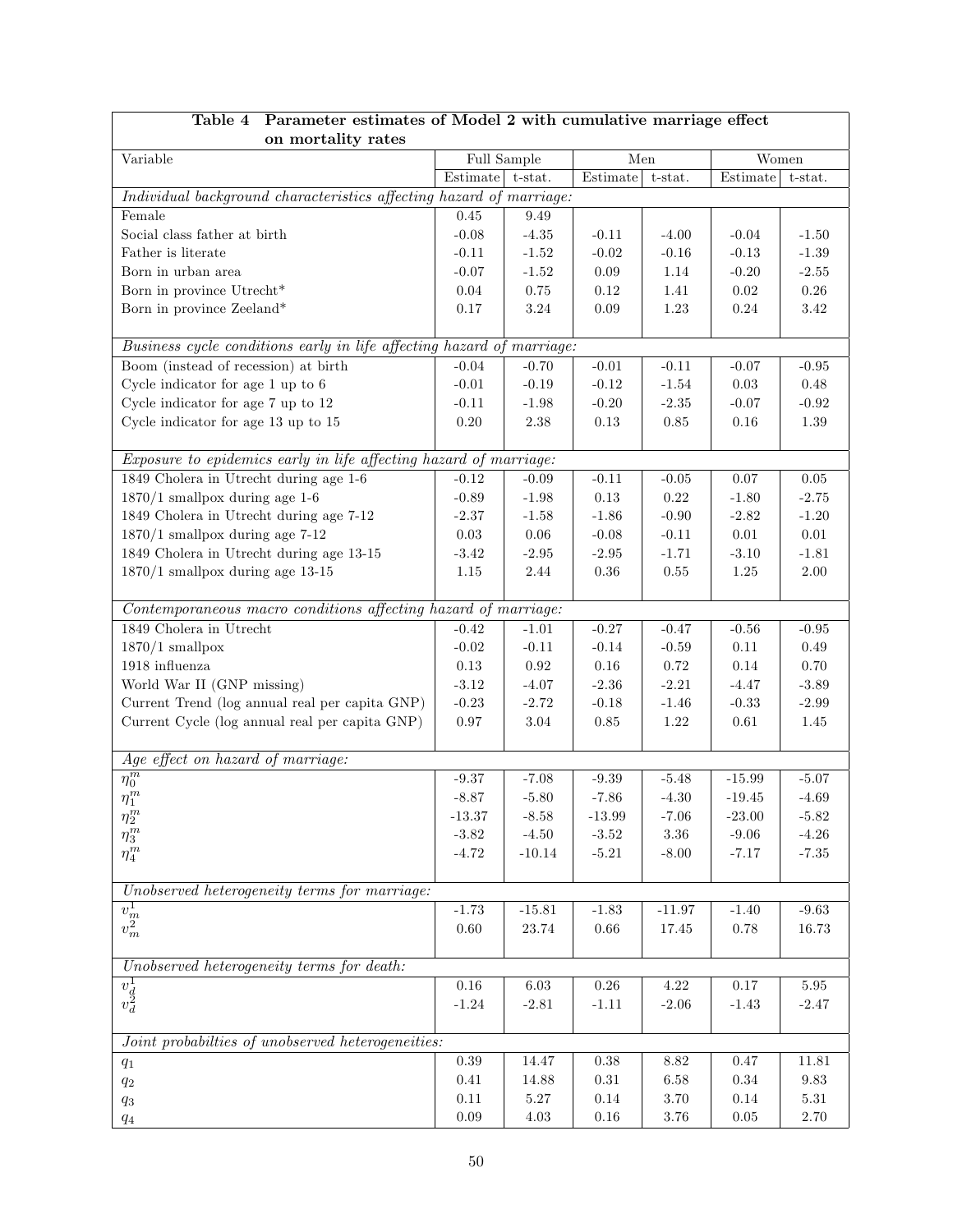| Table 4 Parameter estimates of Model 2 with cumulative marriage effect on mortality rates | | | | | | |
|---|---|---|---|---|---|---|
| Variable | Full Sample | | Men | | Women | |
| | Estimate | t-stat. | Estimate | t-stat. | Estimate | t-stat. |
| *Individual background characteristics affecting hazard of marriage:* | | | | | | |
| Female | 0.45 | 9.49 | | | | |
| Social class father at birth | -0.08 | -4.35 | -0.11 | -4.00 | -0.04 | -1.50 |
| Father is literate | -0.11 | -1.52 | -0.02 | -0.16 | -0.13 | -1.39 |
| Born in urban area | -0.07 | -1.52 | 0.09 | 1.14 | -0.20 | -2.55 |
| Born in province Utrecht* | 0.04 | 0.75 | 0.12 | 1.41 | 0.02 | 0.26 |
| Born in province Zeeland* | 0.17 | 3.24 | 0.09 | 1.23 | 0.24 | 3.42 |
| *Business cycle conditions early in life affecting hazard of marriage:* | | | | | | |
| Boom (instead of recession) at birth | -0.04 | -0.70 | -0.01 | -0.11 | -0.07 | -0.95 |
| Cycle indicator for age 1 up to 6 | -0.01 | -0.19 | -0.12 | -1.54 | 0.03 | 0.48 |
| Cycle indicator for age 7 up to 12 | -0.11 | -1.98 | -0.20 | -2.35 | -0.07 | -0.92 |
| Cycle indicator for age 13 up to 15 | 0.20 | 2.38 | 0.13 | 0.85 | 0.16 | 1.39 |
| *Exposure to epidemics early in life affecting hazard of marriage:* | | | | | | |
| 1849 Cholera in Utrecht during age 1-6 | -0.12 | -0.09 | -0.11 | -0.05 | 0.07 | 0.05 |
| 1870/1 smallpox during age 1-6 | -0.89 | -1.98 | 0.13 | 0.22 | -1.80 | -2.75 |
| 1849 Cholera in Utrecht during age 7-12 | -2.37 | -1.58 | -1.86 | -0.90 | -2.82 | -1.20 |
| 1870/1 smallpox during age 7-12 | 0.03 | 0.06 | -0.08 | -0.11 | 0.01 | 0.01 |
| 1849 Cholera in Utrecht during age 13-15 | -3.42 | -2.95 | -2.95 | -1.71 | -3.10 | -1.81 |
| 1870/1 smallpox during age 13-15 | 1.15 | 2.44 | 0.36 | 0.55 | 1.25 | 2.00 |
| *Contemporaneous macro conditions affecting hazard of marriage:* | | | | | | |
| 1849 Cholera in Utrecht | -0.42 | -1.01 | -0.27 | -0.47 | -0.56 | -0.95 |
| 1870/1 smallpox | -0.02 | -0.11 | -0.14 | -0.59 | 0.11 | 0.49 |
| 1918 influenza | 0.13 | 0.92 | 0.16 | 0.72 | 0.14 | 0.70 |
| World War II (GNP missing) | -3.12 | -4.07 | -2.36 | -2.21 | -4.47 | -3.89 |
| Current Trend (log annual real per capita GNP) | -0.23 | -2.72 | -0.18 | -1.46 | -0.33 | -2.99 |
| Current Cycle (log annual real per capita GNP) | 0.97 | 3.04 | 0.85 | 1.22 | 0.61 | 1.45 |
| *Age effect on hazard of marriage:* | | | | | | |
| $\eta_0^m$ | -9.37 | -7.08 | -9.39 | -5.48 | -15.99 | -5.07 |
| $\eta_1^m$ | -8.87 | -5.80 | -7.86 | -4.30 | -19.45 | -4.69 |
| $\eta_2^m$ | -13.37 | -8.58 | -13.99 | -7.06 | -23.00 | -5.82 |
| $\eta_3^m$ | -3.82 | -4.50 | -3.52 | 3.36 | -9.06 | -4.26 |
| $\eta_4^m$ | -4.72 | -10.14 | -5.21 | -8.00 | -7.17 | -7.35 |
| *Unobserved heterogeneity terms for marriage:* | | | | | | |
| $v_m^1$ | -1.73 | -15.81 | -1.83 | -11.97 | -1.40 | -9.63 |
| $v_m^2$ | 0.60 | 23.74 | 0.66 | 17.45 | 0.78 | 16.73 |
| *Unobserved heterogeneity terms for death:* | | | | | | |
| $v_d^1$ | 0.16 | 6.03 | 0.26 | 4.22 | 0.17 | 5.95 |
| $v_d^2$ | -1.24 | -2.81 | -1.11 | -2.06 | -1.43 | -2.47 |
| *Joint probabilties of unobserved heterogeneities:* | | | | | | |
| $q_1$ | 0.39 | 14.47 | 0.38 | 8.82 | 0.47 | 11.81 |
| $q_2$ | 0.41 | 14.88 | 0.31 | 6.58 | 0.34 | 9.83 |
| $q_3$ | 0.11 | 5.27 | 0.14 | 3.70 | 0.14 | 5.31 |
| $q_4$ | 0.09 | 4.03 | 0.16 | 3.76 | 0.05 | 2.70 |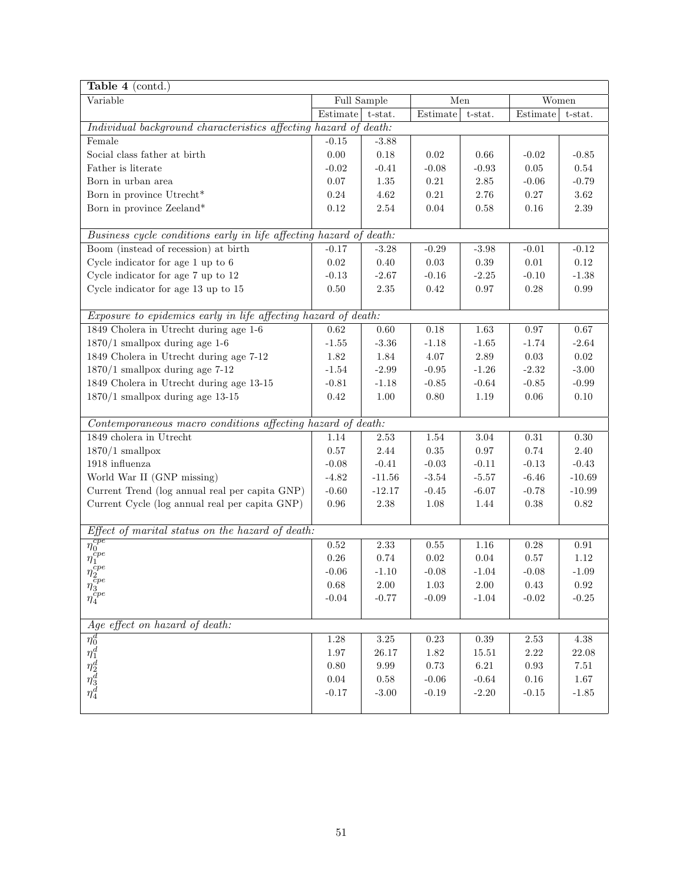| **Table 4** (contd.) | | | | | | |
|---|---|---|---|---|---|---|
| Variable | Full Sample | | Men | | Women | |
| | Estimate | t-stat. | Estimate | t-stat. | Estimate | t-stat. |
| *Individual background characteristics affecting hazard of death:* | | | | | | |
| Female | -0.15 | -3.88 | | | | |
| Social class father at birth | 0.00 | 0.18 | 0.02 | 0.66 | -0.02 | -0.85 |
| Father is literate | -0.02 | -0.41 | -0.08 | -0.93 | 0.05 | 0.54 |
| Born in urban area | 0.07 | 1.35 | 0.21 | 2.85 | -0.06 | -0.79 |
| Born in province Utrecht* | 0.24 | 4.62 | 0.21 | 2.76 | 0.27 | 3.62 |
| Born in province Zeeland* | 0.12 | 2.54 | 0.04 | 0.58 | 0.16 | 2.39 |
| *Business cycle conditions early in life affecting hazard of death:* | | | | | | |
| Boom (instead of recession) at birth | -0.17 | -3.28 | -0.29 | -3.98 | -0.01 | -0.12 |
| Cycle indicator for age 1 up to 6 | 0.02 | 0.40 | 0.03 | 0.39 | 0.01 | 0.12 |
| Cycle indicator for age 7 up to 12 | -0.13 | -2.67 | -0.16 | -2.25 | -0.10 | -1.38 |
| Cycle indicator for age 13 up to 15 | 0.50 | 2.35 | 0.42 | 0.97 | 0.28 | 0.99 |
| *Exposure to epidemics early in life affecting hazard of death:* | | | | | | |
| 1849 Cholera in Utrecht during age 1-6 | 0.62 | 0.60 | 0.18 | 1.63 | 0.97 | 0.67 |
| 1870/1 smallpox during age 1-6 | -1.55 | -3.36 | -1.18 | -1.65 | -1.74 | -2.64 |
| 1849 Cholera in Utrecht during age 7-12 | 1.82 | 1.84 | 4.07 | 2.89 | 0.03 | 0.02 |
| 1870/1 smallpox during age 7-12 | -1.54 | -2.99 | -0.95 | -1.26 | -2.32 | -3.00 |
| 1849 Cholera in Utrecht during age 13-15 | -0.81 | -1.18 | -0.85 | -0.64 | -0.85 | -0.99 |
| 1870/1 smallpox during age 13-15 | 0.42 | 1.00 | 0.80 | 1.19 | 0.06 | 0.10 |
| *Contemporaneous macro conditions affecting hazard of death:* | | | | | | |
| 1849 cholera in Utrecht | 1.14 | 2.53 | 1.54 | 3.04 | 0.31 | 0.30 |
| 1870/1 smallpox | 0.57 | 2.44 | 0.35 | 0.97 | 0.74 | 2.40 |
| 1918 influenza | -0.08 | -0.41 | -0.03 | -0.11 | -0.13 | -0.43 |
| World War II (GNP missing) | -4.82 | -11.56 | -3.54 | -5.57 | -6.46 | -10.69 |
| Current Trend (log annual real per capita GNP) | -0.60 | -12.17 | -0.45 | -6.07 | -0.78 | -10.99 |
| Current Cycle (log annual real per capita GNP) | 0.96 | 2.38 | 1.08 | 1.44 | 0.38 | 0.82 |
| *Effect of marital status on the hazard of death:* | | | | | | |
| $\eta_0^{cpe}$ | 0.52 | 2.33 | 0.55 | 1.16 | 0.28 | 0.91 |
| $\eta_1^{cpe}$ | 0.26 | 0.74 | 0.02 | 0.04 | 0.57 | 1.12 |
| $\eta_2^{cpe}$ | -0.06 | -1.10 | -0.08 | -1.04 | -0.08 | -1.09 |
| $\eta_3^{cpe}$ | 0.68 | 2.00 | 1.03 | 2.00 | 0.43 | 0.92 |
| $\eta_4^{cpe}$ | -0.04 | -0.77 | -0.09 | -1.04 | -0.02 | -0.25 |
| *Age effect on hazard of death:* | | | | | | |
| $\eta_0^{d}$ | 1.28 | 3.25 | 0.23 | 0.39 | 2.53 | 4.38 |
| $\eta_1^{d}$ | 1.97 | 26.17 | 1.82 | 15.51 | 2.22 | 22.08 |
| $\eta_2^{d}$ | 0.80 | 9.99 | 0.73 | 6.21 | 0.93 | 7.51 |
| $\eta_3^{d}$ | 0.04 | 0.58 | -0.06 | -0.64 | 0.16 | 1.67 |
| $\eta_4^{d}$ | -0.17 | -3.00 | -0.19 | -2.20 | -0.15 | -1.85 |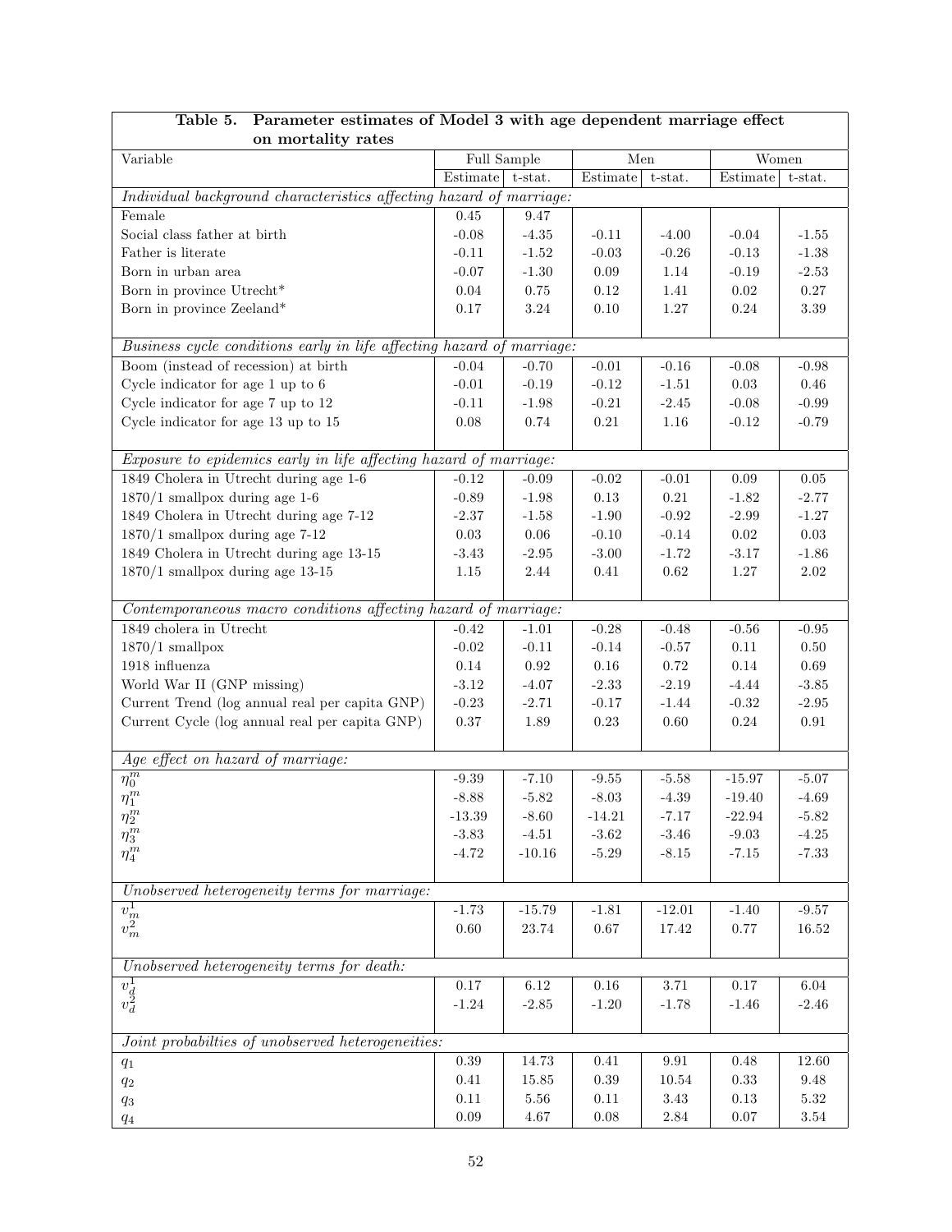**Table 5. Parameter estimates of Model 3 with age dependent marriage effect on mortality rates**

| Variable | Full Sample | | Men | | Women | |
|---|---|---|---|---|---|---|
| | Estimate | t-stat. | Estimate | t-stat. | Estimate | t-stat. |
| *Individual background characteristics affecting hazard of marriage:* | | | | | | |
| Female | 0.45 | 9.47 | | | | |
| Social class father at birth | -0.08 | -4.35 | -0.11 | -4.00 | -0.04 | -1.55 |
| Father is literate | -0.11 | -1.52 | -0.03 | -0.26 | -0.13 | -1.38 |
| Born in urban area | -0.07 | -1.30 | 0.09 | 1.14 | -0.19 | -2.53 |
| Born in province Utrecht* | 0.04 | 0.75 | 0.12 | 1.41 | 0.02 | 0.27 |
| Born in province Zeeland* | 0.17 | 3.24 | 0.10 | 1.27 | 0.24 | 3.39 |
| *Business cycle conditions early in life affecting hazard of marriage:* | | | | | | |
| Boom (instead of recession) at birth | -0.04 | -0.70 | -0.01 | -0.16 | -0.08 | -0.98 |
| Cycle indicator for age 1 up to 6 | -0.01 | -0.19 | -0.12 | -1.51 | 0.03 | 0.46 |
| Cycle indicator for age 7 up to 12 | -0.11 | -1.98 | -0.21 | -2.45 | -0.08 | -0.99 |
| Cycle indicator for age 13 up to 15 | 0.08 | 0.74 | 0.21 | 1.16 | -0.12 | -0.79 |
| *Exposure to epidemics early in life affecting hazard of marriage:* | | | | | | |
| 1849 Cholera in Utrecht during age 1-6 | -0.12 | -0.09 | -0.02 | -0.01 | 0.09 | 0.05 |
| 1870/1 smallpox during age 1-6 | -0.89 | -1.98 | 0.13 | 0.21 | -1.82 | -2.77 |
| 1849 Cholera in Utrecht during age 7-12 | -2.37 | -1.58 | -1.90 | -0.92 | -2.99 | -1.27 |
| 1870/1 smallpox during age 7-12 | 0.03 | 0.06 | -0.10 | -0.14 | 0.02 | 0.03 |
| 1849 Cholera in Utrecht during age 13-15 | -3.43 | -2.95 | -3.00 | -1.72 | -3.17 | -1.86 |
| 1870/1 smallpox during age 13-15 | 1.15 | 2.44 | 0.41 | 0.62 | 1.27 | 2.02 |
| *Contemporaneous macro conditions affecting hazard of marriage:* | | | | | | |
| 1849 cholera in Utrecht | -0.42 | -1.01 | -0.28 | -0.48 | -0.56 | -0.95 |
| 1870/1 smallpox | -0.02 | -0.11 | -0.14 | -0.57 | 0.11 | 0.50 |
| 1918 influenza | 0.14 | 0.92 | 0.16 | 0.72 | 0.14 | 0.69 |
| World War II (GNP missing) | -3.12 | -4.07 | -2.33 | -2.19 | -4.44 | -3.85 |
| Current Trend (log annual real per capita GNP) | -0.23 | -2.71 | -0.17 | -1.44 | -0.32 | -2.95 |
| Current Cycle (log annual real per capita GNP) | 0.37 | 1.89 | 0.23 | 0.60 | 0.24 | 0.91 |
| *Age effect on hazard of marriage:* | | | | | | |
| $\eta_0^m$ | -9.39 | -7.10 | -9.55 | -5.58 | -15.97 | -5.07 |
| $\eta_1^m$ | -8.88 | -5.82 | -8.03 | -4.39 | -19.40 | -4.69 |
| $\eta_2^m$ | -13.39 | -8.60 | -14.21 | -7.17 | -22.94 | -5.82 |
| $\eta_3^m$ | -3.83 | -4.51 | -3.62 | -3.46 | -9.03 | -4.25 |
| $\eta_4^m$ | -4.72 | -10.16 | -5.29 | -8.15 | -7.15 | -7.33 |
| *Unobserved heterogeneity terms for marriage:* | | | | | | |
| $v_m^1$ | -1.73 | -15.79 | -1.81 | -12.01 | -1.40 | -9.57 |
| $v_m^2$ | 0.60 | 23.74 | 0.67 | 17.42 | 0.77 | 16.52 |
| *Unobserved heterogeneity terms for death:* | | | | | | |
| $v_d^1$ | 0.17 | 6.12 | 0.16 | 3.71 | 0.17 | 6.04 |
| $v_d^2$ | -1.24 | -2.85 | -1.20 | -1.78 | -1.46 | -2.46 |
| *Joint probabilties of unobserved heterogeneities:* | | | | | | |
| $q_1$ | 0.39 | 14.73 | 0.41 | 9.91 | 0.48 | 12.60 |
| $q_2$ | 0.41 | 15.85 | 0.39 | 10.54 | 0.33 | 9.48 |
| $q_3$ | 0.11 | 5.56 | 0.11 | 3.43 | 0.13 | 5.32 |
| $q_4$ | 0.09 | 4.67 | 0.08 | 2.84 | 0.07 | 3.54 |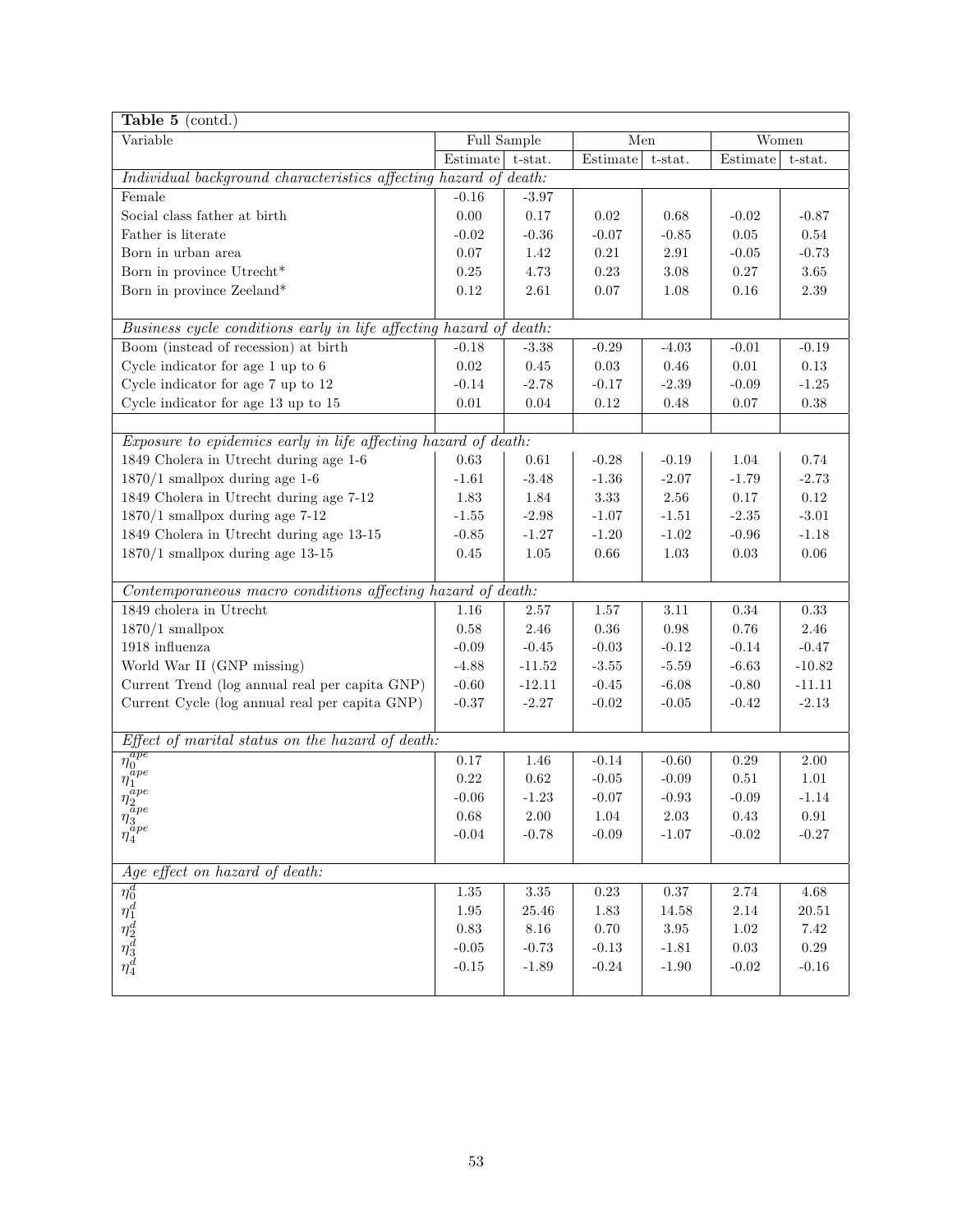| **Table 5** (contd.) | | | | | | |
|---|---|---|---|---|---|---|
| Variable | Full Sample | | Men | | Women | |
| | Estimate | t-stat. | Estimate | t-stat. | Estimate | t-stat. |
| *Individual background characteristics affecting hazard of death:* | | | | | | |
| Female | -0.16 | -3.97 | | | | |
| Social class father at birth | 0.00 | 0.17 | 0.02 | 0.68 | -0.02 | -0.87 |
| Father is literate | -0.02 | -0.36 | -0.07 | -0.85 | 0.05 | 0.54 |
| Born in urban area | 0.07 | 1.42 | 0.21 | 2.91 | -0.05 | -0.73 |
| Born in province Utrecht* | 0.25 | 4.73 | 0.23 | 3.08 | 0.27 | 3.65 |
| Born in province Zeeland* | 0.12 | 2.61 | 0.07 | 1.08 | 0.16 | 2.39 |
| *Business cycle conditions early in life affecting hazard of death:* | | | | | | |
| Boom (instead of recession) at birth | -0.18 | -3.38 | -0.29 | -4.03 | -0.01 | -0.19 |
| Cycle indicator for age 1 up to 6 | 0.02 | 0.45 | 0.03 | 0.46 | 0.01 | 0.13 |
| Cycle indicator for age 7 up to 12 | -0.14 | -2.78 | -0.17 | -2.39 | -0.09 | -1.25 |
| Cycle indicator for age 13 up to 15 | 0.01 | 0.04 | 0.12 | 0.48 | 0.07 | 0.38 |
| *Exposure to epidemics early in life affecting hazard of death:* | | | | | | |
| 1849 Cholera in Utrecht during age 1-6 | 0.63 | 0.61 | -0.28 | -0.19 | 1.04 | 0.74 |
| 1870/1 smallpox during age 1-6 | -1.61 | -3.48 | -1.36 | -2.07 | -1.79 | -2.73 |
| 1849 Cholera in Utrecht during age 7-12 | 1.83 | 1.84 | 3.33 | 2.56 | 0.17 | 0.12 |
| 1870/1 smallpox during age 7-12 | -1.55 | -2.98 | -1.07 | -1.51 | -2.35 | -3.01 |
| 1849 Cholera in Utrecht during age 13-15 | -0.85 | -1.27 | -1.20 | -1.02 | -0.96 | -1.18 |
| 1870/1 smallpox during age 13-15 | 0.45 | 1.05 | 0.66 | 1.03 | 0.03 | 0.06 |
| *Contemporaneous macro conditions affecting hazard of death:* | | | | | | |
| 1849 cholera in Utrecht | 1.16 | 2.57 | 1.57 | 3.11 | 0.34 | 0.33 |
| 1870/1 smallpox | 0.58 | 2.46 | 0.36 | 0.98 | 0.76 | 2.46 |
| 1918 influenza | -0.09 | -0.45 | -0.03 | -0.12 | -0.14 | -0.47 |
| World War II (GNP missing) | -4.88 | -11.52 | -3.55 | -5.59 | -6.63 | -10.82 |
| Current Trend (log annual real per capita GNP) | -0.60 | -12.11 | -0.45 | -6.08 | -0.80 | -11.11 |
| Current Cycle (log annual real per capita GNP) | -0.37 | -2.27 | -0.02 | -0.05 | -0.42 | -2.13 |
| *Effect of marital status on the hazard of death:* | | | | | | |
| $\eta_0^{ape}$ | 0.17 | 1.46 | -0.14 | -0.60 | 0.29 | 2.00 |
| $\eta_1^{ape}$ | 0.22 | 0.62 | -0.05 | -0.09 | 0.51 | 1.01 |
| $\eta_2^{ape}$ | -0.06 | -1.23 | -0.07 | -0.93 | -0.09 | -1.14 |
| $\eta_3^{ape}$ | 0.68 | 2.00 | 1.04 | 2.03 | 0.43 | 0.91 |
| $\eta_4^{ape}$ | -0.04 | -0.78 | -0.09 | -1.07 | -0.02 | -0.27 |
| *Age effect on hazard of death:* | | | | | | |
| $\eta_0^d$ | 1.35 | 3.35 | 0.23 | 0.37 | 2.74 | 4.68 |
| $\eta_1^d$ | 1.95 | 25.46 | 1.83 | 14.58 | 2.14 | 20.51 |
| $\eta_2^d$ | 0.83 | 8.16 | 0.70 | 3.95 | 1.02 | 7.42 |
| $\eta_3^d$ | -0.05 | -0.73 | -0.13 | -1.81 | 0.03 | 0.29 |
| $\eta_4^d$ | -0.15 | -1.89 | -0.24 | -1.90 | -0.02 | -0.16 |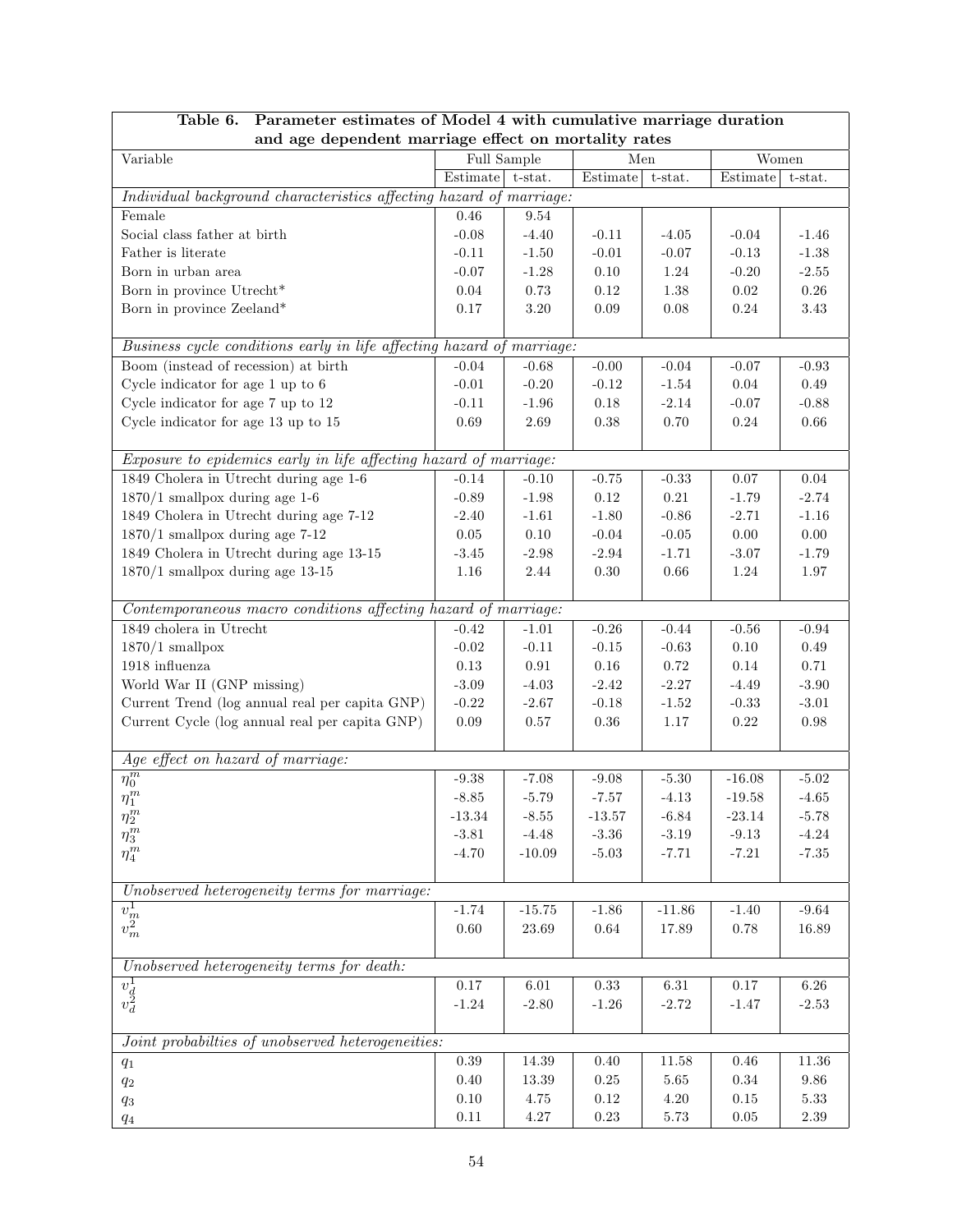| **Table 6. Parameter estimates of Model 4 with cumulative marriage duration and age dependent marriage effect on mortality rates** | | | | | | |
|---|---|---|---|---|---|---|
| Variable | Full Sample | | Men | | Women | |
| | Estimate | t-stat. | Estimate | t-stat. | Estimate | t-stat. |
| *Individual background characteristics affecting hazard of marriage:* | | | | | | |
| Female | 0.46 | 9.54 | | | | |
| Social class father at birth | -0.08 | -4.40 | -0.11 | -4.05 | -0.04 | -1.46 |
| Father is literate | -0.11 | -1.50 | -0.01 | -0.07 | -0.13 | -1.38 |
| Born in urban area | -0.07 | -1.28 | 0.10 | 1.24 | -0.20 | -2.55 |
| Born in province Utrecht* | 0.04 | 0.73 | 0.12 | 1.38 | 0.02 | 0.26 |
| Born in province Zeeland* | 0.17 | 3.20 | 0.09 | 0.08 | 0.24 | 3.43 |
| *Business cycle conditions early in life affecting hazard of marriage:* | | | | | | |
| Boom (instead of recession) at birth | -0.04 | -0.68 | -0.00 | -0.04 | -0.07 | -0.93 |
| Cycle indicator for age 1 up to 6 | -0.01 | -0.20 | -0.12 | -1.54 | 0.04 | 0.49 |
| Cycle indicator for age 7 up to 12 | -0.11 | -1.96 | 0.18 | -2.14 | -0.07 | -0.88 |
| Cycle indicator for age 13 up to 15 | 0.69 | 2.69 | 0.38 | 0.70 | 0.24 | 0.66 |
| *Exposure to epidemics early in life affecting hazard of marriage:* | | | | | | |
| 1849 Cholera in Utrecht during age 1-6 | -0.14 | -0.10 | -0.75 | -0.33 | 0.07 | 0.04 |
| 1870/1 smallpox during age 1-6 | -0.89 | -1.98 | 0.12 | 0.21 | -1.79 | -2.74 |
| 1849 Cholera in Utrecht during age 7-12 | -2.40 | -1.61 | -1.80 | -0.86 | -2.71 | -1.16 |
| 1870/1 smallpox during age 7-12 | 0.05 | 0.10 | -0.04 | -0.05 | 0.00 | 0.00 |
| 1849 Cholera in Utrecht during age 13-15 | -3.45 | -2.98 | -2.94 | -1.71 | -3.07 | -1.79 |
| 1870/1 smallpox during age 13-15 | 1.16 | 2.44 | 0.30 | 0.66 | 1.24 | 1.97 |
| *Contemporaneous macro conditions affecting hazard of marriage:* | | | | | | |
| 1849 cholera in Utrecht | -0.42 | -1.01 | -0.26 | -0.44 | -0.56 | -0.94 |
| 1870/1 smallpox | -0.02 | -0.11 | -0.15 | -0.63 | 0.10 | 0.49 |
| 1918 influenza | 0.13 | 0.91 | 0.16 | 0.72 | 0.14 | 0.71 |
| World War II (GNP missing) | -3.09 | -4.03 | -2.42 | -2.27 | -4.49 | -3.90 |
| Current Trend (log annual real per capita GNP) | -0.22 | -2.67 | -0.18 | -1.52 | -0.33 | -3.01 |
| Current Cycle (log annual real per capita GNP) | 0.09 | 0.57 | 0.36 | 1.17 | 0.22 | 0.98 |
| *Age effect on hazard of marriage:* | | | | | | |
| $\eta_0^m$ | -9.38 | -7.08 | -9.08 | -5.30 | -16.08 | -5.02 |
| $\eta_1^m$ | -8.85 | -5.79 | -7.57 | -4.13 | -19.58 | -4.65 |
| $\eta_2^m$ | -13.34 | -8.55 | -13.57 | -6.84 | -23.14 | -5.78 |
| $\eta_3^m$ | -3.81 | -4.48 | -3.36 | -3.19 | -9.13 | -4.24 |
| $\eta_4^m$ | -4.70 | -10.09 | -5.03 | -7.71 | -7.21 | -7.35 |
| *Unobserved heterogeneity terms for marriage:* | | | | | | |
| $v_m^1$ | -1.74 | -15.75 | -1.86 | -11.86 | -1.40 | -9.64 |
| $v_m^2$ | 0.60 | 23.69 | 0.64 | 17.89 | 0.78 | 16.89 |
| *Unobserved heterogeneity terms for death:* | | | | | | |
| $v_d^1$ | 0.17 | 6.01 | 0.33 | 6.31 | 0.17 | 6.26 |
| $v_d^2$ | -1.24 | -2.80 | -1.26 | -2.72 | -1.47 | -2.53 |
| *Joint probabilties of unobserved heterogeneities:* | | | | | | |
| $q_1$ | 0.39 | 14.39 | 0.40 | 11.58 | 0.46 | 11.36 |
| $q_2$ | 0.40 | 13.39 | 0.25 | 5.65 | 0.34 | 9.86 |
| $q_3$ | 0.10 | 4.75 | 0.12 | 4.20 | 0.15 | 5.33 |
| $q_4$ | 0.11 | 4.27 | 0.23 | 5.73 | 0.05 | 2.39 |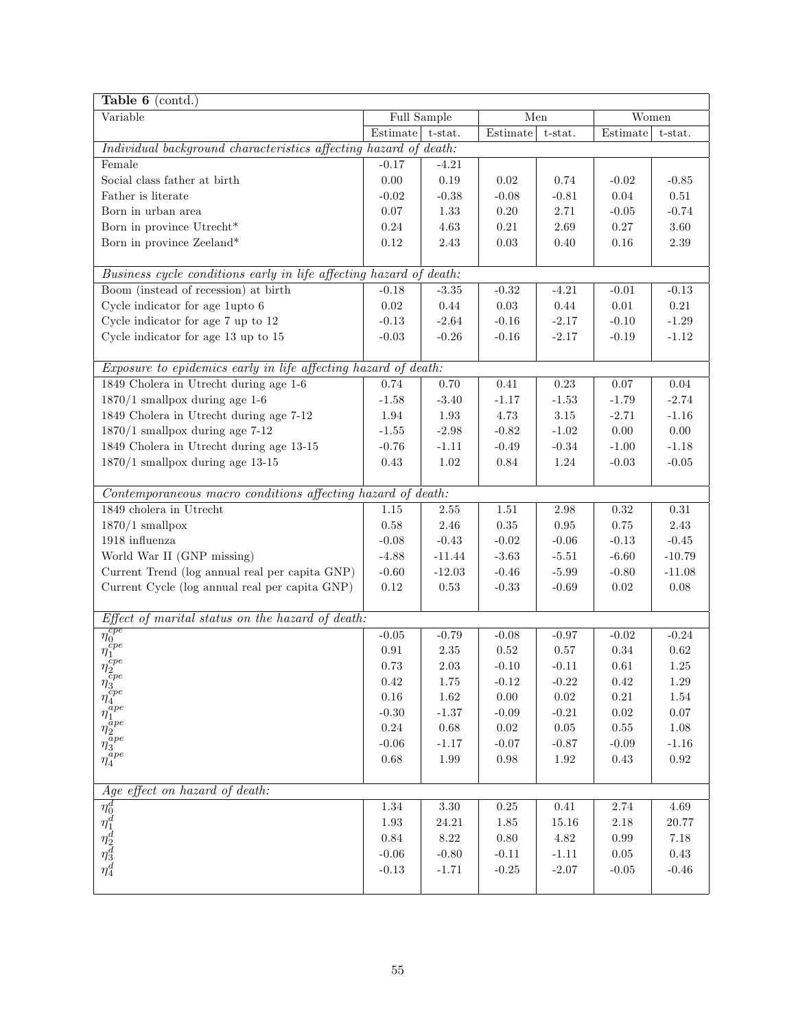| **Table 6** (contd.) | | | | | | |
|---|---|---|---|---|---|---|
| Variable | Full Sample | | Men | | Women | |
| | Estimate | t-stat. | Estimate | t-stat. | Estimate | t-stat. |
| *Individual background characteristics affecting hazard of death:* | | | | | | |
| Female | -0.17 | -4.21 | | | | |
| Social class father at birth | 0.00 | 0.19 | 0.02 | 0.74 | -0.02 | -0.85 |
| Father is literate | -0.02 | -0.38 | -0.08 | -0.81 | 0.04 | 0.51 |
| Born in urban area | 0.07 | 1.33 | 0.20 | 2.71 | -0.05 | -0.74 |
| Born in province Utrecht* | 0.24 | 4.63 | 0.21 | 2.69 | 0.27 | 3.60 |
| Born in province Zeeland* | 0.12 | 2.43 | 0.03 | 0.40 | 0.16 | 2.39 |
| *Business cycle conditions early in life affecting hazard of death:* | | | | | | |
| Boom (instead of recession) at birth | -0.18 | -3.35 | -0.32 | -4.21 | -0.01 | -0.13 |
| Cycle indicator for age 1upto 6 | 0.02 | 0.44 | 0.03 | 0.44 | 0.01 | 0.21 |
| Cycle indicator for age 7 up to 12 | -0.13 | -2.64 | -0.16 | -2.17 | -0.10 | -1.29 |
| Cycle indicator for age 13 up to 15 | -0.03 | -0.26 | -0.16 | -2.17 | -0.19 | -1.12 |
| *Exposure to epidemics early in life affecting hazard of death:* | | | | | | |
| 1849 Cholera in Utrecht during age 1-6 | 0.74 | 0.70 | 0.41 | 0.23 | 0.07 | 0.04 |
| 1870/1 smallpox during age 1-6 | -1.58 | -3.40 | -1.17 | -1.53 | -1.79 | -2.74 |
| 1849 Cholera in Utrecht during age 7-12 | 1.94 | 1.93 | 4.73 | 3.15 | -2.71 | -1.16 |
| 1870/1 smallpox during age 7-12 | -1.55 | -2.98 | -0.82 | -1.02 | 0.00 | 0.00 |
| 1849 Cholera in Utrecht during age 13-15 | -0.76 | -1.11 | -0.49 | -0.34 | -1.00 | -1.18 |
| 1870/1 smallpox during age 13-15 | 0.43 | 1.02 | 0.84 | 1.24 | -0.03 | -0.05 |
| *Contemporaneous macro conditions affecting hazard of death:* | | | | | | |
| 1849 cholera in Utrecht | 1.15 | 2.55 | 1.51 | 2.98 | 0.32 | 0.31 |
| 1870/1 smallpox | 0.58 | 2.46 | 0.35 | 0.95 | 0.75 | 2.43 |
| 1918 influenza | -0.08 | -0.43 | -0.02 | -0.06 | -0.13 | -0.45 |
| World War II (GNP missing) | -4.88 | -11.44 | -3.63 | -5.51 | -6.60 | -10.79 |
| Current Trend (log annual real per capita GNP) | -0.60 | -12.03 | -0.46 | -5.99 | -0.80 | -11.08 |
| Current Cycle (log annual real per capita GNP) | 0.12 | 0.53 | -0.33 | -0.69 | 0.02 | 0.08 |
| *Effect of marital status on the hazard of death:* | | | | | | |
| $\eta_0^{cpe}$ | -0.05 | -0.79 | -0.08 | -0.97 | -0.02 | -0.24 |
| $\eta_1^{cpe}$ | 0.91 | 2.35 | 0.52 | 0.57 | 0.34 | 0.62 |
| $\eta_2^{cpe}$ | 0.73 | 2.03 | -0.10 | -0.11 | 0.61 | 1.25 |
| $\eta_3^{cpe}$ | 0.42 | 1.75 | -0.12 | -0.22 | 0.42 | 1.29 |
| $\eta_4^{cpe}$ | 0.16 | 1.62 | 0.00 | 0.02 | 0.21 | 1.54 |
| $\eta_1^{ape}$ | -0.30 | -1.37 | -0.09 | -0.21 | 0.02 | 0.07 |
| $\eta_2^{ape}$ | 0.24 | 0.68 | 0.02 | 0.05 | 0.55 | 1.08 |
| $\eta_3^{ape}$ | -0.06 | -1.17 | -0.07 | -0.87 | -0.09 | -1.16 |
| $\eta_4^{ape}$ | 0.68 | 1.99 | 0.98 | 1.92 | 0.43 | 0.92 |
| *Age effect on hazard of death:* | | | | | | |
| $\eta_0^{d}$ | 1.34 | 3.30 | 0.25 | 0.41 | 2.74 | 4.69 |
| $\eta_1^{d}$ | 1.93 | 24.21 | 1.85 | 15.16 | 2.18 | 20.77 |
| $\eta_2^{d}$ | 0.84 | 8.22 | 0.80 | 4.82 | 0.99 | 7.18 |
| $\eta_3^{d}$ | -0.06 | -0.80 | -0.11 | -1.11 | 0.05 | 0.43 |
| $\eta_4^{d}$ | -0.13 | -1.71 | -0.25 | -2.07 | -0.05 | -0.46 |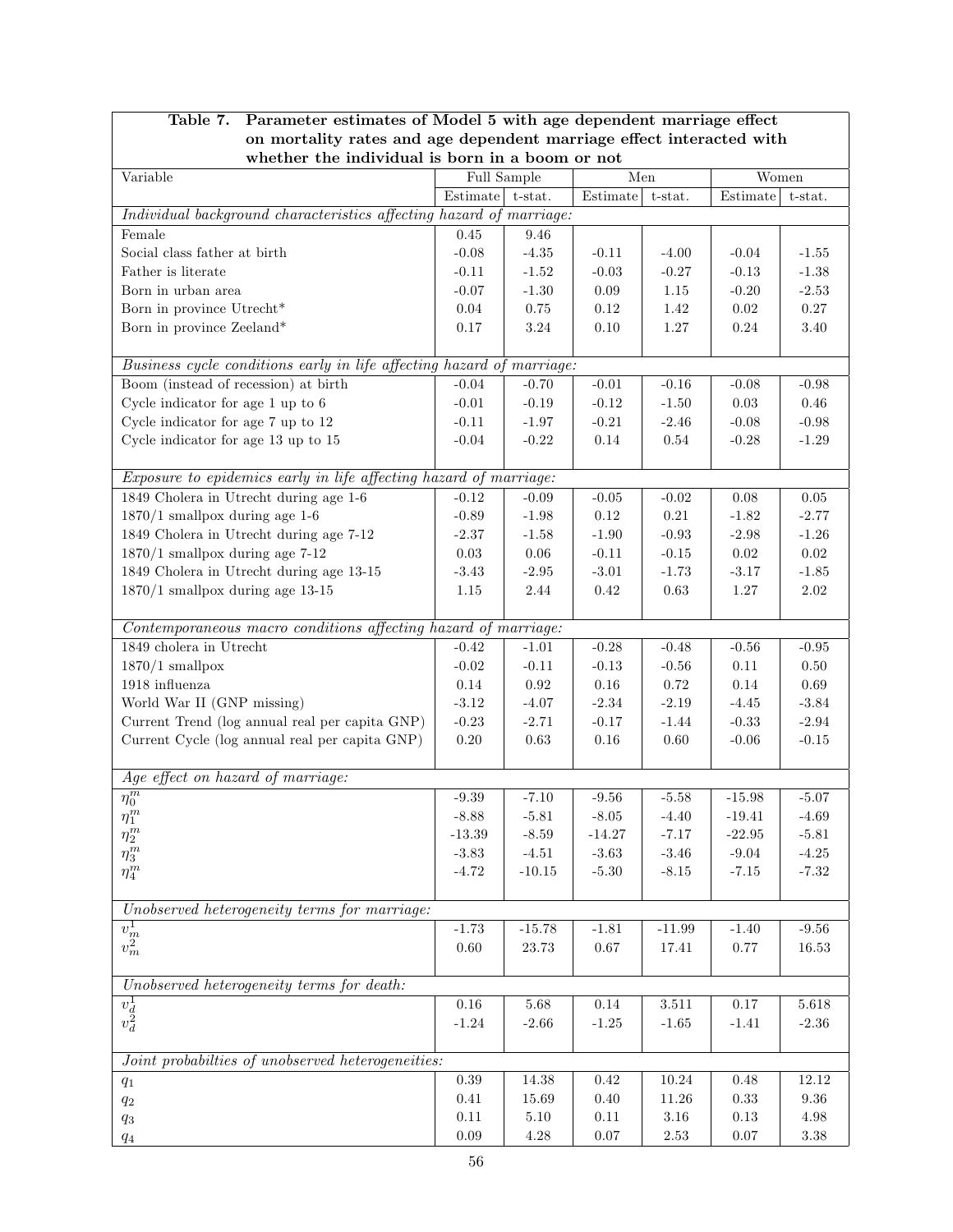**Table 7. Parameter estimates of Model 5 with age dependent marriage effect on mortality rates and age dependent marriage effect interacted with whether the individual is born in a boom or not**

| Variable | Full Sample | | Men | | Women | |
|---|---|---|---|---|---|---|
| | Estimate | t-stat. | Estimate | t-stat. | Estimate | t-stat. |
| *Individual background characteristics affecting hazard of marriage:* | | | | | | |
| Female | 0.45 | 9.46 | | | | |
| Social class father at birth | -0.08 | -4.35 | -0.11 | -4.00 | -0.04 | -1.55 |
| Father is literate | -0.11 | -1.52 | -0.03 | -0.27 | -0.13 | -1.38 |
| Born in urban area | -0.07 | -1.30 | 0.09 | 1.15 | -0.20 | -2.53 |
| Born in province Utrecht* | 0.04 | 0.75 | 0.12 | 1.42 | 0.02 | 0.27 |
| Born in province Zeeland* | 0.17 | 3.24 | 0.10 | 1.27 | 0.24 | 3.40 |
| *Business cycle conditions early in life affecting hazard of marriage:* | | | | | | |
| Boom (instead of recession) at birth | -0.04 | -0.70 | -0.01 | -0.16 | -0.08 | -0.98 |
| Cycle indicator for age 1 up to 6 | -0.01 | -0.19 | -0.12 | -1.50 | 0.03 | 0.46 |
| Cycle indicator for age 7 up to 12 | -0.11 | -1.97 | -0.21 | -2.46 | -0.08 | -0.98 |
| Cycle indicator for age 13 up to 15 | -0.04 | -0.22 | 0.14 | 0.54 | -0.28 | -1.29 |
| *Exposure to epidemics early in life affecting hazard of marriage:* | | | | | | |
| 1849 Cholera in Utrecht during age 1-6 | -0.12 | -0.09 | -0.05 | -0.02 | 0.08 | 0.05 |
| 1870/1 smallpox during age 1-6 | -0.89 | -1.98 | 0.12 | 0.21 | -1.82 | -2.77 |
| 1849 Cholera in Utrecht during age 7-12 | -2.37 | -1.58 | -1.90 | -0.93 | -2.98 | -1.26 |
| 1870/1 smallpox during age 7-12 | 0.03 | 0.06 | -0.11 | -0.15 | 0.02 | 0.02 |
| 1849 Cholera in Utrecht during age 13-15 | -3.43 | -2.95 | -3.01 | -1.73 | -3.17 | -1.85 |
| 1870/1 smallpox during age 13-15 | 1.15 | 2.44 | 0.42 | 0.63 | 1.27 | 2.02 |
| *Contemporaneous macro conditions affecting hazard of marriage:* | | | | | | |
| 1849 cholera in Utrecht | -0.42 | -1.01 | -0.28 | -0.48 | -0.56 | -0.95 |
| 1870/1 smallpox | -0.02 | -0.11 | -0.13 | -0.56 | 0.11 | 0.50 |
| 1918 influenza | 0.14 | 0.92 | 0.16 | 0.72 | 0.14 | 0.69 |
| World War II (GNP missing) | -3.12 | -4.07 | -2.34 | -2.19 | -4.45 | -3.84 |
| Current Trend (log annual real per capita GNP) | -0.23 | -2.71 | -0.17 | -1.44 | -0.33 | -2.94 |
| Current Cycle (log annual real per capita GNP) | 0.20 | 0.63 | 0.16 | 0.60 | -0.06 | -0.15 |
| *Age effect on hazard of marriage:* | | | | | | |
| $\eta_0^m$ | -9.39 | -7.10 | -9.56 | -5.58 | -15.98 | -5.07 |
| $\eta_1^m$ | -8.88 | -5.81 | -8.05 | -4.40 | -19.41 | -4.69 |
| $\eta_2^m$ | -13.39 | -8.59 | -14.27 | -7.17 | -22.95 | -5.81 |
| $\eta_3^m$ | -3.83 | -4.51 | -3.63 | -3.46 | -9.04 | -4.25 |
| $\eta_4^m$ | -4.72 | -10.15 | -5.30 | -8.15 | -7.15 | -7.32 |
| *Unobserved heterogeneity terms for marriage:* | | | | | | |
| $v_m^1$ | -1.73 | -15.78 | -1.81 | -11.99 | -1.40 | -9.56 |
| $v_m^2$ | 0.60 | 23.73 | 0.67 | 17.41 | 0.77 | 16.53 |
| *Unobserved heterogeneity terms for death:* | | | | | | |
| $v_d^1$ | 0.16 | 5.68 | 0.14 | 3.511 | 0.17 | 5.618 |
| $v_d^2$ | -1.24 | -2.66 | -1.25 | -1.65 | -1.41 | -2.36 |
| *Joint probabilties of unobserved heterogeneities:* | | | | | | |
| $q_1$ | 0.39 | 14.38 | 0.42 | 10.24 | 0.48 | 12.12 |
| $q_2$ | 0.41 | 15.69 | 0.40 | 11.26 | 0.33 | 9.36 |
| $q_3$ | 0.11 | 5.10 | 0.11 | 3.16 | 0.13 | 4.98 |
| $q_4$ | 0.09 | 4.28 | 0.07 | 2.53 | 0.07 | 3.38 |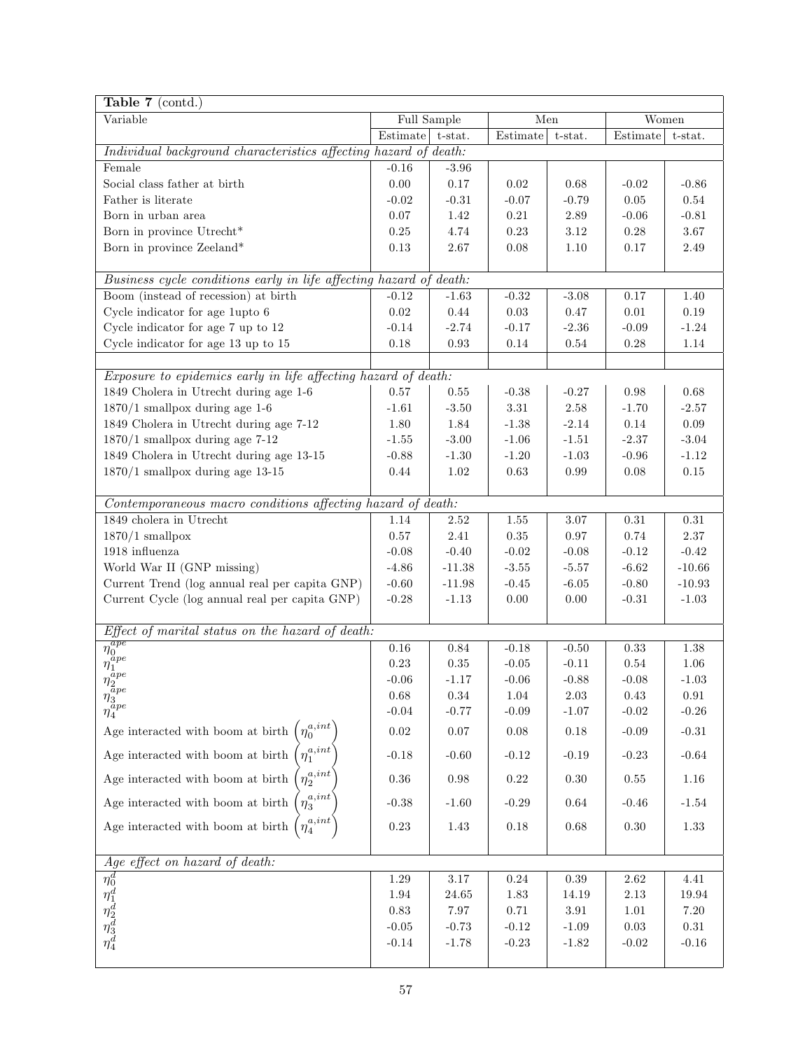| **Table 7** (contd.) | | | | | | |
|---|---|---|---|---|---|---|
| Variable | Full Sample | | Men | | Women | |
| | Estimate | t-stat. | Estimate | t-stat. | Estimate | t-stat. |
| *Individual background characteristics affecting hazard of death:* | | | | | | |
| Female | -0.16 | -3.96 | | | | |
| Social class father at birth | 0.00 | 0.17 | 0.02 | 0.68 | -0.02 | -0.86 |
| Father is literate | -0.02 | -0.31 | -0.07 | -0.79 | 0.05 | 0.54 |
| Born in urban area | 0.07 | 1.42 | 0.21 | 2.89 | -0.06 | -0.81 |
| Born in province Utrecht* | 0.25 | 4.74 | 0.23 | 3.12 | 0.28 | 3.67 |
| Born in province Zeeland* | 0.13 | 2.67 | 0.08 | 1.10 | 0.17 | 2.49 |
| *Business cycle conditions early in life affecting hazard of death:* | | | | | | |
| Boom (instead of recession) at birth | -0.12 | -1.63 | -0.32 | -3.08 | 0.17 | 1.40 |
| Cycle indicator for age 1upto 6 | 0.02 | 0.44 | 0.03 | 0.47 | 0.01 | 0.19 |
| Cycle indicator for age 7 up to 12 | -0.14 | -2.74 | -0.17 | -2.36 | -0.09 | -1.24 |
| Cycle indicator for age 13 up to 15 | 0.18 | 0.93 | 0.14 | 0.54 | 0.28 | 1.14 |
| *Exposure to epidemics early in life affecting hazard of death:* | | | | | | |
| 1849 Cholera in Utrecht during age 1-6 | 0.57 | 0.55 | -0.38 | -0.27 | 0.98 | 0.68 |
| 1870/1 smallpox during age 1-6 | -1.61 | -3.50 | 3.31 | 2.58 | -1.70 | -2.57 |
| 1849 Cholera in Utrecht during age 7-12 | 1.80 | 1.84 | -1.38 | -2.14 | 0.14 | 0.09 |
| 1870/1 smallpox during age 7-12 | -1.55 | -3.00 | -1.06 | -1.51 | -2.37 | -3.04 |
| 1849 Cholera in Utrecht during age 13-15 | -0.88 | -1.30 | -1.20 | -1.03 | -0.96 | -1.12 |
| 1870/1 smallpox during age 13-15 | 0.44 | 1.02 | 0.63 | 0.99 | 0.08 | 0.15 |
| *Contemporaneous macro conditions affecting hazard of death:* | | | | | | |
| 1849 cholera in Utrecht | 1.14 | 2.52 | 1.55 | 3.07 | 0.31 | 0.31 |
| 1870/1 smallpox | 0.57 | 2.41 | 0.35 | 0.97 | 0.74 | 2.37 |
| 1918 influenza | -0.08 | -0.40 | -0.02 | -0.08 | -0.12 | -0.42 |
| World War II (GNP missing) | -4.86 | -11.38 | -3.55 | -5.57 | -6.62 | -10.66 |
| Current Trend (log annual real per capita GNP) | -0.60 | -11.98 | -0.45 | -6.05 | -0.80 | -10.93 |
| Current Cycle (log annual real per capita GNP) | -0.28 | -1.13 | 0.00 | 0.00 | -0.31 | -1.03 |
| *Effect of marital status on the hazard of death:* | | | | | | |
| $\eta_0^{ape}$ | 0.16 | 0.84 | -0.18 | -0.50 | 0.33 | 1.38 |
| $\eta_1^{ape}$ | 0.23 | 0.35 | -0.05 | -0.11 | 0.54 | 1.06 |
| $\eta_2^{ape}$ | -0.06 | -1.17 | -0.06 | -0.88 | -0.08 | -1.03 |
| $\eta_3^{ape}$ | 0.68 | 0.34 | 1.04 | 2.03 | 0.43 | 0.91 |
| $\eta_4^{ape}$ | -0.04 | -0.77 | -0.09 | -1.07 | -0.02 | -0.26 |
| Age interacted with boom at birth $\left(\eta_0^{a,int}\right)$ | 0.02 | 0.07 | 0.08 | 0.18 | -0.09 | -0.31 |
| Age interacted with boom at birth $\left(\eta_1^{a,int}\right)$ | -0.18 | -0.60 | -0.12 | -0.19 | -0.23 | -0.64 |
| Age interacted with boom at birth $\left(\eta_2^{a,int}\right)$ | 0.36 | 0.98 | 0.22 | 0.30 | 0.55 | 1.16 |
| Age interacted with boom at birth $\left(\eta_3^{a,int}\right)$ | -0.38 | -1.60 | -0.29 | 0.64 | -0.46 | -1.54 |
| Age interacted with boom at birth $\left(\eta_4^{a,int}\right)$ | 0.23 | 1.43 | 0.18 | 0.68 | 0.30 | 1.33 |
| *Age effect on hazard of death:* | | | | | | |
| $\eta_0^d$ | 1.29 | 3.17 | 0.24 | 0.39 | 2.62 | 4.41 |
| $\eta_1^d$ | 1.94 | 24.65 | 1.83 | 14.19 | 2.13 | 19.94 |
| $\eta_2^d$ | 0.83 | 7.97 | 0.71 | 3.91 | 1.01 | 7.20 |
| $\eta_3^d$ | -0.05 | -0.73 | -0.12 | -1.09 | 0.03 | 0.31 |
| $\eta_4^d$ | -0.14 | -1.78 | -0.23 | -1.82 | -0.02 | -0.16 |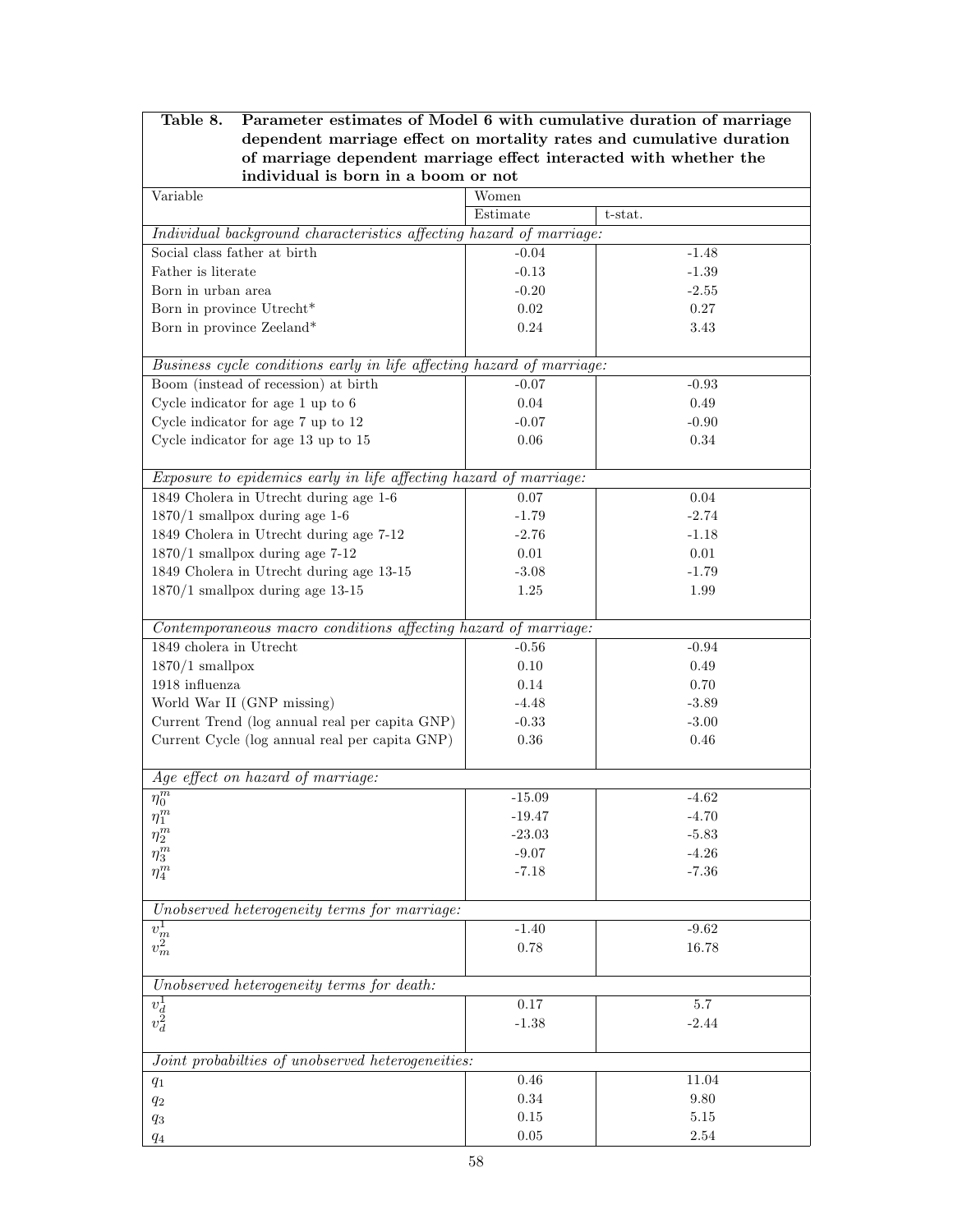| **Table 8. Parameter estimates of Model 6 with cumulative duration of marriage dependent marriage effect on mortality rates and cumulative duration of marriage dependent marriage effect interacted with whether the individual is born in a boom or not** | | |
|---|---|---|
| Variable | Women | |
| | Estimate | t-stat. |
| *Individual background characteristics affecting hazard of marriage:* | | |
| Social class father at birth | -0.04 | -1.48 |
| Father is literate | -0.13 | -1.39 |
| Born in urban area | -0.20 | -2.55 |
| Born in province Utrecht* | 0.02 | 0.27 |
| Born in province Zeeland* | 0.24 | 3.43 |
| *Business cycle conditions early in life affecting hazard of marriage:* | | |
| Boom (instead of recession) at birth | -0.07 | -0.93 |
| Cycle indicator for age 1 up to 6 | 0.04 | 0.49 |
| Cycle indicator for age 7 up to 12 | -0.07 | -0.90 |
| Cycle indicator for age 13 up to 15 | 0.06 | 0.34 |
| *Exposure to epidemics early in life affecting hazard of marriage:* | | |
| 1849 Cholera in Utrecht during age 1-6 | 0.07 | 0.04 |
| 1870/1 smallpox during age 1-6 | -1.79 | -2.74 |
| 1849 Cholera in Utrecht during age 7-12 | -2.76 | -1.18 |
| 1870/1 smallpox during age 7-12 | 0.01 | 0.01 |
| 1849 Cholera in Utrecht during age 13-15 | -3.08 | -1.79 |
| 1870/1 smallpox during age 13-15 | 1.25 | 1.99 |
| *Contemporaneous macro conditions affecting hazard of marriage:* | | |
| 1849 cholera in Utrecht | -0.56 | -0.94 |
| 1870/1 smallpox | 0.10 | 0.49 |
| 1918 influenza | 0.14 | 0.70 |
| World War II (GNP missing) | -4.48 | -3.89 |
| Current Trend (log annual real per capita GNP) | -0.33 | -3.00 |
| Current Cycle (log annual real per capita GNP) | 0.36 | 0.46 |
| *Age effect on hazard of marriage:* | | |
| $\eta_0^m$ | -15.09 | -4.62 |
| $\eta_1^m$ | -19.47 | -4.70 |
| $\eta_2^m$ | -23.03 | -5.83 |
| $\eta_3^m$ | -9.07 | -4.26 |
| $\eta_4^m$ | -7.18 | -7.36 |
| *Unobserved heterogeneity terms for marriage:* | | |
| $v_m^1$ | -1.40 | -9.62 |
| $v_m^2$ | 0.78 | 16.78 |
| *Unobserved heterogeneity terms for death:* | | |
| $v_d^1$ | 0.17 | 5.7 |
| $v_d^2$ | -1.38 | -2.44 |
| *Joint probabilties of unobserved heterogeneities:* | | |
| $q_1$ | 0.46 | 11.04 |
| $q_2$ | 0.34 | 9.80 |
| $q_3$ | 0.15 | 5.15 |
| $q_4$ | 0.05 | 2.54 |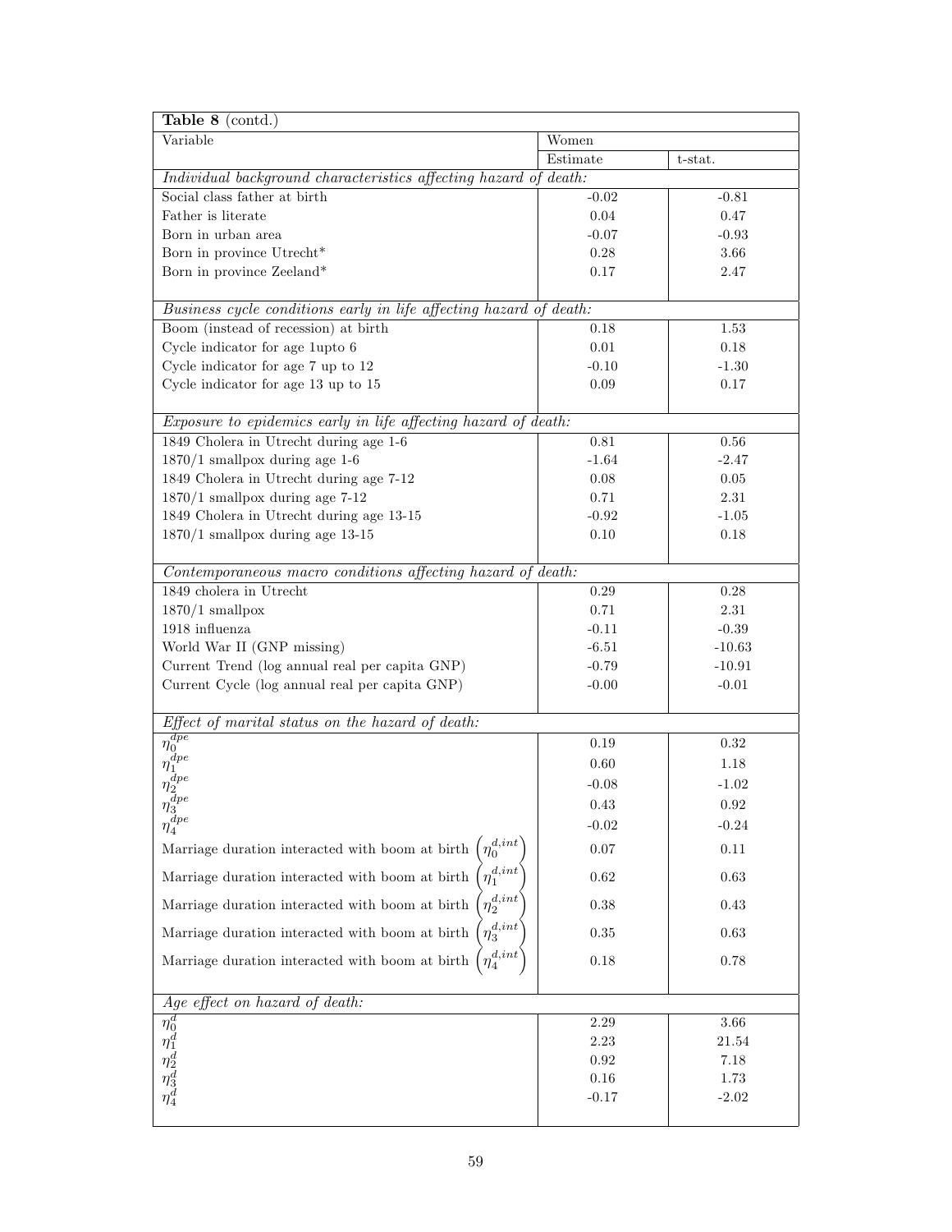| **Table 8** (contd.) | | |
|---|---|---|
| Variable | Women | |
| | Estimate | t-stat. |
| *Individual background characteristics affecting hazard of death:* | | |
| Social class father at birth | -0.02 | -0.81 |
| Father is literate | 0.04 | 0.47 |
| Born in urban area | -0.07 | -0.93 |
| Born in province Utrecht* | 0.28 | 3.66 |
| Born in province Zeeland* | 0.17 | 2.47 |
| *Business cycle conditions early in life affecting hazard of death:* | | |
| Boom (instead of recession) at birth | 0.18 | 1.53 |
| Cycle indicator for age 1upto 6 | 0.01 | 0.18 |
| Cycle indicator for age 7 up to 12 | -0.10 | -1.30 |
| Cycle indicator for age 13 up to 15 | 0.09 | 0.17 |
| *Exposure to epidemics early in life affecting hazard of death:* | | |
| 1849 Cholera in Utrecht during age 1-6 | 0.81 | 0.56 |
| 1870/1 smallpox during age 1-6 | -1.64 | -2.47 |
| 1849 Cholera in Utrecht during age 7-12 | 0.08 | 0.05 |
| 1870/1 smallpox during age 7-12 | 0.71 | 2.31 |
| 1849 Cholera in Utrecht during age 13-15 | -0.92 | -1.05 |
| 1870/1 smallpox during age 13-15 | 0.10 | 0.18 |
| *Contemporaneous macro conditions affecting hazard of death:* | | |
| 1849 cholera in Utrecht | 0.29 | 0.28 |
| 1870/1 smallpox | 0.71 | 2.31 |
| 1918 influenza | -0.11 | -0.39 |
| World War II (GNP missing) | -6.51 | -10.63 |
| Current Trend (log annual real per capita GNP) | -0.79 | -10.91 |
| Current Cycle (log annual real per capita GNP) | -0.00 | -0.01 |
| *Effect of marital status on the hazard of death:* | | |
| $\eta_0^{dpe}$ | 0.19 | 0.32 |
| $\eta_1^{dpe}$ | 0.60 | 1.18 |
| $\eta_2^{dpe}$ | -0.08 | -1.02 |
| $\eta_3^{dpe}$ | 0.43 | 0.92 |
| $\eta_4^{dpe}$ | -0.02 | -0.24 |
| Marriage duration interacted with boom at birth $\left(\eta_0^{d,int}\right)$ | 0.07 | 0.11 |
| Marriage duration interacted with boom at birth $\left(\eta_1^{d,int}\right)$ | 0.62 | 0.63 |
| Marriage duration interacted with boom at birth $\left(\eta_2^{d,int}\right)$ | 0.38 | 0.43 |
| Marriage duration interacted with boom at birth $\left(\eta_3^{d,int}\right)$ | 0.35 | 0.63 |
| Marriage duration interacted with boom at birth $\left(\eta_4^{d,int}\right)$ | 0.18 | 0.78 |
| *Age effect on hazard of death:* | | |
| $\eta_0^{d}$ | 2.29 | 3.66 |
| $\eta_1^{d}$ | 2.23 | 21.54 |
| $\eta_2^{d}$ | 0.92 | 7.18 |
| $\eta_3^{d}$ | 0.16 | 1.73 |
| $\eta_4^{d}$ | -0.17 | -2.02 |